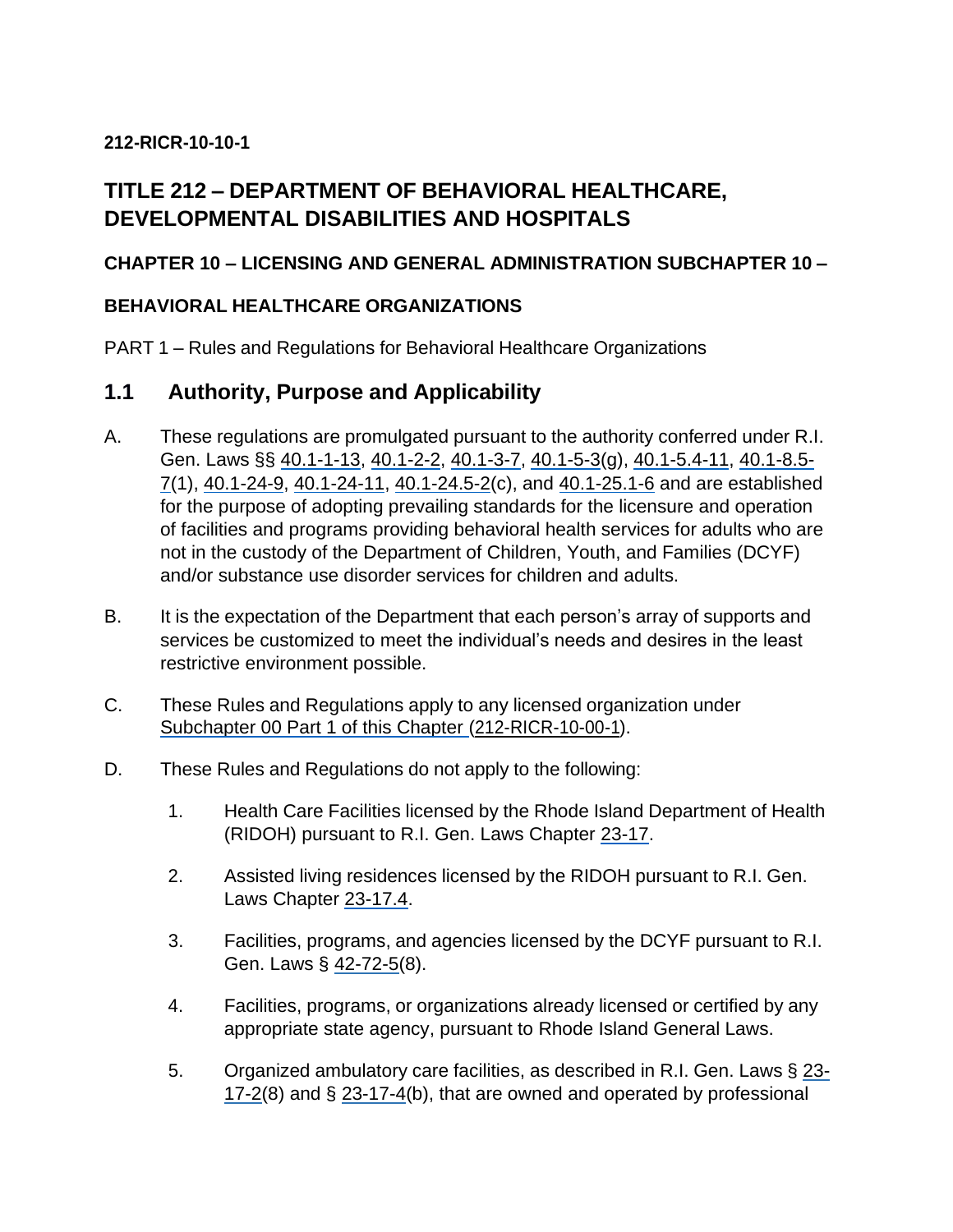**212-RICR-10-10-1**

# TITLE 212 – DEPARTMENT OF BEHAVIORAL HEALTHCARE, DEVELOPMENTAL DISABILITIES AND HOSPITALS

### CHAPTER 10 – LICENSING AND GENERAL ADMINISTRATION SUBCHAPTER 10 –

### BEHAVIORAL HEALTHCARE ORGANIZATIONS

PART 1 – Rules and Regulations for Behavioral Healthcare Organizations

## 1.1 Authority, Purpose and Applicability

A. These regulations are promulgated pursuant to the authority conferred under R.I. Gen. Laws §§ 40.1-1-13, 40.1-2-2, 40.1-3-7, 40.1-5-3(g), 40.1-5.4-11, 40.1-8.5-7(1), 40.1-24-9, 40.1-24-11, 40.1-24.5-2(c), and 40.1-25.1-6 and are established for the purpose of adopting prevailing standards for the licensure and operation of facilities and programs providing behavioral health services for adults who are not in the custody of the Department of Children, Youth, and Families (DCYF) and/or substance use disorder services for children and adults.

B. It is the expectation of the Department that each person's array of supports and services be customized to meet the individual's needs and desires in the least restrictive environment possible.

C. These Rules and Regulations apply to any licensed organization under Subchapter 00 Part 1 of this Chapter (212-RICR-10-00-1).

D. These Rules and Regulations do not apply to the following:

   1. Health Care Facilities licensed by the Rhode Island Department of Health (RIDOH) pursuant to R.I. Gen. Laws Chapter 23-17.

   2. Assisted living residences licensed by the RIDOH pursuant to R.I. Gen. Laws Chapter 23-17.4.

   3. Facilities, programs, and agencies licensed by the DCYF pursuant to R.I. Gen. Laws § 42-72-5(8).

   4. Facilities, programs, or organizations already licensed or certified by any appropriate state agency, pursuant to Rhode Island General Laws.

   5. Organized ambulatory care facilities, as described in R.I. Gen. Laws § 23-17-2(8) and § 23-17-4(b), that are owned and operated by professional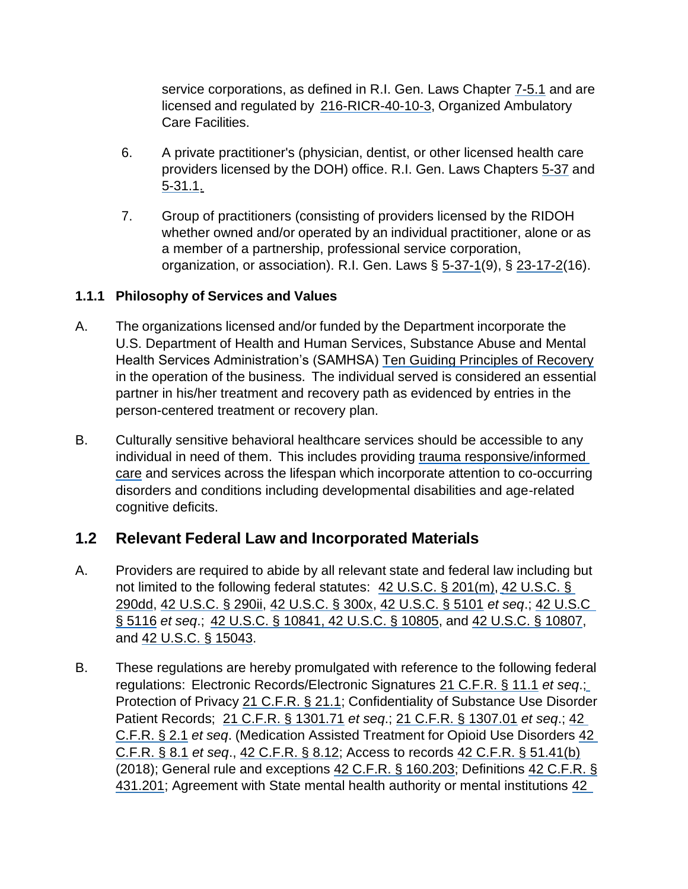service corporations, as defined in R.I. Gen. Laws Chapter 7-5.1 and are licensed and regulated by 216-RICR-40-10-3, Organized Ambulatory Care Facilities.

6. A private practitioner's (physician, dentist, or other licensed health care providers licensed by the DOH) office. R.I. Gen. Laws Chapters 5-37 and 5-31.1.

7. Group of practitioners (consisting of providers licensed by the RIDOH whether owned and/or operated by an individual practitioner, alone or as a member of a partnership, professional service corporation, organization, or association). R.I. Gen. Laws § 5-37-1(9), § 23-17-2(16).

### 1.1.1 Philosophy of Services and Values

A. The organizations licensed and/or funded by the Department incorporate the U.S. Department of Health and Human Services, Substance Abuse and Mental Health Services Administration's (SAMHSA) Ten Guiding Principles of Recovery in the operation of the business. The individual served is considered an essential partner in his/her treatment and recovery path as evidenced by entries in the person-centered treatment or recovery plan.

B. Culturally sensitive behavioral healthcare services should be accessible to any individual in need of them. This includes providing trauma responsive/informed care and services across the lifespan which incorporate attention to co-occurring disorders and conditions including developmental disabilities and age-related cognitive deficits.

## 1.2 Relevant Federal Law and Incorporated Materials

A. Providers are required to abide by all relevant state and federal law including but not limited to the following federal statutes: 42 U.S.C. § 201(m), 42 U.S.C. § 290dd, 42 U.S.C. § 290ii, 42 U.S.C. § 300x, 42 U.S.C. § 5101 *et seq*.; 42 U.S.C § 5116 *et seq*.; 42 U.S.C. § 10841, 42 U.S.C. § 10805, and 42 U.S.C. § 10807, and 42 U.S.C. § 15043.

B. These regulations are hereby promulgated with reference to the following federal regulations: Electronic Records/Electronic Signatures 21 C.F.R. § 11.1 *et seq*.; Protection of Privacy 21 C.F.R. § 21.1; Confidentiality of Substance Use Disorder Patient Records; 21 C.F.R. § 1301.71 *et seq*.; 21 C.F.R. § 1307.01 *et seq*.; 42 C.F.R. § 2.1 *et seq*. (Medication Assisted Treatment for Opioid Use Disorders 42 C.F.R. § 8.1 *et seq*., 42 C.F.R. § 8.12; Access to records 42 C.F.R. § 51.41(b) (2018); General rule and exceptions 42 C.F.R. § 160.203; Definitions 42 C.F.R. § 431.201; Agreement with State mental health authority or mental institutions 42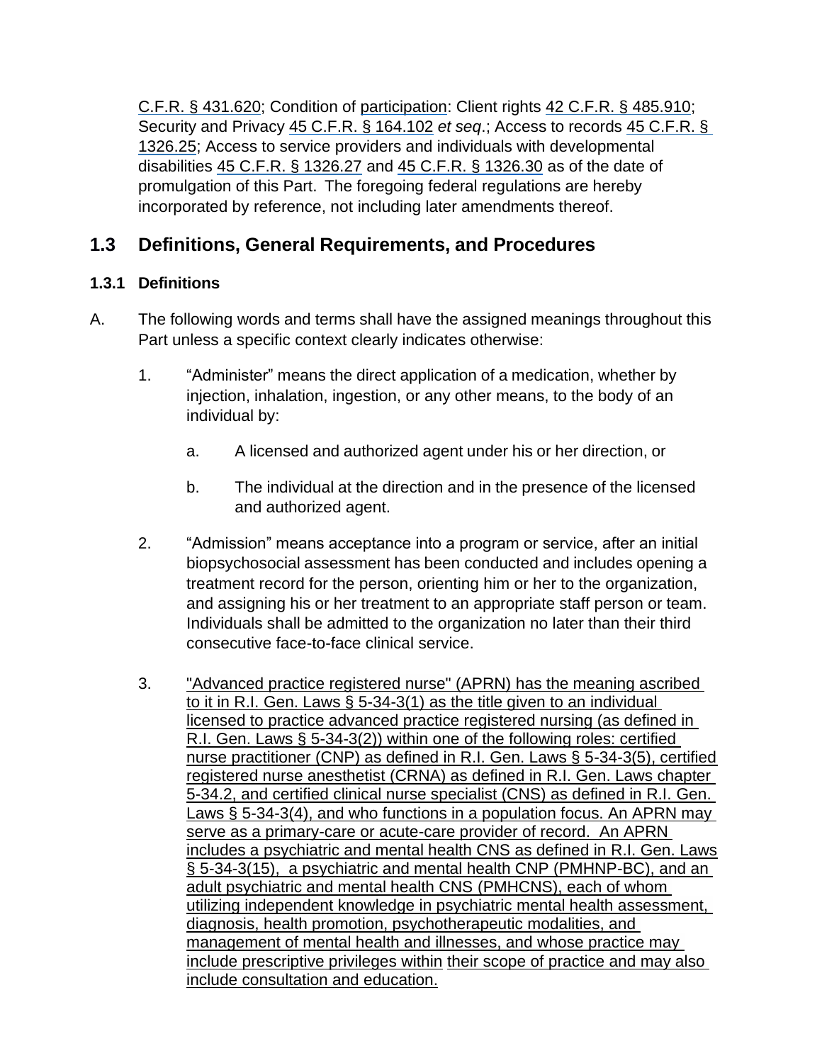C.F.R. § 431.620; Condition of participation: Client rights 42 C.F.R. § 485.910; Security and Privacy 45 C.F.R. § 164.102 *et seq*.; Access to records 45 C.F.R. § 1326.25; Access to service providers and individuals with developmental disabilities 45 C.F.R. § 1326.27 and 45 C.F.R. § 1326.30 as of the date of promulgation of this Part. The foregoing federal regulations are hereby incorporated by reference, not including later amendments thereof.

## 1.3 Definitions, General Requirements, and Procedures

### 1.3.1 Definitions

A. The following words and terms shall have the assigned meanings throughout this Part unless a specific context clearly indicates otherwise:

1. "Administer" means the direct application of a medication, whether by injection, inhalation, ingestion, or any other means, to the body of an individual by:

   a. A licensed and authorized agent under his or her direction, or

   b. The individual at the direction and in the presence of the licensed and authorized agent.

2. "Admission" means acceptance into a program or service, after an initial biopsychosocial assessment has been conducted and includes opening a treatment record for the person, orienting him or her to the organization, and assigning his or her treatment to an appropriate staff person or team. Individuals shall be admitted to the organization no later than their third consecutive face-to-face clinical service.

3. "Advanced practice registered nurse" (APRN) has the meaning ascribed to it in R.I. Gen. Laws § 5-34-3(1) as the title given to an individual licensed to practice advanced practice registered nursing (as defined in R.I. Gen. Laws § 5-34-3(2)) within one of the following roles: certified nurse practitioner (CNP) as defined in R.I. Gen. Laws § 5-34-3(5), certified registered nurse anesthetist (CRNA) as defined in R.I. Gen. Laws chapter 5-34.2, and certified clinical nurse specialist (CNS) as defined in R.I. Gen. Laws § 5-34-3(4), and who functions in a population focus. An APRN may serve as a primary-care or acute-care provider of record. An APRN includes a psychiatric and mental health CNS as defined in R.I. Gen. Laws § 5-34-3(15), a psychiatric and mental health CNP (PMHNP-BC), and an adult psychiatric and mental health CNS (PMHCNS), each of whom utilizing independent knowledge in psychiatric mental health assessment, diagnosis, health promotion, psychotherapeutic modalities, and management of mental health and illnesses, and whose practice may include prescriptive privileges within their scope of practice and may also include consultation and education.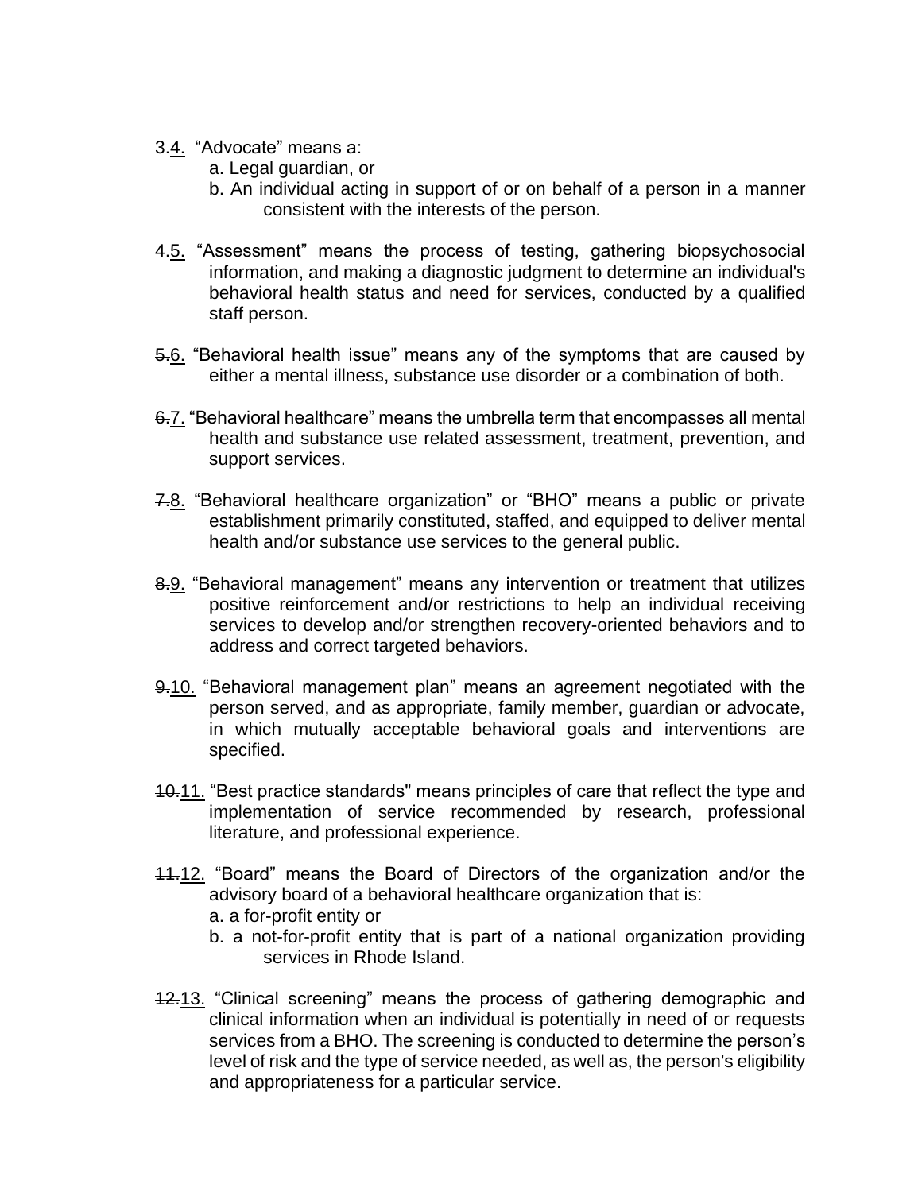~~3.~~4. “Advocate” means a:

a. Legal guardian, or

b. An individual acting in support of or on behalf of a person in a manner consistent with the interests of the person.

~~4.~~5. “Assessment” means the process of testing, gathering biopsychosocial information, and making a diagnostic judgment to determine an individual's behavioral health status and need for services, conducted by a qualified staff person.

~~5.~~6. “Behavioral health issue” means any of the symptoms that are caused by either a mental illness, substance use disorder or a combination of both.

~~6.~~7. “Behavioral healthcare” means the umbrella term that encompasses all mental health and substance use related assessment, treatment, prevention, and support services.

~~7.~~8. “Behavioral healthcare organization” or “BHO” means a public or private establishment primarily constituted, staffed, and equipped to deliver mental health and/or substance use services to the general public.

~~8.~~9. “Behavioral management” means any intervention or treatment that utilizes positive reinforcement and/or restrictions to help an individual receiving services to develop and/or strengthen recovery-oriented behaviors and to address and correct targeted behaviors.

~~9.~~10. “Behavioral management plan” means an agreement negotiated with the person served, and as appropriate, family member, guardian or advocate, in which mutually acceptable behavioral goals and interventions are specified.

~~10.~~11. “Best practice standards" means principles of care that reflect the type and implementation of service recommended by research, professional literature, and professional experience.

~~11.~~12. “Board” means the Board of Directors of the organization and/or the advisory board of a behavioral healthcare organization that is:

a. a for-profit entity or

b. a not-for-profit entity that is part of a national organization providing services in Rhode Island.

~~12.~~13. “Clinical screening” means the process of gathering demographic and clinical information when an individual is potentially in need of or requests services from a BHO. The screening is conducted to determine the person’s level of risk and the type of service needed, as well as, the person's eligibility and appropriateness for a particular service.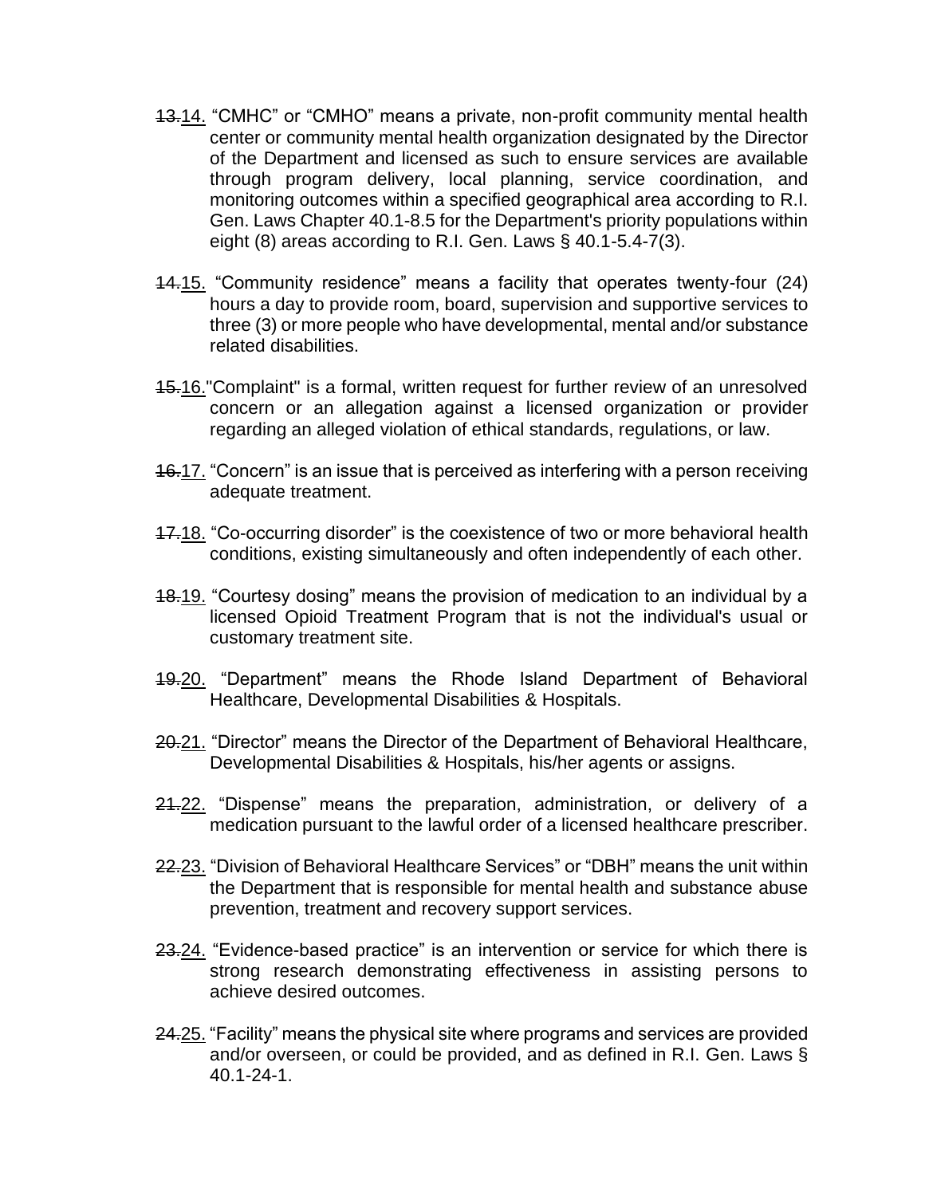~~13.~~14. "CMHC" or "CMHO" means a private, non-profit community mental health center or community mental health organization designated by the Director of the Department and licensed as such to ensure services are available through program delivery, local planning, service coordination, and monitoring outcomes within a specified geographical area according to R.I. Gen. Laws Chapter 40.1-8.5 for the Department's priority populations within eight (8) areas according to R.I. Gen. Laws § 40.1-5.4-7(3).

~~14.~~15. "Community residence" means a facility that operates twenty-four (24) hours a day to provide room, board, supervision and supportive services to three (3) or more people who have developmental, mental and/or substance related disabilities.

~~15.~~16."Complaint" is a formal, written request for further review of an unresolved concern or an allegation against a licensed organization or provider regarding an alleged violation of ethical standards, regulations, or law.

~~16.~~17. "Concern" is an issue that is perceived as interfering with a person receiving adequate treatment.

~~17.~~18. "Co-occurring disorder" is the coexistence of two or more behavioral health conditions, existing simultaneously and often independently of each other.

~~18.~~19. "Courtesy dosing" means the provision of medication to an individual by a licensed Opioid Treatment Program that is not the individual's usual or customary treatment site.

~~19.~~20. "Department" means the Rhode Island Department of Behavioral Healthcare, Developmental Disabilities & Hospitals.

~~20.~~21. "Director" means the Director of the Department of Behavioral Healthcare, Developmental Disabilities & Hospitals, his/her agents or assigns.

~~21.~~22. "Dispense" means the preparation, administration, or delivery of a medication pursuant to the lawful order of a licensed healthcare prescriber.

~~22.~~23. "Division of Behavioral Healthcare Services" or "DBH" means the unit within the Department that is responsible for mental health and substance abuse prevention, treatment and recovery support services.

~~23.~~24. "Evidence-based practice" is an intervention or service for which there is strong research demonstrating effectiveness in assisting persons to achieve desired outcomes.

~~24.~~25. "Facility" means the physical site where programs and services are provided and/or overseen, or could be provided, and as defined in R.I. Gen. Laws § 40.1-24-1.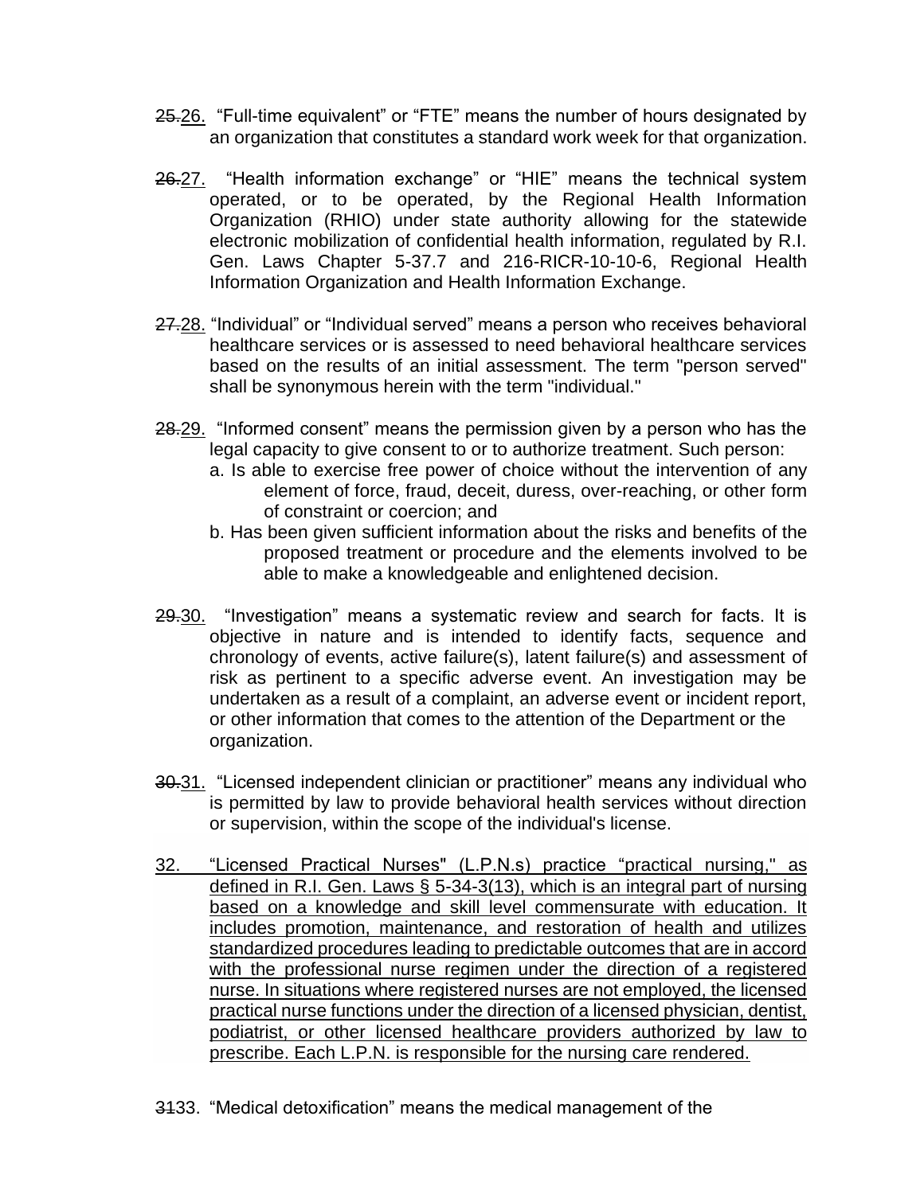~~25.~~<u>26.</u> "Full-time equivalent" or "FTE" means the number of hours designated by an organization that constitutes a standard work week for that organization.

~~26.~~<u>27.</u> "Health information exchange" or "HIE" means the technical system operated, or to be operated, by the Regional Health Information Organization (RHIO) under state authority allowing for the statewide electronic mobilization of confidential health information, regulated by R.I. Gen. Laws Chapter 5-37.7 and 216-RICR-10-10-6, Regional Health Information Organization and Health Information Exchange.

~~27.~~<u>28.</u> "Individual" or "Individual served" means a person who receives behavioral healthcare services or is assessed to need behavioral healthcare services based on the results of an initial assessment. The term "person served" shall be synonymous herein with the term "individual."

~~28.~~<u>29.</u> "Informed consent" means the permission given by a person who has the legal capacity to give consent to or to authorize treatment. Such person:

a. Is able to exercise free power of choice without the intervention of any element of force, fraud, deceit, duress, over-reaching, or other form of constraint or coercion; and

b. Has been given sufficient information about the risks and benefits of the proposed treatment or procedure and the elements involved to be able to make a knowledgeable and enlightened decision.

~~29.~~<u>30.</u> "Investigation" means a systematic review and search for facts. It is objective in nature and is intended to identify facts, sequence and chronology of events, active failure(s), latent failure(s) and assessment of risk as pertinent to a specific adverse event. An investigation may be undertaken as a result of a complaint, an adverse event or incident report, or other information that comes to the attention of the Department or the organization.

~~30.~~<u>31.</u> "Licensed independent clinician or practitioner" means any individual who is permitted by law to provide behavioral health services without direction or supervision, within the scope of the individual's license.

<u>32. "Licensed Practical Nurses" (L.P.N.s) practice "practical nursing," as defined in R.I. Gen. Laws § 5-34-3(13), which is an integral part of nursing based on a knowledge and skill level commensurate with education. It includes promotion, maintenance, and restoration of health and utilizes standardized procedures leading to predictable outcomes that are in accord with the professional nurse regimen under the direction of a registered nurse. In situations where registered nurses are not employed, the licensed practical nurse functions under the direction of a licensed physician, dentist, podiatrist, or other licensed healthcare providers authorized by law to prescribe. Each L.P.N. is responsible for the nursing care rendered.</u>

3~~1~~33. "Medical detoxification" means the medical management of the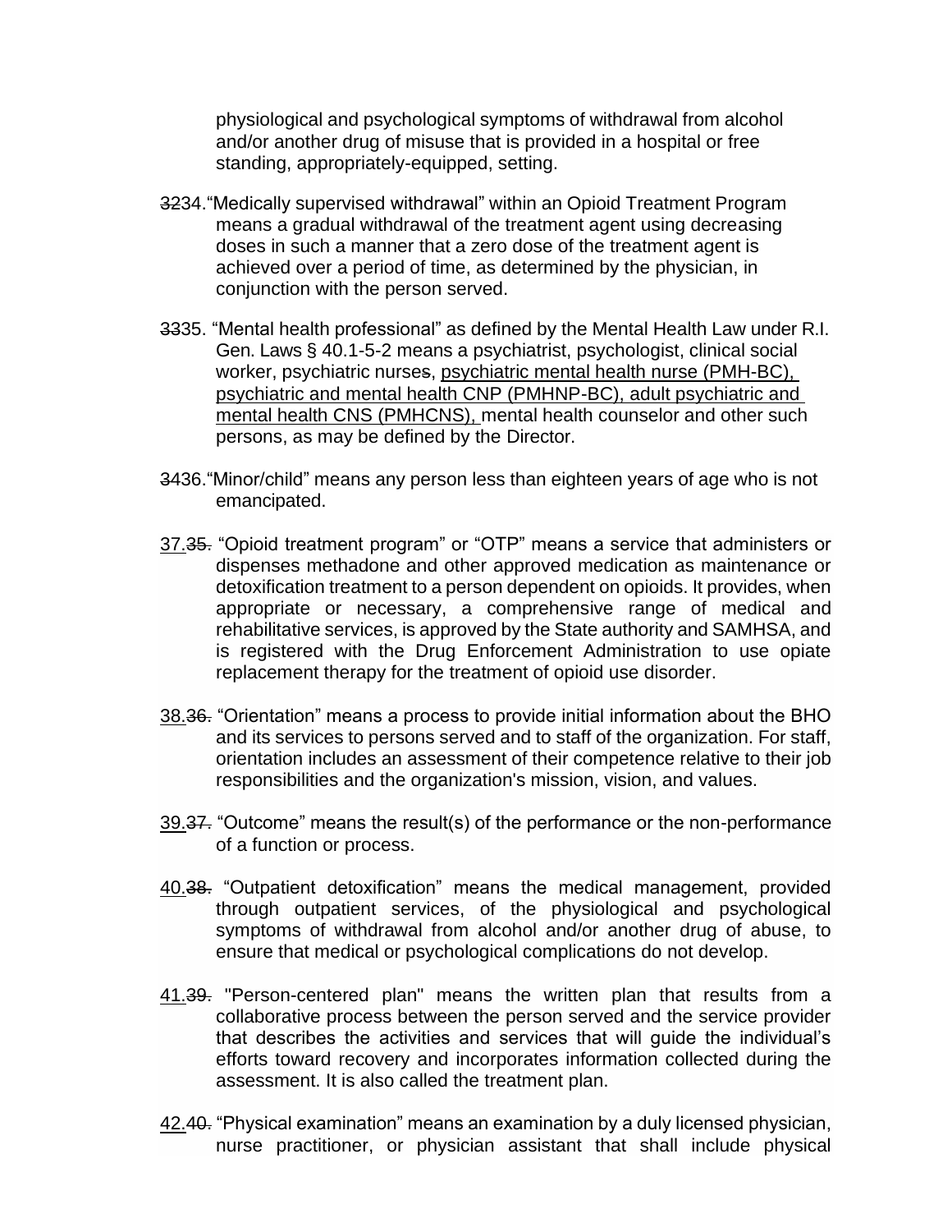physiological and psychological symptoms of withdrawal from alcohol and/or another drug of misuse that is provided in a hospital or free standing, appropriately-equipped, setting.

~~32~~34. "Medically supervised withdrawal" within an Opioid Treatment Program means a gradual withdrawal of the treatment agent using decreasing doses in such a manner that a zero dose of the treatment agent is achieved over a period of time, as determined by the physician, in conjunction with the person served.

~~33~~35. "Mental health professional" as defined by the Mental Health Law under R.I. Gen. Laws § 40.1-5-2 means a psychiatrist, psychologist, clinical social worker, psychiatric nurse~~s~~, <u>psychiatric mental health nurse (PMH-BC), psychiatric and mental health CNP (PMHNP-BC), adult psychiatric and mental health CNS (PMHCNS),</u> mental health counselor and other such persons, as may be defined by the Director.

~~34~~36. "Minor/child" means any person less than eighteen years of age who is not emancipated.

<u>37.</u>~~35.~~ "Opioid treatment program" or "OTP" means a service that administers or dispenses methadone and other approved medication as maintenance or detoxification treatment to a person dependent on opioids. It provides, when appropriate or necessary, a comprehensive range of medical and rehabilitative services, is approved by the State authority and SAMHSA, and is registered with the Drug Enforcement Administration to use opiate replacement therapy for the treatment of opioid use disorder.

<u>38.</u>~~36.~~ "Orientation" means a process to provide initial information about the BHO and its services to persons served and to staff of the organization. For staff, orientation includes an assessment of their competence relative to their job responsibilities and the organization's mission, vision, and values.

<u>39.</u>~~37.~~ "Outcome" means the result(s) of the performance or the non-performance of a function or process.

<u>40.</u>~~38.~~ "Outpatient detoxification" means the medical management, provided through outpatient services, of the physiological and psychological symptoms of withdrawal from alcohol and/or another drug of abuse, to ensure that medical or psychological complications do not develop.

<u>41.</u>~~39.~~ "Person-centered plan" means the written plan that results from a collaborative process between the person served and the service provider that describes the activities and services that will guide the individual's efforts toward recovery and incorporates information collected during the assessment. It is also called the treatment plan.

<u>42.</u>~~40.~~ "Physical examination" means an examination by a duly licensed physician, nurse practitioner, or physician assistant that shall include physical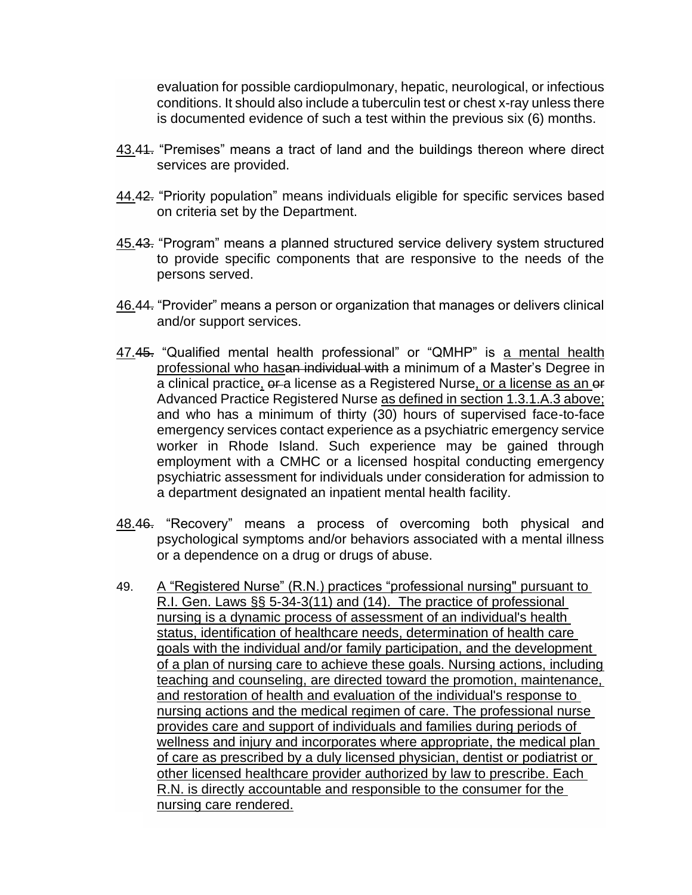evaluation for possible cardiopulmonary, hepatic, neurological, or infectious conditions. It should also include a tuberculin test or chest x-ray unless there is documented evidence of such a test within the previous six (6) months.

43.~~41.~~ "Premises" means a tract of land and the buildings thereon where direct services are provided.

44.~~42.~~ "Priority population" means individuals eligible for specific services based on criteria set by the Department.

45.~~43.~~ "Program" means a planned structured service delivery system structured to provide specific components that are responsive to the needs of the persons served.

46.~~44.~~ "Provider" means a person or organization that manages or delivers clinical and/or support services.

47.~~45.~~ "Qualified mental health professional" or "QMHP" is a mental health professional who has~~an individual with~~ a minimum of a Master's Degree in a clinical practice, ~~or~~ a license as a Registered Nurse, or a license as an ~~or~~ Advanced Practice Registered Nurse as defined in section 1.3.1.A.3 above; and who has a minimum of thirty (30) hours of supervised face-to-face emergency services contact experience as a psychiatric emergency service worker in Rhode Island. Such experience may be gained through employment with a CMHC or a licensed hospital conducting emergency psychiatric assessment for individuals under consideration for admission to a department designated an inpatient mental health facility.

48.~~46.~~ "Recovery" means a process of overcoming both physical and psychological symptoms and/or behaviors associated with a mental illness or a dependence on a drug or drugs of abuse.

49. A "Registered Nurse" (R.N.) practices "professional nursing" pursuant to R.I. Gen. Laws §§ 5-34-3(11) and (14). The practice of professional nursing is a dynamic process of assessment of an individual's health status, identification of healthcare needs, determination of health care goals with the individual and/or family participation, and the development of a plan of nursing care to achieve these goals. Nursing actions, including teaching and counseling, are directed toward the promotion, maintenance, and restoration of health and evaluation of the individual's response to nursing actions and the medical regimen of care. The professional nurse provides care and support of individuals and families during periods of wellness and injury and incorporates where appropriate, the medical plan of care as prescribed by a duly licensed physician, dentist or podiatrist or other licensed healthcare provider authorized by law to prescribe. Each R.N. is directly accountable and responsible to the consumer for the nursing care rendered.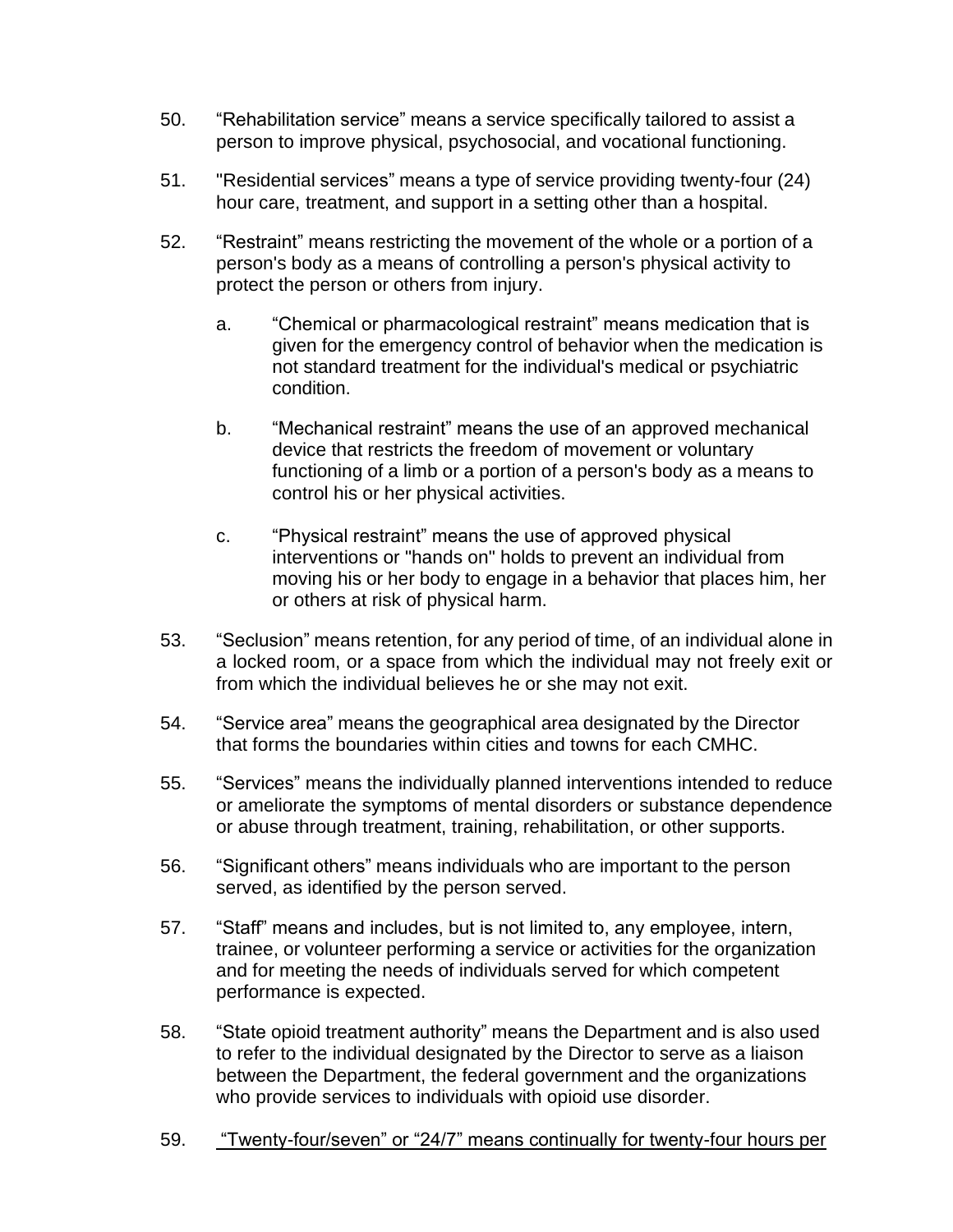50. “Rehabilitation service” means a service specifically tailored to assist a person to improve physical, psychosocial, and vocational functioning.

51. "Residential services” means a type of service providing twenty-four (24) hour care, treatment, and support in a setting other than a hospital.

52. “Restraint” means restricting the movement of the whole or a portion of a person's body as a means of controlling a person's physical activity to protect the person or others from injury.

    a. “Chemical or pharmacological restraint” means medication that is given for the emergency control of behavior when the medication is not standard treatment for the individual's medical or psychiatric condition.

    b. “Mechanical restraint” means the use of an approved mechanical device that restricts the freedom of movement or voluntary functioning of a limb or a portion of a person's body as a means to control his or her physical activities.

    c. “Physical restraint” means the use of approved physical interventions or "hands on" holds to prevent an individual from moving his or her body to engage in a behavior that places him, her or others at risk of physical harm.

53. “Seclusion” means retention, for any period of time, of an individual alone in a locked room, or a space from which the individual may not freely exit or from which the individual believes he or she may not exit.

54. “Service area” means the geographical area designated by the Director that forms the boundaries within cities and towns for each CMHC.

55. “Services” means the individually planned interventions intended to reduce or ameliorate the symptoms of mental disorders or substance dependence or abuse through treatment, training, rehabilitation, or other supports.

56. “Significant others” means individuals who are important to the person served, as identified by the person served.

57. “Staff” means and includes, but is not limited to, any employee, intern, trainee, or volunteer performing a service or activities for the organization and for meeting the needs of individuals served for which competent performance is expected.

58. “State opioid treatment authority” means the Department and is also used to refer to the individual designated by the Director to serve as a liaison between the Department, the federal government and the organizations who provide services to individuals with opioid use disorder.

59. <u>“Twenty-four/seven” or “24/7” means continually for twenty-four hours per</u>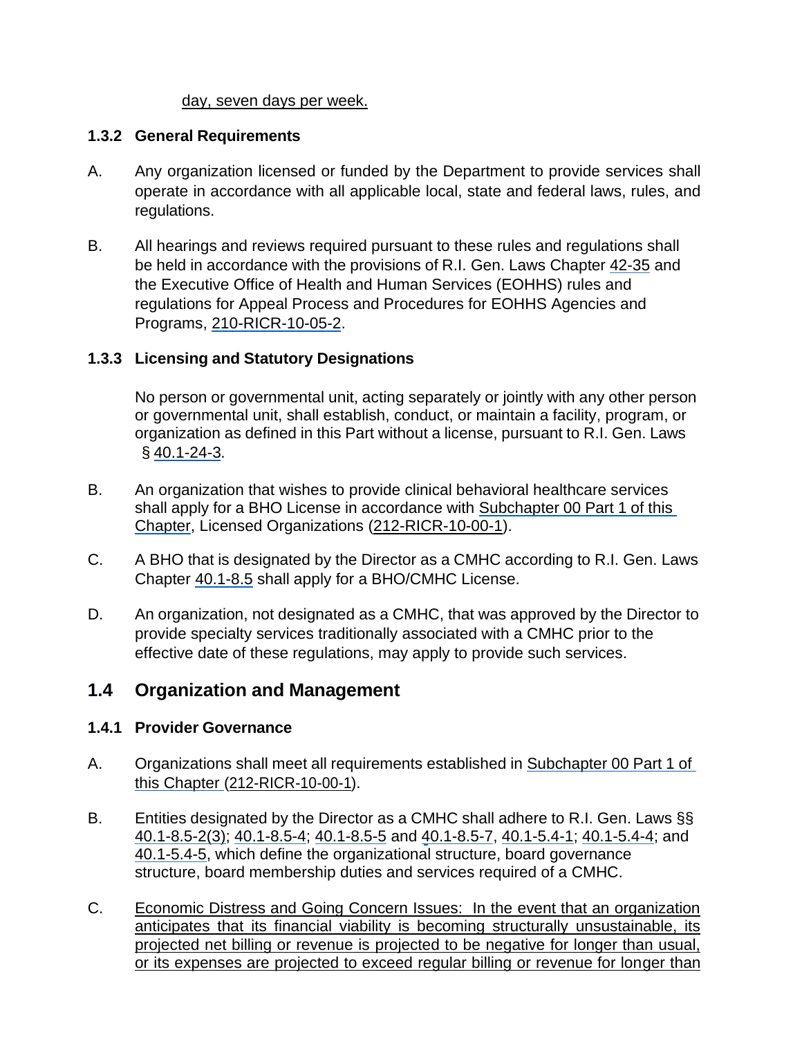day, seven days per week.

### 1.3.2 General Requirements

A. Any organization licensed or funded by the Department to provide services shall operate in accordance with all applicable local, state and federal laws, rules, and regulations.

B. All hearings and reviews required pursuant to these rules and regulations shall be held in accordance with the provisions of R.I. Gen. Laws Chapter 42-35 and the Executive Office of Health and Human Services (EOHHS) rules and regulations for Appeal Process and Procedures for EOHHS Agencies and Programs, 210-RICR-10-05-2.

### 1.3.3 Licensing and Statutory Designations

No person or governmental unit, acting separately or jointly with any other person or governmental unit, shall establish, conduct, or maintain a facility, program, or organization as defined in this Part without a license, pursuant to R.I. Gen. Laws § 40.1-24-3.

B. An organization that wishes to provide clinical behavioral healthcare services shall apply for a BHO License in accordance with Subchapter 00 Part 1 of this Chapter, Licensed Organizations (212-RICR-10-00-1).

C. A BHO that is designated by the Director as a CMHC according to R.I. Gen. Laws Chapter 40.1-8.5 shall apply for a BHO/CMHC License.

D. An organization, not designated as a CMHC, that was approved by the Director to provide specialty services traditionally associated with a CMHC prior to the effective date of these regulations, may apply to provide such services.

## 1.4 Organization and Management

### 1.4.1 Provider Governance

A. Organizations shall meet all requirements established in Subchapter 00 Part 1 of this Chapter (212-RICR-10-00-1).

B. Entities designated by the Director as a CMHC shall adhere to R.I. Gen. Laws §§ 40.1-8.5-2(3); 40.1-8.5-4; 40.1-8.5-5 and 40.1-8.5-7, 40.1-5.4-1; 40.1-5.4-4; and 40.1-5.4-5, which define the organizational structure, board governance structure, board membership duties and services required of a CMHC.

C. Economic Distress and Going Concern Issues: In the event that an organization anticipates that its financial viability is becoming structurally unsustainable, its projected net billing or revenue is projected to be negative for longer than usual, or its expenses are projected to exceed regular billing or revenue for longer than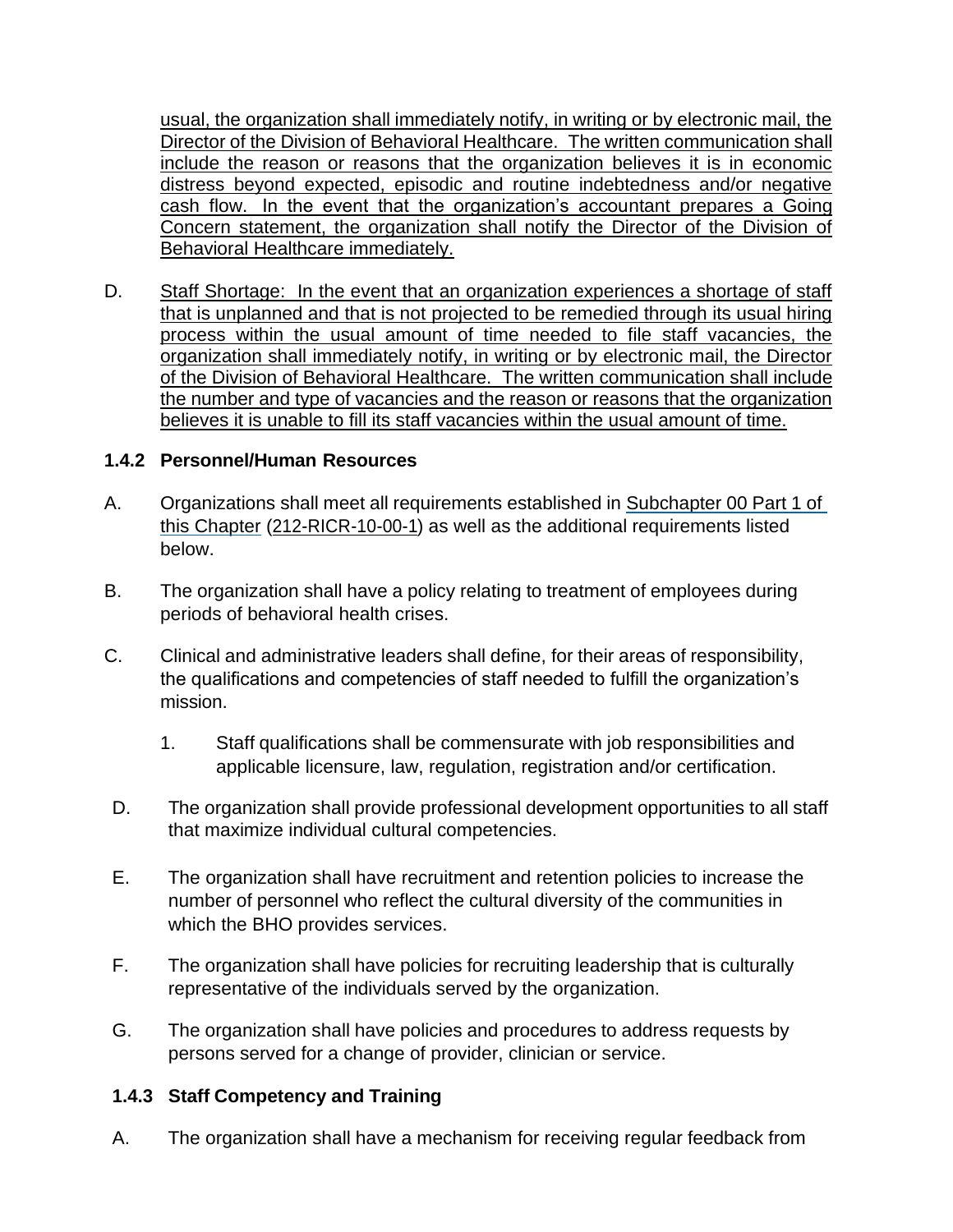usual, the organization shall immediately notify, in writing or by electronic mail, the Director of the Division of Behavioral Healthcare. The written communication shall include the reason or reasons that the organization believes it is in economic distress beyond expected, episodic and routine indebtedness and/or negative cash flow. In the event that the organization's accountant prepares a Going Concern statement, the organization shall notify the Director of the Division of Behavioral Healthcare immediately.

D. Staff Shortage: In the event that an organization experiences a shortage of staff that is unplanned and that is not projected to be remedied through its usual hiring process within the usual amount of time needed to file staff vacancies, the organization shall immediately notify, in writing or by electronic mail, the Director of the Division of Behavioral Healthcare. The written communication shall include the number and type of vacancies and the reason or reasons that the organization believes it is unable to fill its staff vacancies within the usual amount of time.

### 1.4.2 Personnel/Human Resources

A. Organizations shall meet all requirements established in Subchapter 00 Part 1 of this Chapter (212-RICR-10-00-1) as well as the additional requirements listed below.

B. The organization shall have a policy relating to treatment of employees during periods of behavioral health crises.

C. Clinical and administrative leaders shall define, for their areas of responsibility, the qualifications and competencies of staff needed to fulfill the organization's mission.

   1. Staff qualifications shall be commensurate with job responsibilities and applicable licensure, law, regulation, registration and/or certification.

D. The organization shall provide professional development opportunities to all staff that maximize individual cultural competencies.

E. The organization shall have recruitment and retention policies to increase the number of personnel who reflect the cultural diversity of the communities in which the BHO provides services.

F. The organization shall have policies for recruiting leadership that is culturally representative of the individuals served by the organization.

G. The organization shall have policies and procedures to address requests by persons served for a change of provider, clinician or service.

### 1.4.3 Staff Competency and Training

A. The organization shall have a mechanism for receiving regular feedback from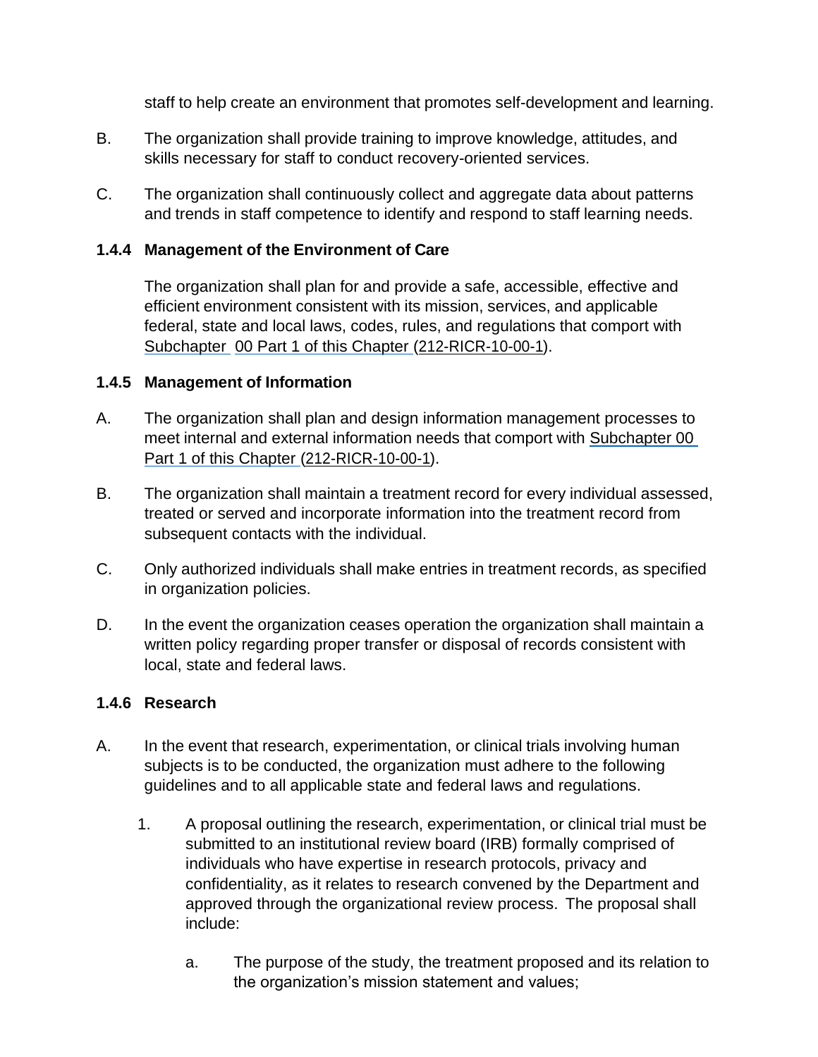staff to help create an environment that promotes self-development and learning.

B. The organization shall provide training to improve knowledge, attitudes, and skills necessary for staff to conduct recovery-oriented services.

C. The organization shall continuously collect and aggregate data about patterns and trends in staff competence to identify and respond to staff learning needs.

### 1.4.4 Management of the Environment of Care

The organization shall plan for and provide a safe, accessible, effective and efficient environment consistent with its mission, services, and applicable federal, state and local laws, codes, rules, and regulations that comport with Subchapter 00 Part 1 of this Chapter (212-RICR-10-00-1).

### 1.4.5 Management of Information

A. The organization shall plan and design information management processes to meet internal and external information needs that comport with Subchapter 00 Part 1 of this Chapter (212-RICR-10-00-1).

B. The organization shall maintain a treatment record for every individual assessed, treated or served and incorporate information into the treatment record from subsequent contacts with the individual.

C. Only authorized individuals shall make entries in treatment records, as specified in organization policies.

D. In the event the organization ceases operation the organization shall maintain a written policy regarding proper transfer or disposal of records consistent with local, state and federal laws.

### 1.4.6 Research

A. In the event that research, experimentation, or clinical trials involving human subjects is to be conducted, the organization must adhere to the following guidelines and to all applicable state and federal laws and regulations.

1. A proposal outlining the research, experimentation, or clinical trial must be submitted to an institutional review board (IRB) formally comprised of individuals who have expertise in research protocols, privacy and confidentiality, as it relates to research convened by the Department and approved through the organizational review process. The proposal shall include:

    a. The purpose of the study, the treatment proposed and its relation to the organization's mission statement and values;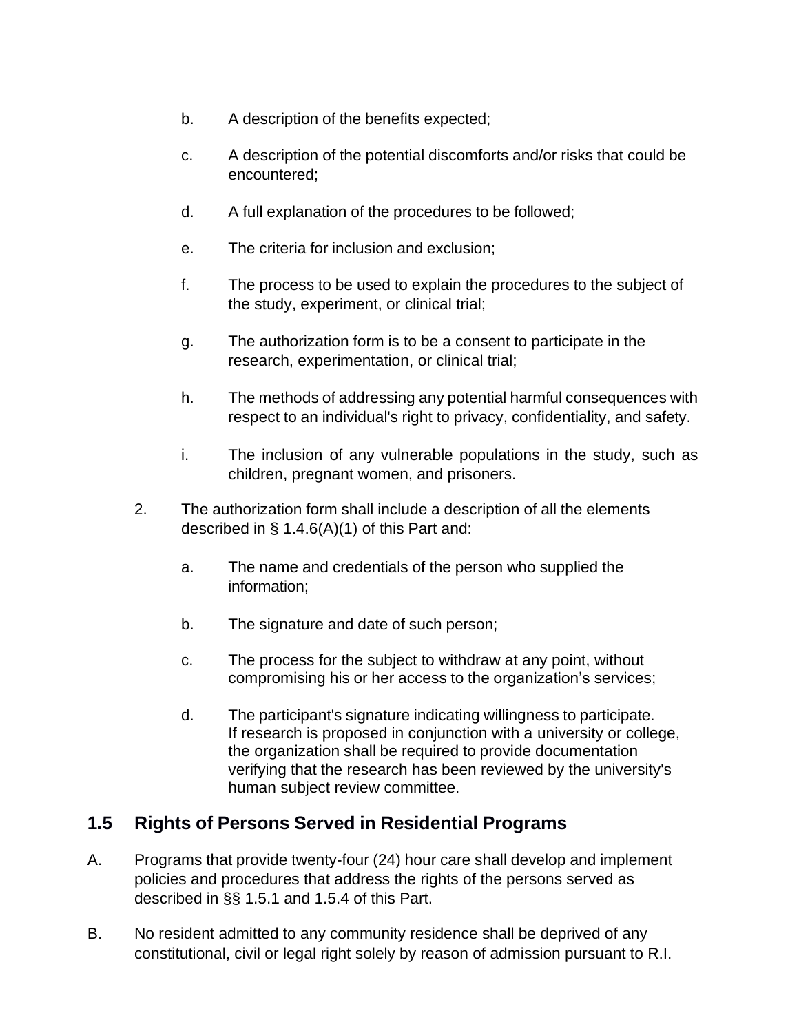b. A description of the benefits expected;

c. A description of the potential discomforts and/or risks that could be encountered;

d. A full explanation of the procedures to be followed;

e. The criteria for inclusion and exclusion;

f. The process to be used to explain the procedures to the subject of the study, experiment, or clinical trial;

g. The authorization form is to be a consent to participate in the research, experimentation, or clinical trial;

h. The methods of addressing any potential harmful consequences with respect to an individual's right to privacy, confidentiality, and safety.

i. The inclusion of any vulnerable populations in the study, such as children, pregnant women, and prisoners.

2. The authorization form shall include a description of all the elements described in § 1.4.6(A)(1) of this Part and:

   a. The name and credentials of the person who supplied the information;

   b. The signature and date of such person;

   c. The process for the subject to withdraw at any point, without compromising his or her access to the organization's services;

   d. The participant's signature indicating willingness to participate. If research is proposed in conjunction with a university or college, the organization shall be required to provide documentation verifying that the research has been reviewed by the university's human subject review committee.

## 1.5 Rights of Persons Served in Residential Programs

A. Programs that provide twenty-four (24) hour care shall develop and implement policies and procedures that address the rights of the persons served as described in §§ 1.5.1 and 1.5.4 of this Part.

B. No resident admitted to any community residence shall be deprived of any constitutional, civil or legal right solely by reason of admission pursuant to R.I.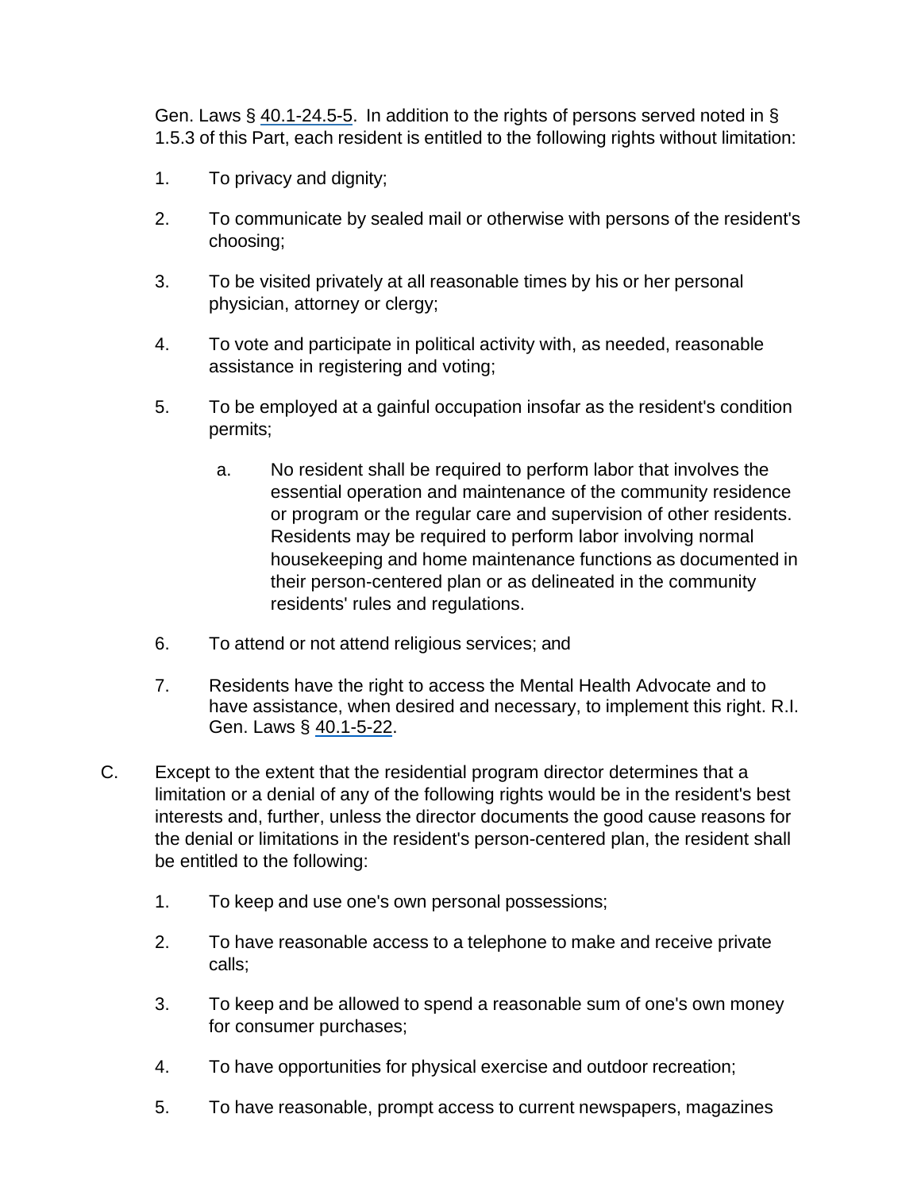Gen. Laws § 40.1-24.5-5. In addition to the rights of persons served noted in § 1.5.3 of this Part, each resident is entitled to the following rights without limitation:

1. To privacy and dignity;
2. To communicate by sealed mail or otherwise with persons of the resident's choosing;
3. To be visited privately at all reasonable times by his or her personal physician, attorney or clergy;
4. To vote and participate in political activity with, as needed, reasonable assistance in registering and voting;
5. To be employed at a gainful occupation insofar as the resident's condition permits;
   a. No resident shall be required to perform labor that involves the essential operation and maintenance of the community residence or program or the regular care and supervision of other residents. Residents may be required to perform labor involving normal housekeeping and home maintenance functions as documented in their person-centered plan or as delineated in the community residents' rules and regulations.
6. To attend or not attend religious services; and
7. Residents have the right to access the Mental Health Advocate and to have assistance, when desired and necessary, to implement this right. R.I. Gen. Laws § 40.1-5-22.

C. Except to the extent that the residential program director determines that a limitation or a denial of any of the following rights would be in the resident's best interests and, further, unless the director documents the good cause reasons for the denial or limitations in the resident's person-centered plan, the resident shall be entitled to the following:

1. To keep and use one's own personal possessions;
2. To have reasonable access to a telephone to make and receive private calls;
3. To keep and be allowed to spend a reasonable sum of one's own money for consumer purchases;
4. To have opportunities for physical exercise and outdoor recreation;
5. To have reasonable, prompt access to current newspapers, magazines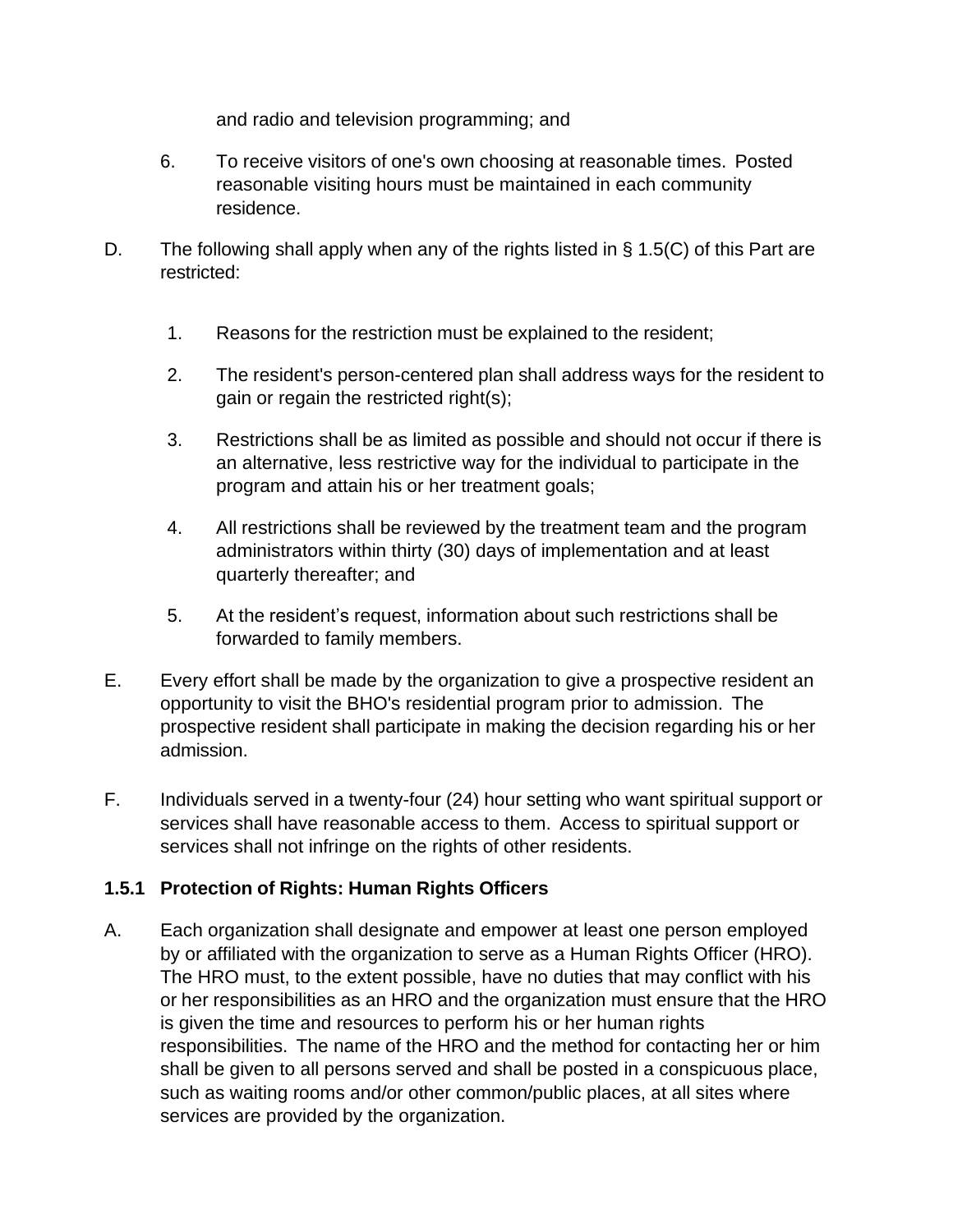and radio and television programming; and

6. To receive visitors of one's own choosing at reasonable times. Posted reasonable visiting hours must be maintained in each community residence.

D. The following shall apply when any of the rights listed in § 1.5(C) of this Part are restricted:

1. Reasons for the restriction must be explained to the resident;
2. The resident's person-centered plan shall address ways for the resident to gain or regain the restricted right(s);
3. Restrictions shall be as limited as possible and should not occur if there is an alternative, less restrictive way for the individual to participate in the program and attain his or her treatment goals;
4. All restrictions shall be reviewed by the treatment team and the program administrators within thirty (30) days of implementation and at least quarterly thereafter; and
5. At the resident's request, information about such restrictions shall be forwarded to family members.

E. Every effort shall be made by the organization to give a prospective resident an opportunity to visit the BHO's residential program prior to admission. The prospective resident shall participate in making the decision regarding his or her admission.

F. Individuals served in a twenty-four (24) hour setting who want spiritual support or services shall have reasonable access to them. Access to spiritual support or services shall not infringe on the rights of other residents.

### 1.5.1 Protection of Rights: Human Rights Officers

A. Each organization shall designate and empower at least one person employed by or affiliated with the organization to serve as a Human Rights Officer (HRO). The HRO must, to the extent possible, have no duties that may conflict with his or her responsibilities as an HRO and the organization must ensure that the HRO is given the time and resources to perform his or her human rights responsibilities. The name of the HRO and the method for contacting her or him shall be given to all persons served and shall be posted in a conspicuous place, such as waiting rooms and/or other common/public places, at all sites where services are provided by the organization.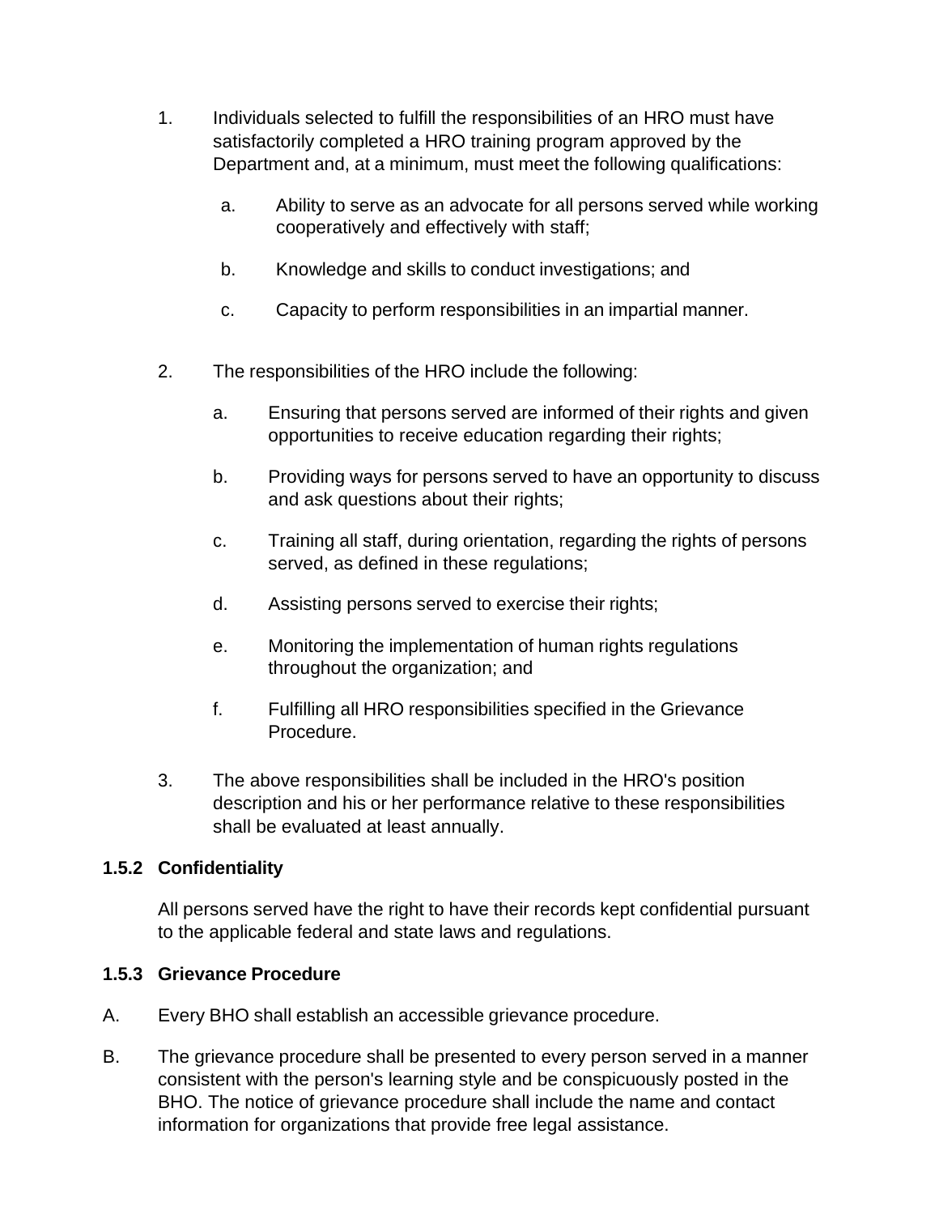1. Individuals selected to fulfill the responsibilities of an HRO must have satisfactorily completed a HRO training program approved by the Department and, at a minimum, must meet the following qualifications:

   a. Ability to serve as an advocate for all persons served while working cooperatively and effectively with staff;

   b. Knowledge and skills to conduct investigations; and

   c. Capacity to perform responsibilities in an impartial manner.

2. The responsibilities of the HRO include the following:

   a. Ensuring that persons served are informed of their rights and given opportunities to receive education regarding their rights;

   b. Providing ways for persons served to have an opportunity to discuss and ask questions about their rights;

   c. Training all staff, during orientation, regarding the rights of persons served, as defined in these regulations;

   d. Assisting persons served to exercise their rights;

   e. Monitoring the implementation of human rights regulations throughout the organization; and

   f. Fulfilling all HRO responsibilities specified in the Grievance Procedure.

3. The above responsibilities shall be included in the HRO's position description and his or her performance relative to these responsibilities shall be evaluated at least annually.

**1.5.2 Confidentiality**

All persons served have the right to have their records kept confidential pursuant to the applicable federal and state laws and regulations.

**1.5.3 Grievance Procedure**

A. Every BHO shall establish an accessible grievance procedure.

B. The grievance procedure shall be presented to every person served in a manner consistent with the person's learning style and be conspicuously posted in the BHO. The notice of grievance procedure shall include the name and contact information for organizations that provide free legal assistance.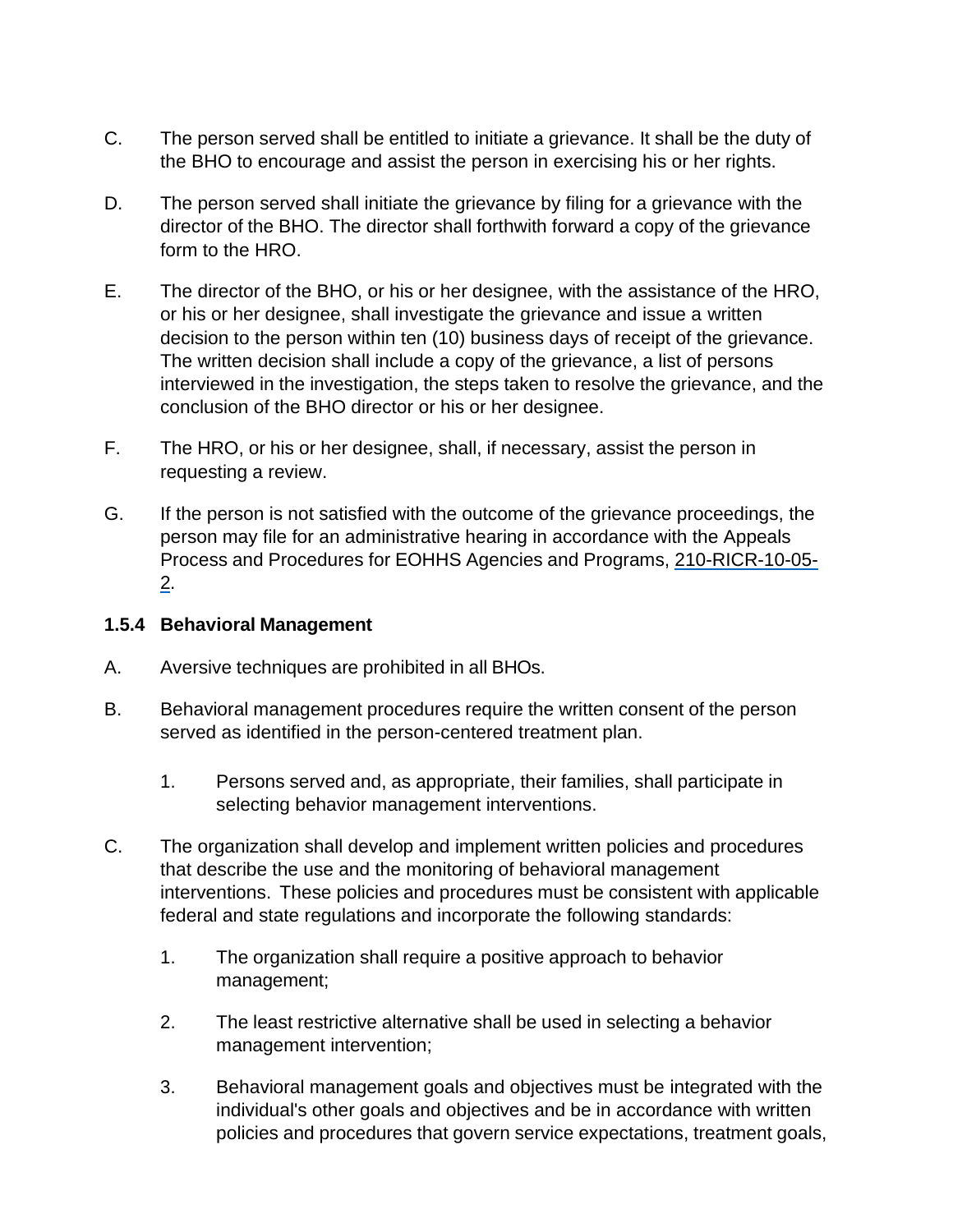C. The person served shall be entitled to initiate a grievance. It shall be the duty of the BHO to encourage and assist the person in exercising his or her rights.

D. The person served shall initiate the grievance by filing for a grievance with the director of the BHO. The director shall forthwith forward a copy of the grievance form to the HRO.

E. The director of the BHO, or his or her designee, with the assistance of the HRO, or his or her designee, shall investigate the grievance and issue a written decision to the person within ten (10) business days of receipt of the grievance. The written decision shall include a copy of the grievance, a list of persons interviewed in the investigation, the steps taken to resolve the grievance, and the conclusion of the BHO director or his or her designee.

F. The HRO, or his or her designee, shall, if necessary, assist the person in requesting a review.

G. If the person is not satisfied with the outcome of the grievance proceedings, the person may file for an administrative hearing in accordance with the Appeals Process and Procedures for EOHHS Agencies and Programs, 210-RICR-10-05-2.

### 1.5.4 Behavioral Management

A. Aversive techniques are prohibited in all BHOs.

B. Behavioral management procedures require the written consent of the person served as identified in the person-centered treatment plan.

   1. Persons served and, as appropriate, their families, shall participate in selecting behavior management interventions.

C. The organization shall develop and implement written policies and procedures that describe the use and the monitoring of behavioral management interventions. These policies and procedures must be consistent with applicable federal and state regulations and incorporate the following standards:

   1. The organization shall require a positive approach to behavior management;

   2. The least restrictive alternative shall be used in selecting a behavior management intervention;

   3. Behavioral management goals and objectives must be integrated with the individual's other goals and objectives and be in accordance with written policies and procedures that govern service expectations, treatment goals,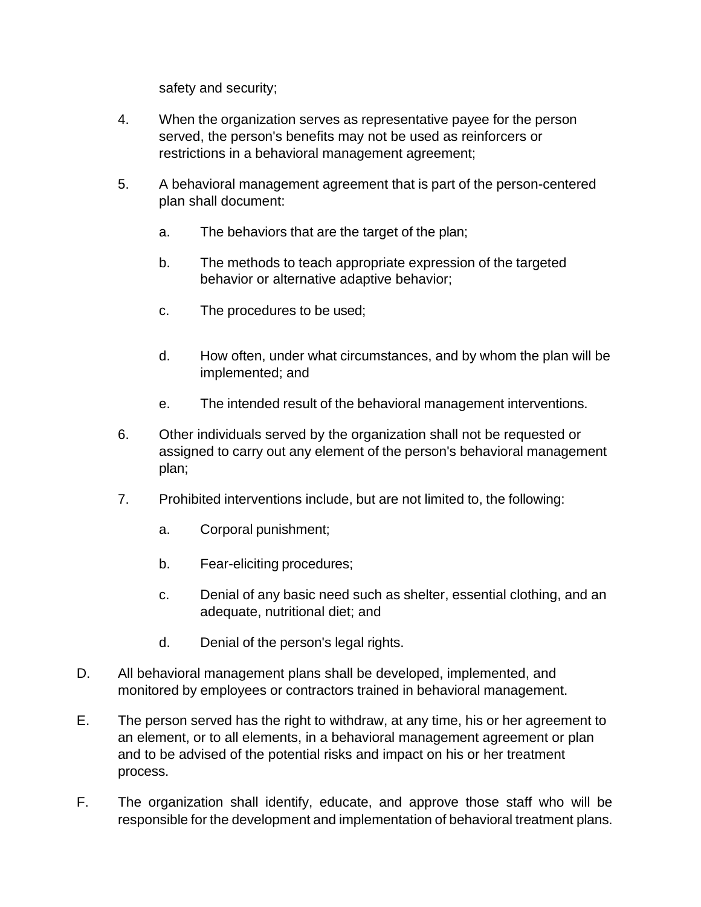safety and security;

4. When the organization serves as representative payee for the person served, the person's benefits may not be used as reinforcers or restrictions in a behavioral management agreement;

5. A behavioral management agreement that is part of the person-centered plan shall document:

   a. The behaviors that are the target of the plan;

   b. The methods to teach appropriate expression of the targeted behavior or alternative adaptive behavior;

   c. The procedures to be used;

   d. How often, under what circumstances, and by whom the plan will be implemented; and

   e. The intended result of the behavioral management interventions.

6. Other individuals served by the organization shall not be requested or assigned to carry out any element of the person's behavioral management plan;

7. Prohibited interventions include, but are not limited to, the following:

   a. Corporal punishment;

   b. Fear-eliciting procedures;

   c. Denial of any basic need such as shelter, essential clothing, and an adequate, nutritional diet; and

   d. Denial of the person's legal rights.

D. All behavioral management plans shall be developed, implemented, and monitored by employees or contractors trained in behavioral management.

E. The person served has the right to withdraw, at any time, his or her agreement to an element, or to all elements, in a behavioral management agreement or plan and to be advised of the potential risks and impact on his or her treatment process.

F. The organization shall identify, educate, and approve those staff who will be responsible for the development and implementation of behavioral treatment plans.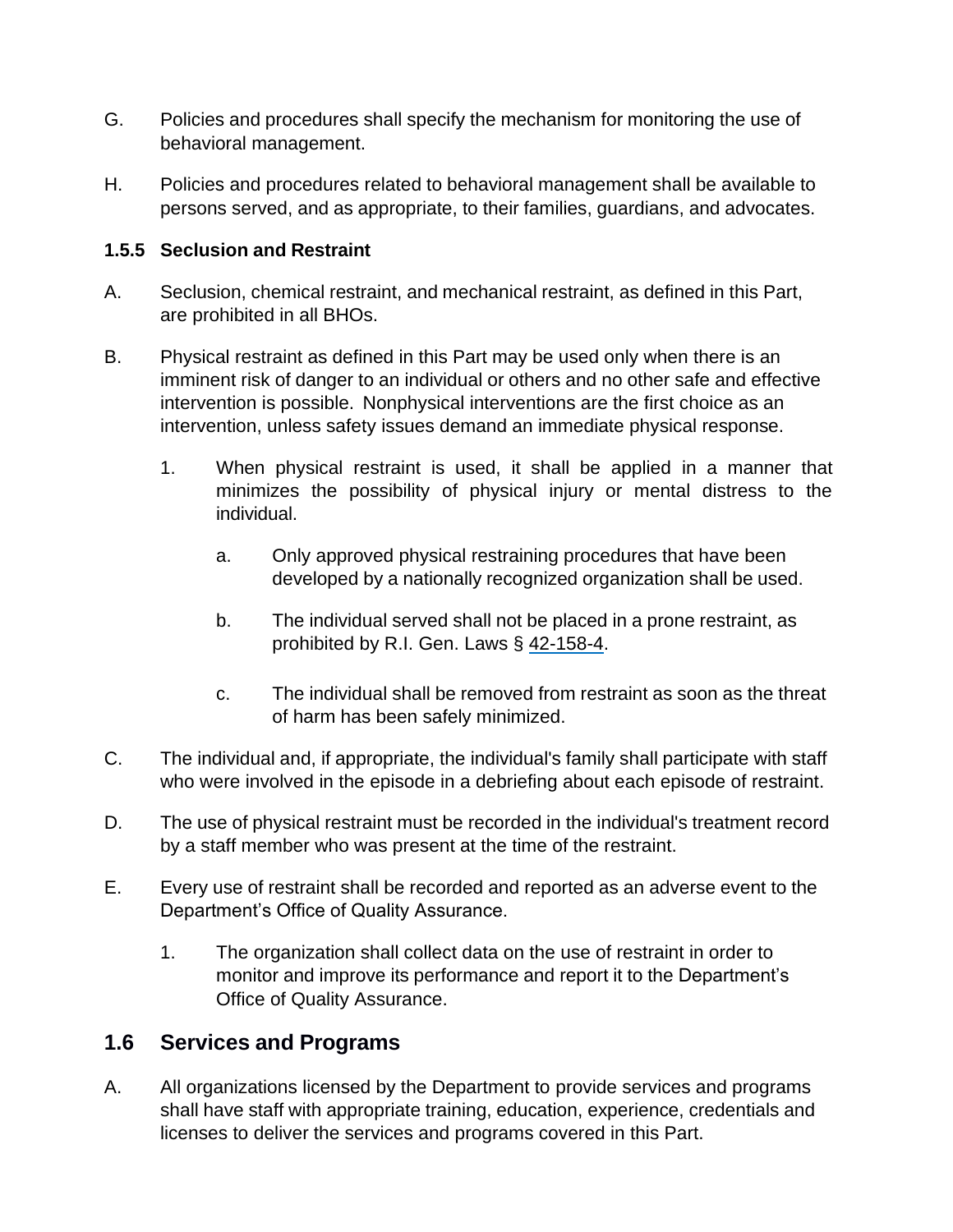G. Policies and procedures shall specify the mechanism for monitoring the use of behavioral management.

H. Policies and procedures related to behavioral management shall be available to persons served, and as appropriate, to their families, guardians, and advocates.

### 1.5.5 Seclusion and Restraint

A. Seclusion, chemical restraint, and mechanical restraint, as defined in this Part, are prohibited in all BHOs.

B. Physical restraint as defined in this Part may be used only when there is an imminent risk of danger to an individual or others and no other safe and effective intervention is possible. Nonphysical interventions are the first choice as an intervention, unless safety issues demand an immediate physical response.

   1. When physical restraint is used, it shall be applied in a manner that minimizes the possibility of physical injury or mental distress to the individual.

      a. Only approved physical restraining procedures that have been developed by a nationally recognized organization shall be used.

      b. The individual served shall not be placed in a prone restraint, as prohibited by R.I. Gen. Laws § 42-158-4.

      c. The individual shall be removed from restraint as soon as the threat of harm has been safely minimized.

C. The individual and, if appropriate, the individual's family shall participate with staff who were involved in the episode in a debriefing about each episode of restraint.

D. The use of physical restraint must be recorded in the individual's treatment record by a staff member who was present at the time of the restraint.

E. Every use of restraint shall be recorded and reported as an adverse event to the Department's Office of Quality Assurance.

   1. The organization shall collect data on the use of restraint in order to monitor and improve its performance and report it to the Department's Office of Quality Assurance.

## 1.6 Services and Programs

A. All organizations licensed by the Department to provide services and programs shall have staff with appropriate training, education, experience, credentials and licenses to deliver the services and programs covered in this Part.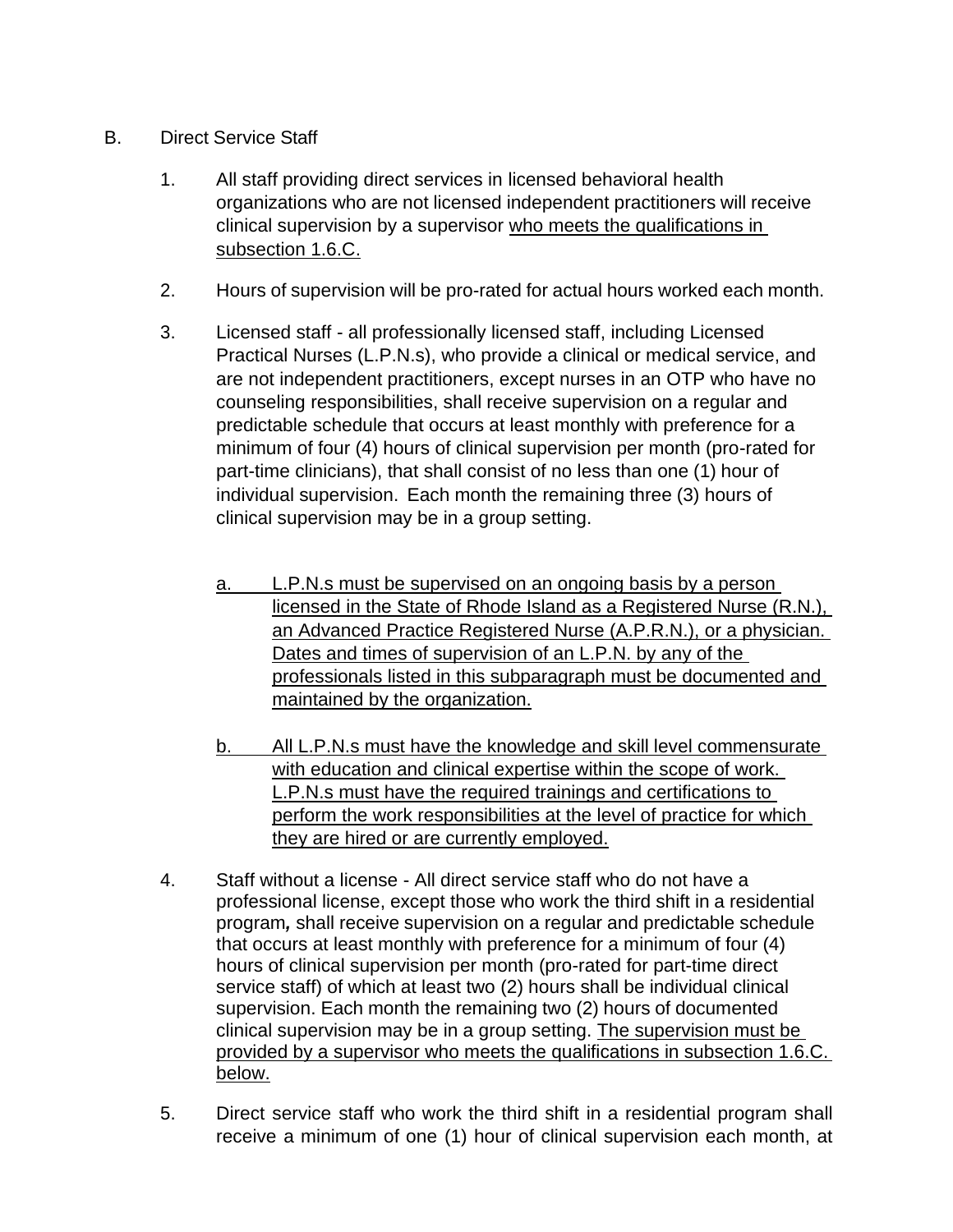B. Direct Service Staff

1. All staff providing direct services in licensed behavioral health organizations who are not licensed independent practitioners will receive clinical supervision by a supervisor <u>who meets the qualifications in subsection 1.6.C.</u>

2. Hours of supervision will be pro-rated for actual hours worked each month.

3. Licensed staff - all professionally licensed staff, including Licensed Practical Nurses (L.P.N.s), who provide a clinical or medical service, and are not independent practitioners, except nurses in an OTP who have no counseling responsibilities, shall receive supervision on a regular and predictable schedule that occurs at least monthly with preference for a minimum of four (4) hours of clinical supervision per month (pro-rated for part-time clinicians), that shall consist of no less than one (1) hour of individual supervision. Each month the remaining three (3) hours of clinical supervision may be in a group setting.

   <u>a. L.P.N.s must be supervised on an ongoing basis by a person licensed in the State of Rhode Island as a Registered Nurse (R.N.), an Advanced Practice Registered Nurse (A.P.R.N.), or a physician. Dates and times of supervision of an L.P.N. by any of the professionals listed in this subparagraph must be documented and maintained by the organization.</u>

   <u>b. All L.P.N.s must have the knowledge and skill level commensurate with education and clinical expertise within the scope of work. L.P.N.s must have the required trainings and certifications to perform the work responsibilities at the level of practice for which they are hired or are currently employed.</u>

4. Staff without a license - All direct service staff who do not have a professional license, except those who work the third shift in a residential program***,*** shall receive supervision on a regular and predictable schedule that occurs at least monthly with preference for a minimum of four (4) hours of clinical supervision per month (pro-rated for part-time direct service staff) of which at least two (2) hours shall be individual clinical supervision. Each month the remaining two (2) hours of documented clinical supervision may be in a group setting. <u>The supervision must be provided by a supervisor who meets the qualifications in subsection 1.6.C. below.</u>

5. Direct service staff who work the third shift in a residential program shall receive a minimum of one (1) hour of clinical supervision each month, at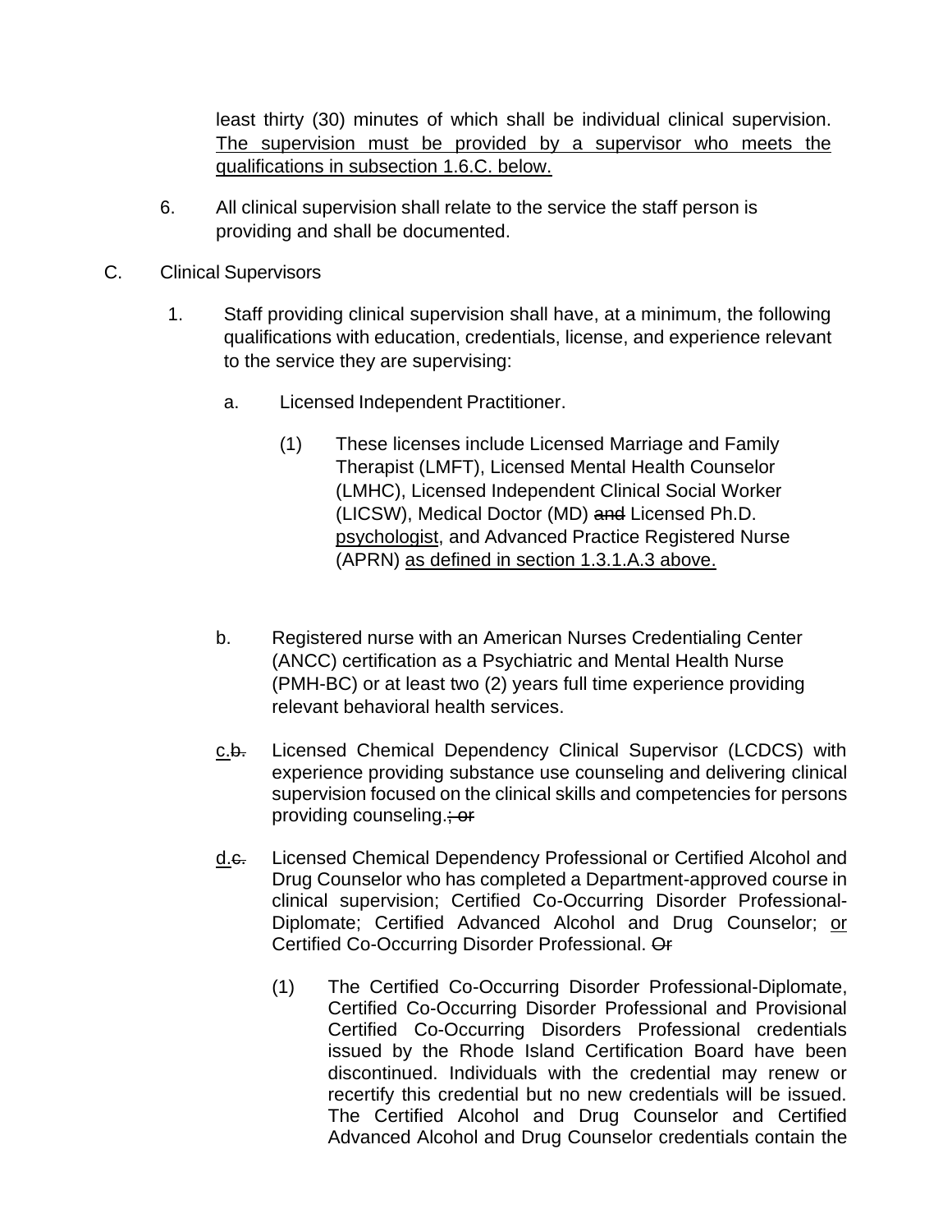least thirty (30) minutes of which shall be individual clinical supervision. The supervision must be provided by a supervisor who meets the qualifications in subsection 1.6.C. below.

6. All clinical supervision shall relate to the service the staff person is providing and shall be documented.

C. Clinical Supervisors

1. Staff providing clinical supervision shall have, at a minimum, the following qualifications with education, credentials, license, and experience relevant to the service they are supervising:

   a. Licensed Independent Practitioner.

      (1) These licenses include Licensed Marriage and Family Therapist (LMFT), Licensed Mental Health Counselor (LMHC), Licensed Independent Clinical Social Worker (LICSW), Medical Doctor (MD) ~~and~~ Licensed Ph.D. psychologist, and Advanced Practice Registered Nurse (APRN) as defined in section 1.3.1.A.3 above.

   b. Registered nurse with an American Nurses Credentialing Center (ANCC) certification as a Psychiatric and Mental Health Nurse (PMH-BC) or at least two (2) years full time experience providing relevant behavioral health services.

   c.~~b.~~ Licensed Chemical Dependency Clinical Supervisor (LCDCS) with experience providing substance use counseling and delivering clinical supervision focused on the clinical skills and competencies for persons providing counseling.~~; or~~

   d.~~c.~~ Licensed Chemical Dependency Professional or Certified Alcohol and Drug Counselor who has completed a Department-approved course in clinical supervision; Certified Co-Occurring Disorder Professional-Diplomate; Certified Advanced Alcohol and Drug Counselor; or Certified Co-Occurring Disorder Professional. ~~Or~~

      (1) The Certified Co-Occurring Disorder Professional-Diplomate, Certified Co-Occurring Disorder Professional and Provisional Certified Co-Occurring Disorders Professional credentials issued by the Rhode Island Certification Board have been discontinued. Individuals with the credential may renew or recertify this credential but no new credentials will be issued. The Certified Alcohol and Drug Counselor and Certified Advanced Alcohol and Drug Counselor credentials contain the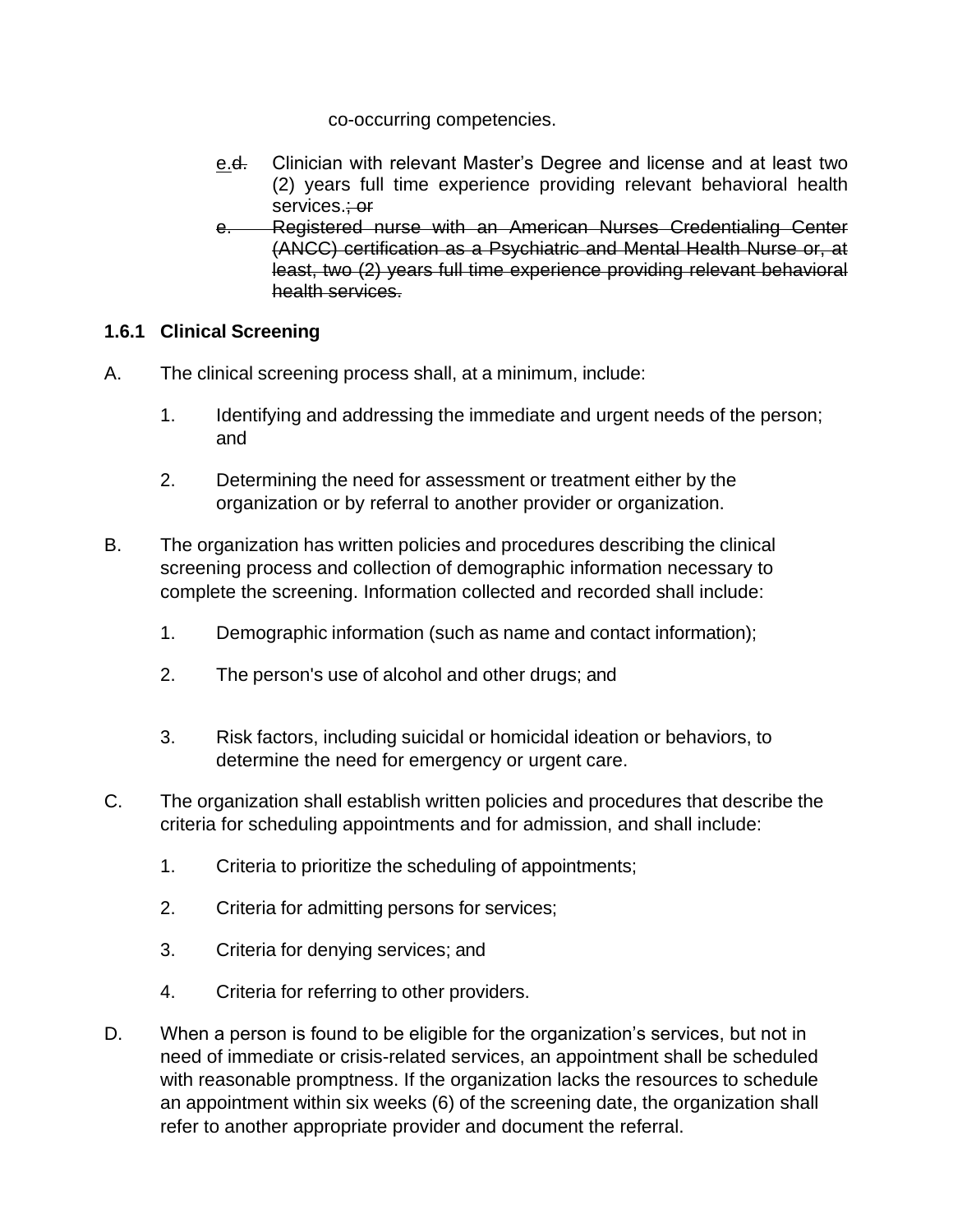co-occurring competencies.

- e.~~d.~~ Clinician with relevant Master's Degree and license and at least two (2) years full time experience providing relevant behavioral health services.~~; or~~
- ~~e. Registered nurse with an American Nurses Credentialing Center (ANCC) certification as a Psychiatric and Mental Health Nurse or, at least, two (2) years full time experience providing relevant behavioral health services.~~

### 1.6.1 Clinical Screening

A. The clinical screening process shall, at a minimum, include:

1. Identifying and addressing the immediate and urgent needs of the person; and
2. Determining the need for assessment or treatment either by the organization or by referral to another provider or organization.

B. The organization has written policies and procedures describing the clinical screening process and collection of demographic information necessary to complete the screening. Information collected and recorded shall include:

1. Demographic information (such as name and contact information);
2. The person's use of alcohol and other drugs; and
3. Risk factors, including suicidal or homicidal ideation or behaviors, to determine the need for emergency or urgent care.

C. The organization shall establish written policies and procedures that describe the criteria for scheduling appointments and for admission, and shall include:

1. Criteria to prioritize the scheduling of appointments;
2. Criteria for admitting persons for services;
3. Criteria for denying services; and
4. Criteria for referring to other providers.

D. When a person is found to be eligible for the organization's services, but not in need of immediate or crisis-related services, an appointment shall be scheduled with reasonable promptness. If the organization lacks the resources to schedule an appointment within six weeks (6) of the screening date, the organization shall refer to another appropriate provider and document the referral.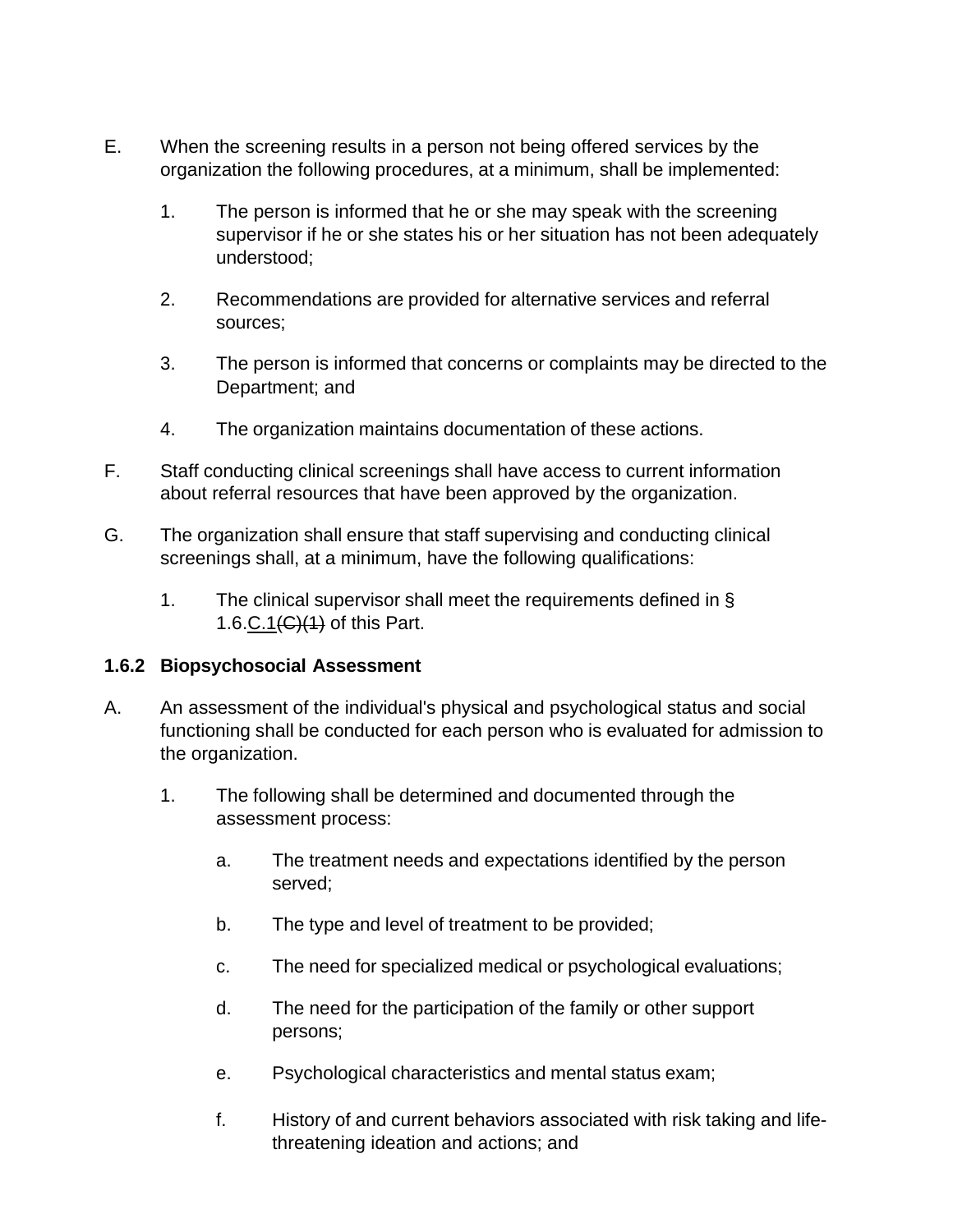E. When the screening results in a person not being offered services by the organization the following procedures, at a minimum, shall be implemented:

   1. The person is informed that he or she may speak with the screening supervisor if he or she states his or her situation has not been adequately understood;

   2. Recommendations are provided for alternative services and referral sources;

   3. The person is informed that concerns or complaints may be directed to the Department; and

   4. The organization maintains documentation of these actions.

F. Staff conducting clinical screenings shall have access to current information about referral resources that have been approved by the organization.

G. The organization shall ensure that staff supervising and conducting clinical screenings shall, at a minimum, have the following qualifications:

   1. The clinical supervisor shall meet the requirements defined in § 1.6.C.1~~(C)(1)~~ of this Part.

**1.6.2 Biopsychosocial Assessment**

A. An assessment of the individual's physical and psychological status and social functioning shall be conducted for each person who is evaluated for admission to the organization.

   1. The following shall be determined and documented through the assessment process:

      a. The treatment needs and expectations identified by the person served;

      b. The type and level of treatment to be provided;

      c. The need for specialized medical or psychological evaluations;

      d. The need for the participation of the family or other support persons;

      e. Psychological characteristics and mental status exam;

      f. History of and current behaviors associated with risk taking and life-threatening ideation and actions; and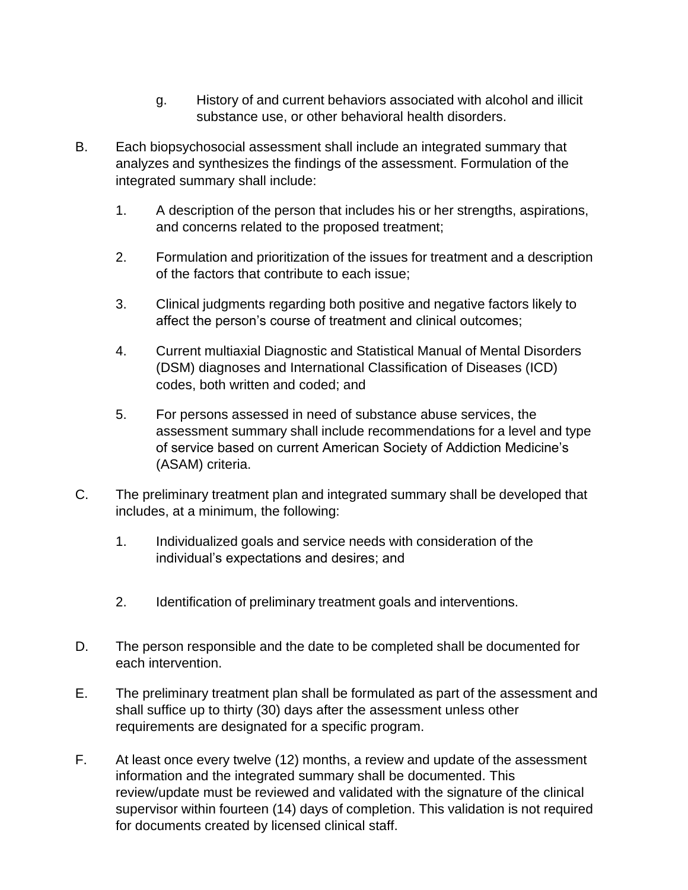g. History of and current behaviors associated with alcohol and illicit substance use, or other behavioral health disorders.

B. Each biopsychosocial assessment shall include an integrated summary that analyzes and synthesizes the findings of the assessment. Formulation of the integrated summary shall include:

    1. A description of the person that includes his or her strengths, aspirations, and concerns related to the proposed treatment;

    2. Formulation and prioritization of the issues for treatment and a description of the factors that contribute to each issue;

    3. Clinical judgments regarding both positive and negative factors likely to affect the person's course of treatment and clinical outcomes;

    4. Current multiaxial Diagnostic and Statistical Manual of Mental Disorders (DSM) diagnoses and International Classification of Diseases (ICD) codes, both written and coded; and

    5. For persons assessed in need of substance abuse services, the assessment summary shall include recommendations for a level and type of service based on current American Society of Addiction Medicine's (ASAM) criteria.

C. The preliminary treatment plan and integrated summary shall be developed that includes, at a minimum, the following:

    1. Individualized goals and service needs with consideration of the individual's expectations and desires; and

    2. Identification of preliminary treatment goals and interventions.

D. The person responsible and the date to be completed shall be documented for each intervention.

E. The preliminary treatment plan shall be formulated as part of the assessment and shall suffice up to thirty (30) days after the assessment unless other requirements are designated for a specific program.

F. At least once every twelve (12) months, a review and update of the assessment information and the integrated summary shall be documented. This review/update must be reviewed and validated with the signature of the clinical supervisor within fourteen (14) days of completion. This validation is not required for documents created by licensed clinical staff.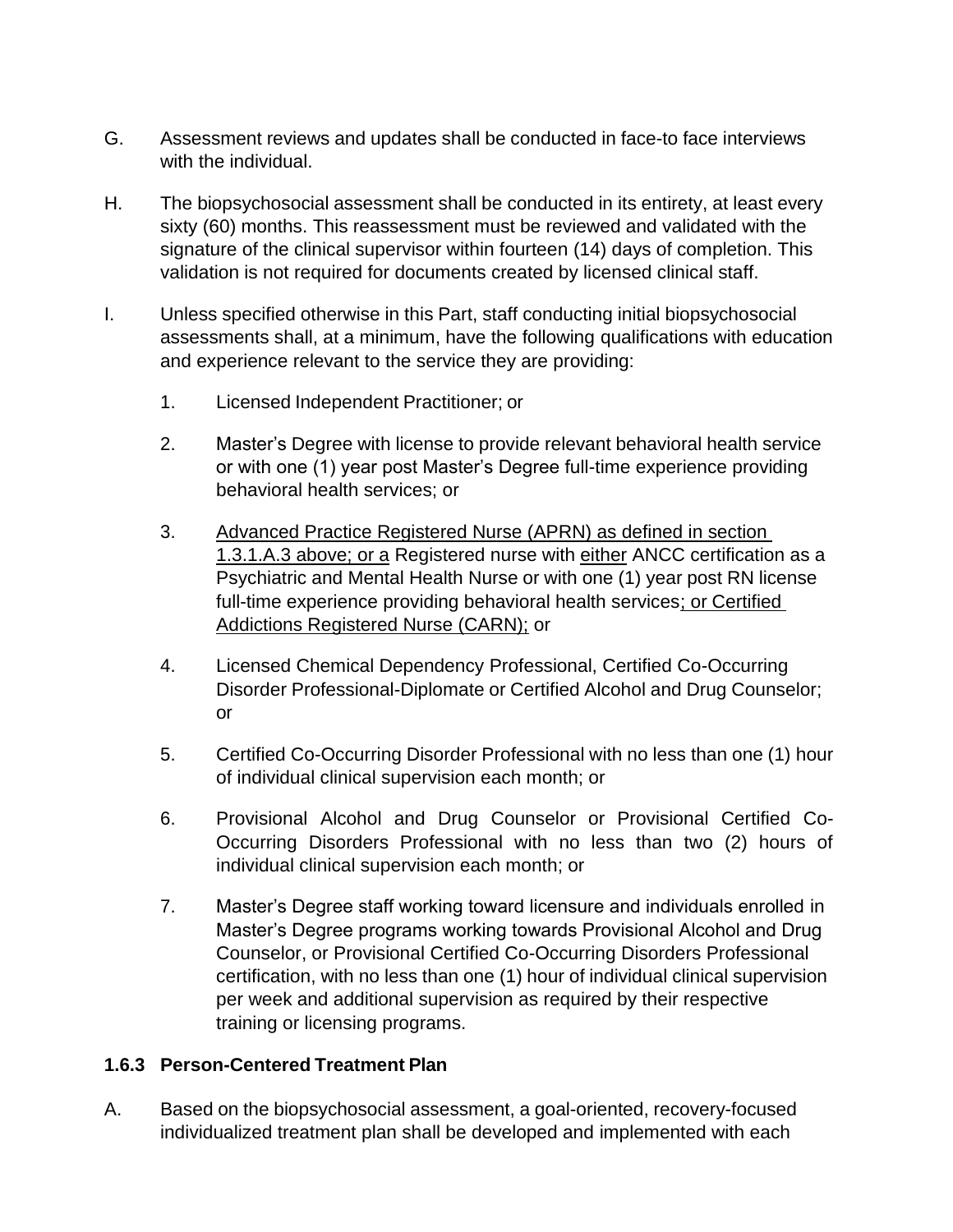G. Assessment reviews and updates shall be conducted in face-to face interviews with the individual.

H. The biopsychosocial assessment shall be conducted in its entirety, at least every sixty (60) months. This reassessment must be reviewed and validated with the signature of the clinical supervisor within fourteen (14) days of completion. This validation is not required for documents created by licensed clinical staff.

I. Unless specified otherwise in this Part, staff conducting initial biopsychosocial assessments shall, at a minimum, have the following qualifications with education and experience relevant to the service they are providing:

1. Licensed Independent Practitioner; or

2. Master's Degree with license to provide relevant behavioral health service or with one (1) year post Master's Degree full-time experience providing behavioral health services; or

3. Advanced Practice Registered Nurse (APRN) as defined in section 1.3.1.A.3 above; or a Registered nurse with either ANCC certification as a Psychiatric and Mental Health Nurse or with one (1) year post RN license full-time experience providing behavioral health services; or Certified Addictions Registered Nurse (CARN); or

4. Licensed Chemical Dependency Professional, Certified Co-Occurring Disorder Professional-Diplomate or Certified Alcohol and Drug Counselor; or

5. Certified Co-Occurring Disorder Professional with no less than one (1) hour of individual clinical supervision each month; or

6. Provisional Alcohol and Drug Counselor or Provisional Certified Co-Occurring Disorders Professional with no less than two (2) hours of individual clinical supervision each month; or

7. Master's Degree staff working toward licensure and individuals enrolled in Master's Degree programs working towards Provisional Alcohol and Drug Counselor, or Provisional Certified Co-Occurring Disorders Professional certification, with no less than one (1) hour of individual clinical supervision per week and additional supervision as required by their respective training or licensing programs.

### 1.6.3 Person-Centered Treatment Plan

A. Based on the biopsychosocial assessment, a goal-oriented, recovery-focused individualized treatment plan shall be developed and implemented with each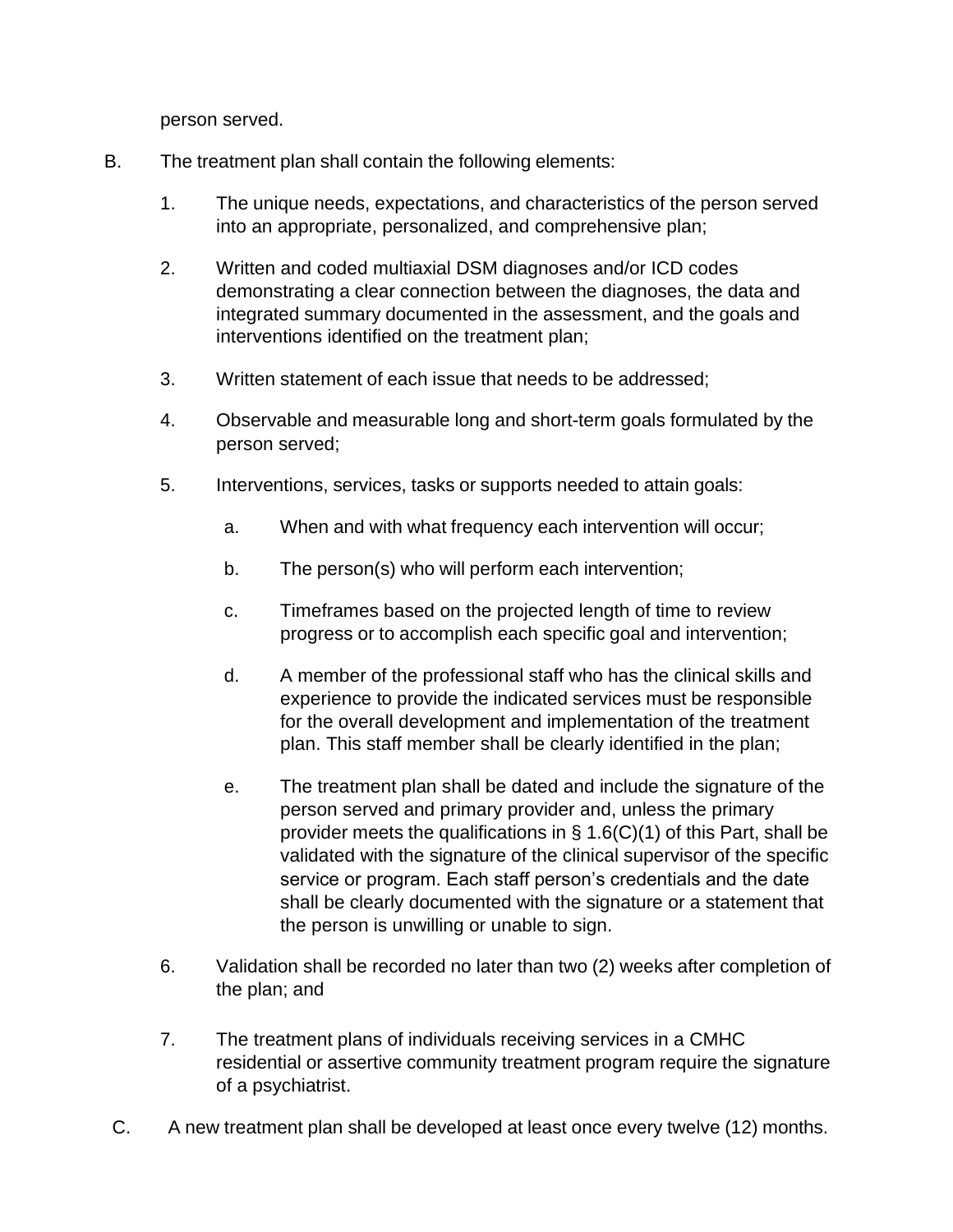person served.

B. The treatment plan shall contain the following elements:

1. The unique needs, expectations, and characteristics of the person served into an appropriate, personalized, and comprehensive plan;

2. Written and coded multiaxial DSM diagnoses and/or ICD codes demonstrating a clear connection between the diagnoses, the data and integrated summary documented in the assessment, and the goals and interventions identified on the treatment plan;

3. Written statement of each issue that needs to be addressed;

4. Observable and measurable long and short-term goals formulated by the person served;

5. Interventions, services, tasks or supports needed to attain goals:

   a. When and with what frequency each intervention will occur;

   b. The person(s) who will perform each intervention;

   c. Timeframes based on the projected length of time to review progress or to accomplish each specific goal and intervention;

   d. A member of the professional staff who has the clinical skills and experience to provide the indicated services must be responsible for the overall development and implementation of the treatment plan. This staff member shall be clearly identified in the plan;

   e. The treatment plan shall be dated and include the signature of the person served and primary provider and, unless the primary provider meets the qualifications in § 1.6(C)(1) of this Part, shall be validated with the signature of the clinical supervisor of the specific service or program. Each staff person's credentials and the date shall be clearly documented with the signature or a statement that the person is unwilling or unable to sign.

6. Validation shall be recorded no later than two (2) weeks after completion of the plan; and

7. The treatment plans of individuals receiving services in a CMHC residential or assertive community treatment program require the signature of a psychiatrist.

C. A new treatment plan shall be developed at least once every twelve (12) months.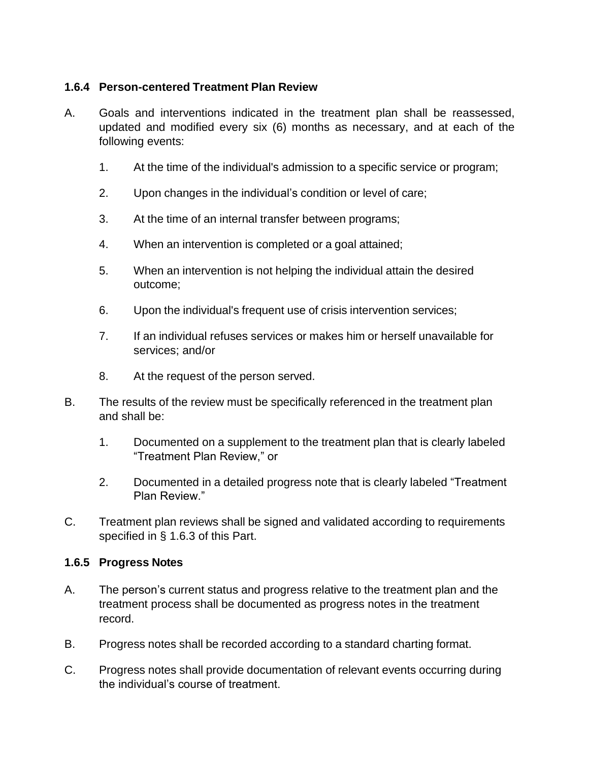### 1.6.4 Person-centered Treatment Plan Review

A. Goals and interventions indicated in the treatment plan shall be reassessed, updated and modified every six (6) months as necessary, and at each of the following events:

1. At the time of the individual's admission to a specific service or program;
2. Upon changes in the individual's condition or level of care;
3. At the time of an internal transfer between programs;
4. When an intervention is completed or a goal attained;
5. When an intervention is not helping the individual attain the desired outcome;
6. Upon the individual's frequent use of crisis intervention services;
7. If an individual refuses services or makes him or herself unavailable for services; and/or
8. At the request of the person served.

B. The results of the review must be specifically referenced in the treatment plan and shall be:

1. Documented on a supplement to the treatment plan that is clearly labeled "Treatment Plan Review," or
2. Documented in a detailed progress note that is clearly labeled "Treatment Plan Review."

C. Treatment plan reviews shall be signed and validated according to requirements specified in § 1.6.3 of this Part.

### 1.6.5 Progress Notes

A. The person's current status and progress relative to the treatment plan and the treatment process shall be documented as progress notes in the treatment record.

B. Progress notes shall be recorded according to a standard charting format.

C. Progress notes shall provide documentation of relevant events occurring during the individual's course of treatment.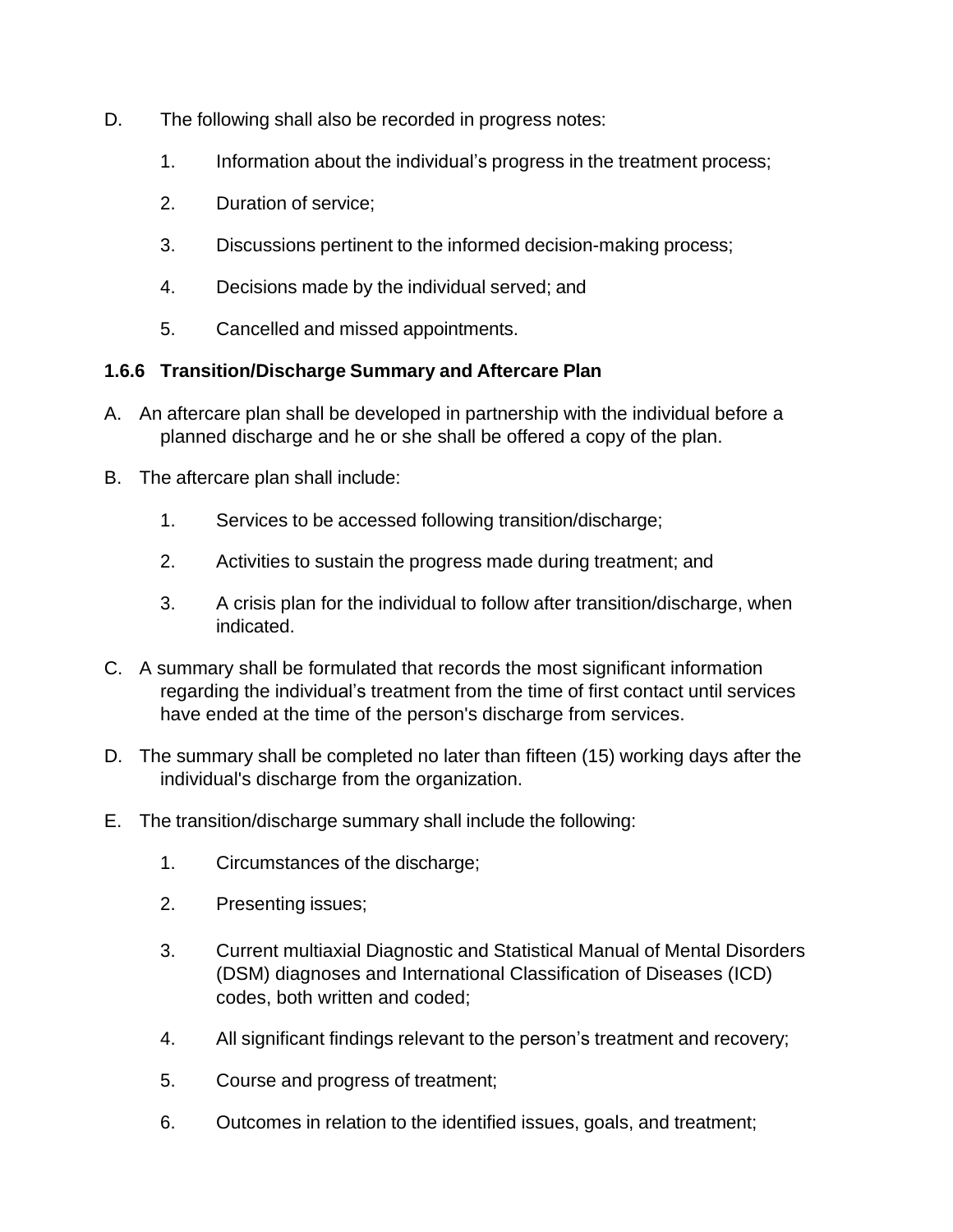D. The following shall also be recorded in progress notes:

1. Information about the individual's progress in the treatment process;
2. Duration of service;
3. Discussions pertinent to the informed decision-making process;
4. Decisions made by the individual served; and
5. Cancelled and missed appointments.

**1.6.6 Transition/Discharge Summary and Aftercare Plan**

A. An aftercare plan shall be developed in partnership with the individual before a planned discharge and he or she shall be offered a copy of the plan.

B. The aftercare plan shall include:

1. Services to be accessed following transition/discharge;
2. Activities to sustain the progress made during treatment; and
3. A crisis plan for the individual to follow after transition/discharge, when indicated.

C. A summary shall be formulated that records the most significant information regarding the individual's treatment from the time of first contact until services have ended at the time of the person's discharge from services.

D. The summary shall be completed no later than fifteen (15) working days after the individual's discharge from the organization.

E. The transition/discharge summary shall include the following:

1. Circumstances of the discharge;
2. Presenting issues;
3. Current multiaxial Diagnostic and Statistical Manual of Mental Disorders (DSM) diagnoses and International Classification of Diseases (ICD) codes, both written and coded;
4. All significant findings relevant to the person's treatment and recovery;
5. Course and progress of treatment;
6. Outcomes in relation to the identified issues, goals, and treatment;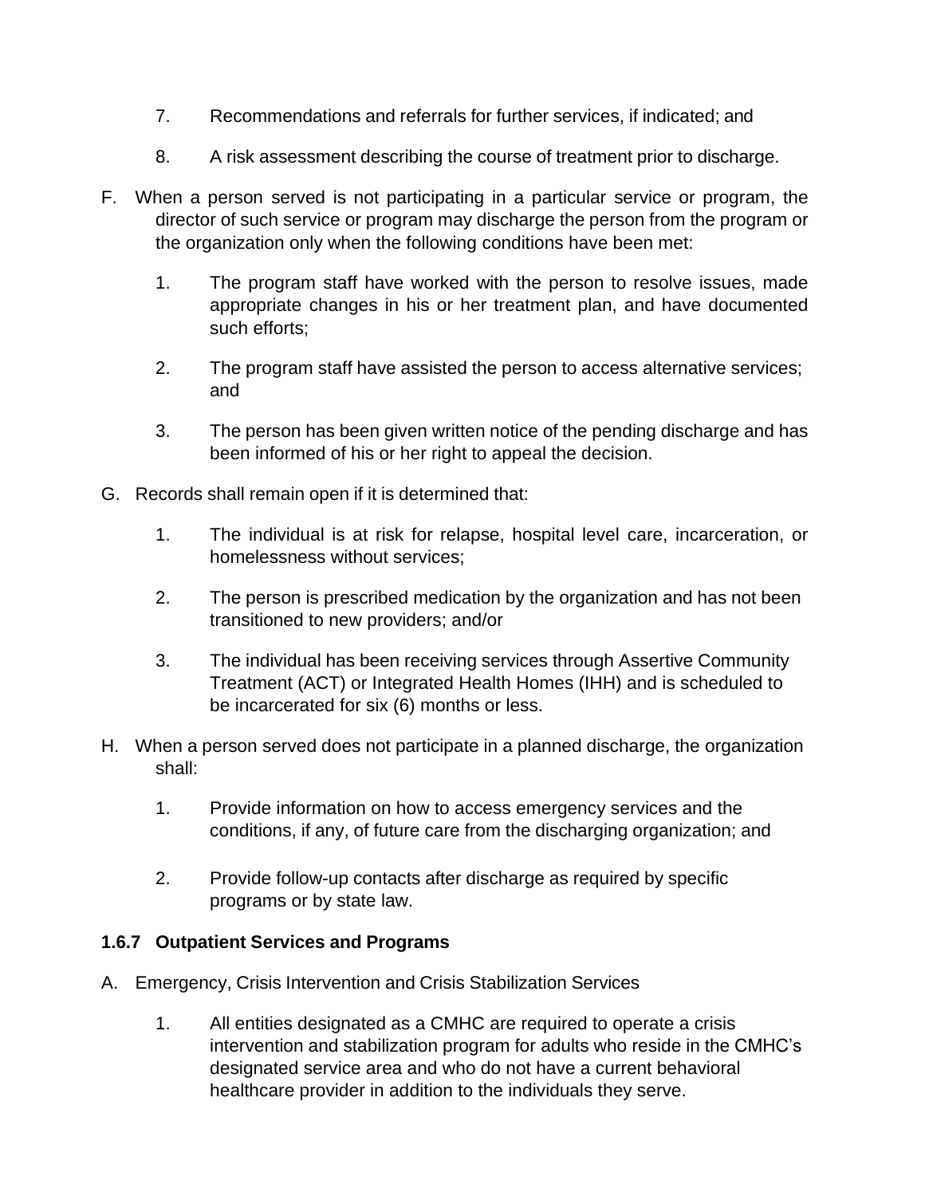7. Recommendations and referrals for further services, if indicated; and

8. A risk assessment describing the course of treatment prior to discharge.

F. When a person served is not participating in a particular service or program, the director of such service or program may discharge the person from the program or the organization only when the following conditions have been met:

   1. The program staff have worked with the person to resolve issues, made appropriate changes in his or her treatment plan, and have documented such efforts;

   2. The program staff have assisted the person to access alternative services; and

   3. The person has been given written notice of the pending discharge and has been informed of his or her right to appeal the decision.

G. Records shall remain open if it is determined that:

   1. The individual is at risk for relapse, hospital level care, incarceration, or homelessness without services;

   2. The person is prescribed medication by the organization and has not been transitioned to new providers; and/or

   3. The individual has been receiving services through Assertive Community Treatment (ACT) or Integrated Health Homes (IHH) and is scheduled to be incarcerated for six (6) months or less.

H. When a person served does not participate in a planned discharge, the organization shall:

   1. Provide information on how to access emergency services and the conditions, if any, of future care from the discharging organization; and

   2. Provide follow-up contacts after discharge as required by specific programs or by state law.

### 1.6.7 Outpatient Services and Programs

A. Emergency, Crisis Intervention and Crisis Stabilization Services

   1. All entities designated as a CMHC are required to operate a crisis intervention and stabilization program for adults who reside in the CMHC's designated service area and who do not have a current behavioral healthcare provider in addition to the individuals they serve.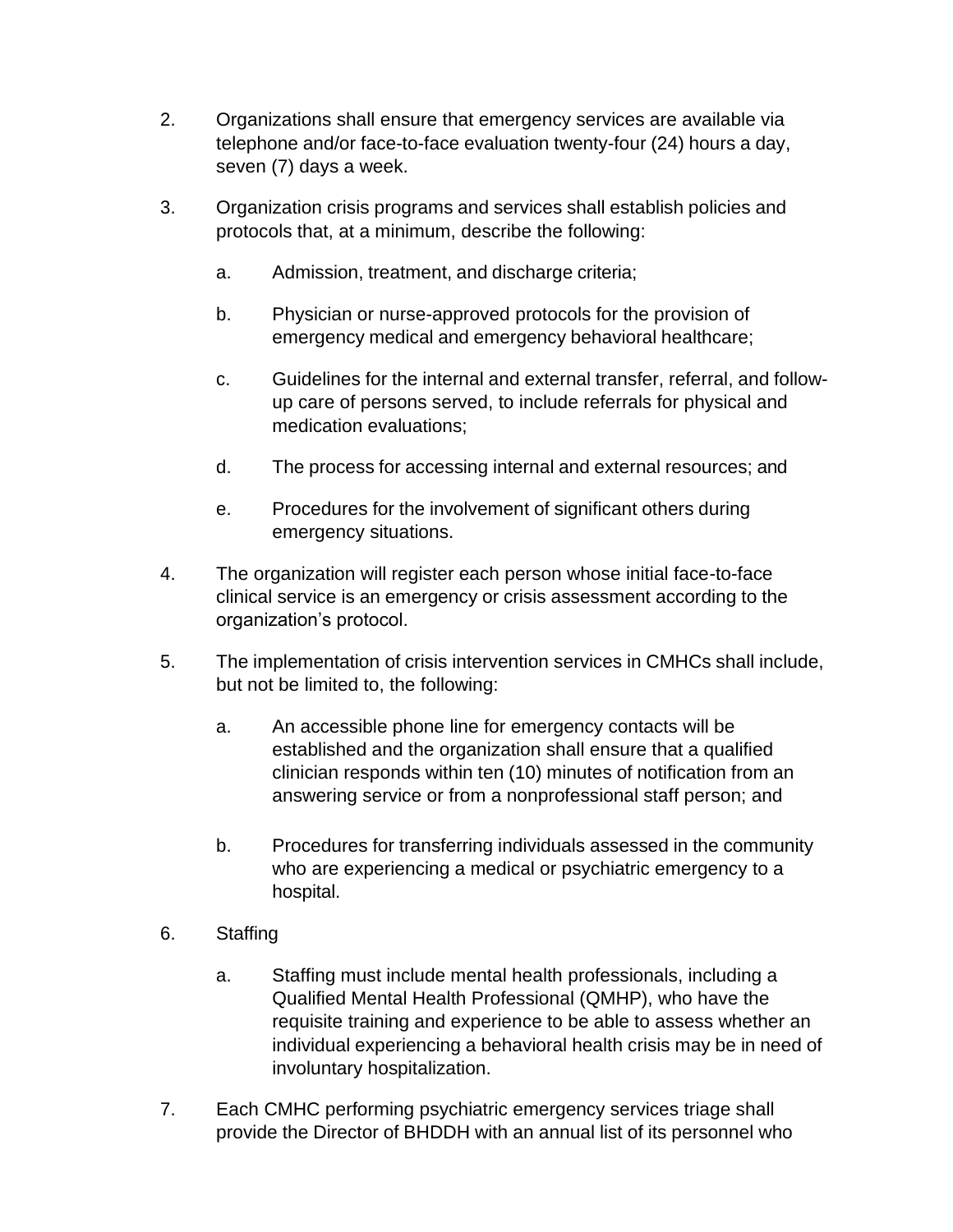2. Organizations shall ensure that emergency services are available via telephone and/or face-to-face evaluation twenty-four (24) hours a day, seven (7) days a week.

3. Organization crisis programs and services shall establish policies and protocols that, at a minimum, describe the following:

   a. Admission, treatment, and discharge criteria;

   b. Physician or nurse-approved protocols for the provision of emergency medical and emergency behavioral healthcare;

   c. Guidelines for the internal and external transfer, referral, and follow-up care of persons served, to include referrals for physical and medication evaluations;

   d. The process for accessing internal and external resources; and

   e. Procedures for the involvement of significant others during emergency situations.

4. The organization will register each person whose initial face-to-face clinical service is an emergency or crisis assessment according to the organization's protocol.

5. The implementation of crisis intervention services in CMHCs shall include, but not be limited to, the following:

   a. An accessible phone line for emergency contacts will be established and the organization shall ensure that a qualified clinician responds within ten (10) minutes of notification from an answering service or from a nonprofessional staff person; and

   b. Procedures for transferring individuals assessed in the community who are experiencing a medical or psychiatric emergency to a hospital.

6. Staffing

   a. Staffing must include mental health professionals, including a Qualified Mental Health Professional (QMHP), who have the requisite training and experience to be able to assess whether an individual experiencing a behavioral health crisis may be in need of involuntary hospitalization.

7. Each CMHC performing psychiatric emergency services triage shall provide the Director of BHDDH with an annual list of its personnel who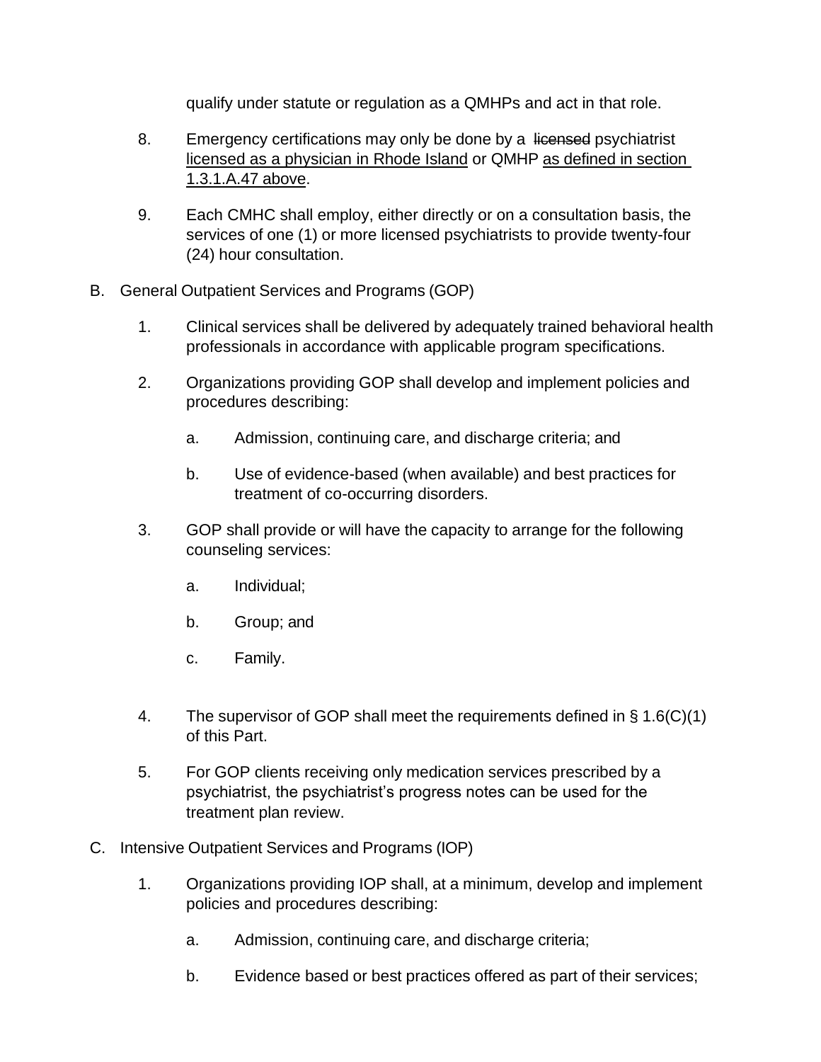qualify under statute or regulation as a QMHPs and act in that role.

8. Emergency certifications may only be done by a ~~licensed~~ psychiatrist <u>licensed as a physician in Rhode Island</u> or QMHP <u>as defined in section 1.3.1.A.47 above</u>.

9. Each CMHC shall employ, either directly or on a consultation basis, the services of one (1) or more licensed psychiatrists to provide twenty-four (24) hour consultation.

B. General Outpatient Services and Programs (GOP)

1. Clinical services shall be delivered by adequately trained behavioral health professionals in accordance with applicable program specifications.

2. Organizations providing GOP shall develop and implement policies and procedures describing:

   a. Admission, continuing care, and discharge criteria; and

   b. Use of evidence-based (when available) and best practices for treatment of co-occurring disorders.

3. GOP shall provide or will have the capacity to arrange for the following counseling services:

   a. Individual;

   b. Group; and

   c. Family.

4. The supervisor of GOP shall meet the requirements defined in § 1.6(C)(1) of this Part.

5. For GOP clients receiving only medication services prescribed by a psychiatrist, the psychiatrist's progress notes can be used for the treatment plan review.

C. Intensive Outpatient Services and Programs (IOP)

1. Organizations providing IOP shall, at a minimum, develop and implement policies and procedures describing:

   a. Admission, continuing care, and discharge criteria;

   b. Evidence based or best practices offered as part of their services;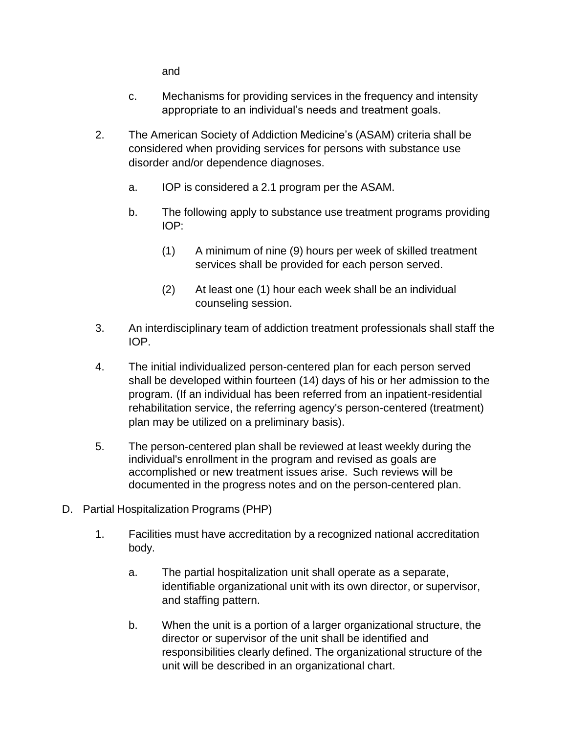and

c. Mechanisms for providing services in the frequency and intensity appropriate to an individual's needs and treatment goals.

2. The American Society of Addiction Medicine's (ASAM) criteria shall be considered when providing services for persons with substance use disorder and/or dependence diagnoses.

   a. IOP is considered a 2.1 program per the ASAM.

   b. The following apply to substance use treatment programs providing IOP:

      (1) A minimum of nine (9) hours per week of skilled treatment services shall be provided for each person served.

      (2) At least one (1) hour each week shall be an individual counseling session.

3. An interdisciplinary team of addiction treatment professionals shall staff the IOP.

4. The initial individualized person-centered plan for each person served shall be developed within fourteen (14) days of his or her admission to the program. (If an individual has been referred from an inpatient-residential rehabilitation service, the referring agency's person-centered (treatment) plan may be utilized on a preliminary basis).

5. The person-centered plan shall be reviewed at least weekly during the individual's enrollment in the program and revised as goals are accomplished or new treatment issues arise. Such reviews will be documented in the progress notes and on the person-centered plan.

D. Partial Hospitalization Programs (PHP)

1. Facilities must have accreditation by a recognized national accreditation body.

   a. The partial hospitalization unit shall operate as a separate, identifiable organizational unit with its own director, or supervisor, and staffing pattern.

   b. When the unit is a portion of a larger organizational structure, the director or supervisor of the unit shall be identified and responsibilities clearly defined. The organizational structure of the unit will be described in an organizational chart.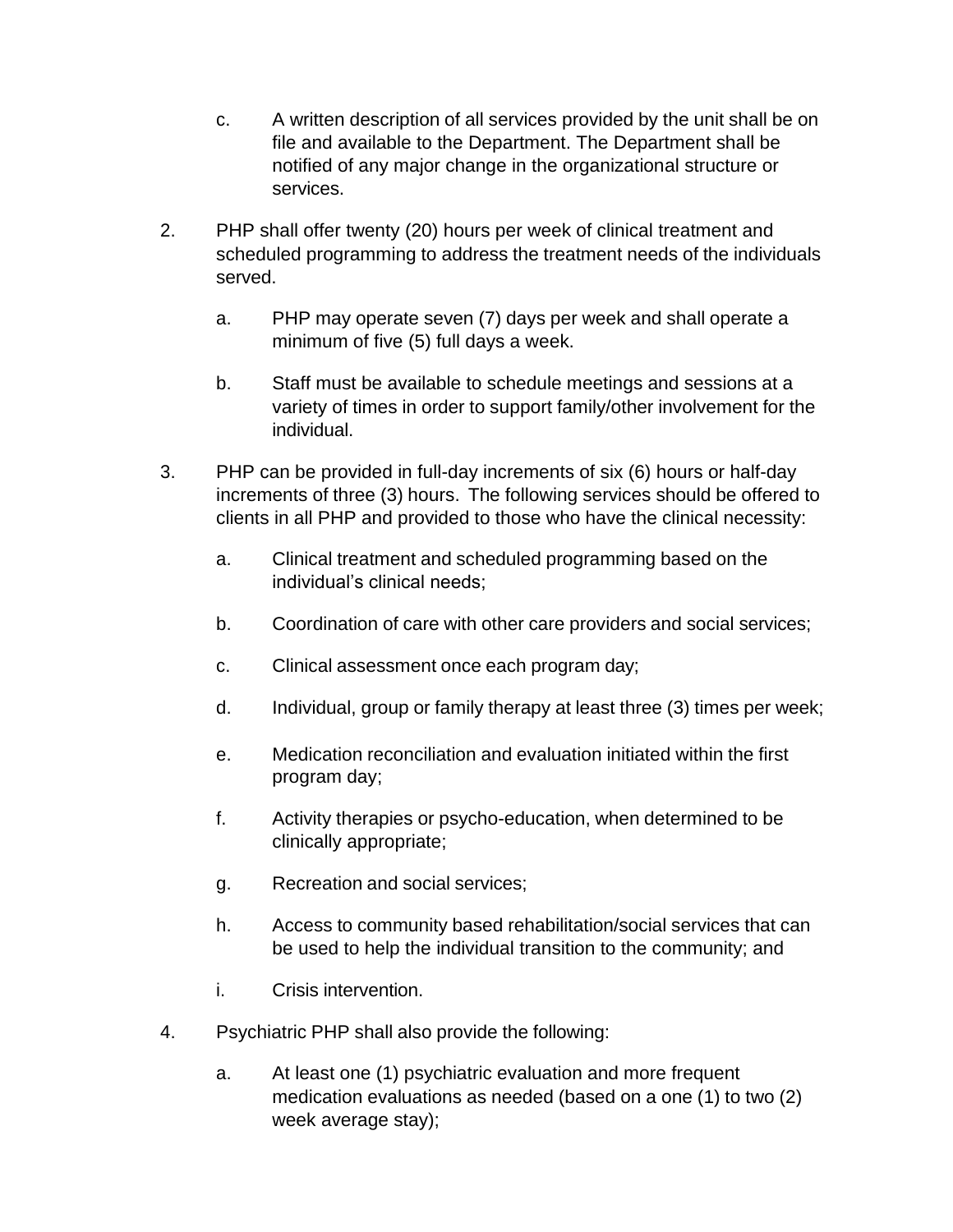c. A written description of all services provided by the unit shall be on file and available to the Department. The Department shall be notified of any major change in the organizational structure or services.

2. PHP shall offer twenty (20) hours per week of clinical treatment and scheduled programming to address the treatment needs of the individuals served.

   a. PHP may operate seven (7) days per week and shall operate a minimum of five (5) full days a week.

   b. Staff must be available to schedule meetings and sessions at a variety of times in order to support family/other involvement for the individual.

3. PHP can be provided in full-day increments of six (6) hours or half-day increments of three (3) hours. The following services should be offered to clients in all PHP and provided to those who have the clinical necessity:

   a. Clinical treatment and scheduled programming based on the individual's clinical needs;

   b. Coordination of care with other care providers and social services;

   c. Clinical assessment once each program day;

   d. Individual, group or family therapy at least three (3) times per week;

   e. Medication reconciliation and evaluation initiated within the first program day;

   f. Activity therapies or psycho-education, when determined to be clinically appropriate;

   g. Recreation and social services;

   h. Access to community based rehabilitation/social services that can be used to help the individual transition to the community; and

   i. Crisis intervention.

4. Psychiatric PHP shall also provide the following:

   a. At least one (1) psychiatric evaluation and more frequent medication evaluations as needed (based on a one (1) to two (2) week average stay);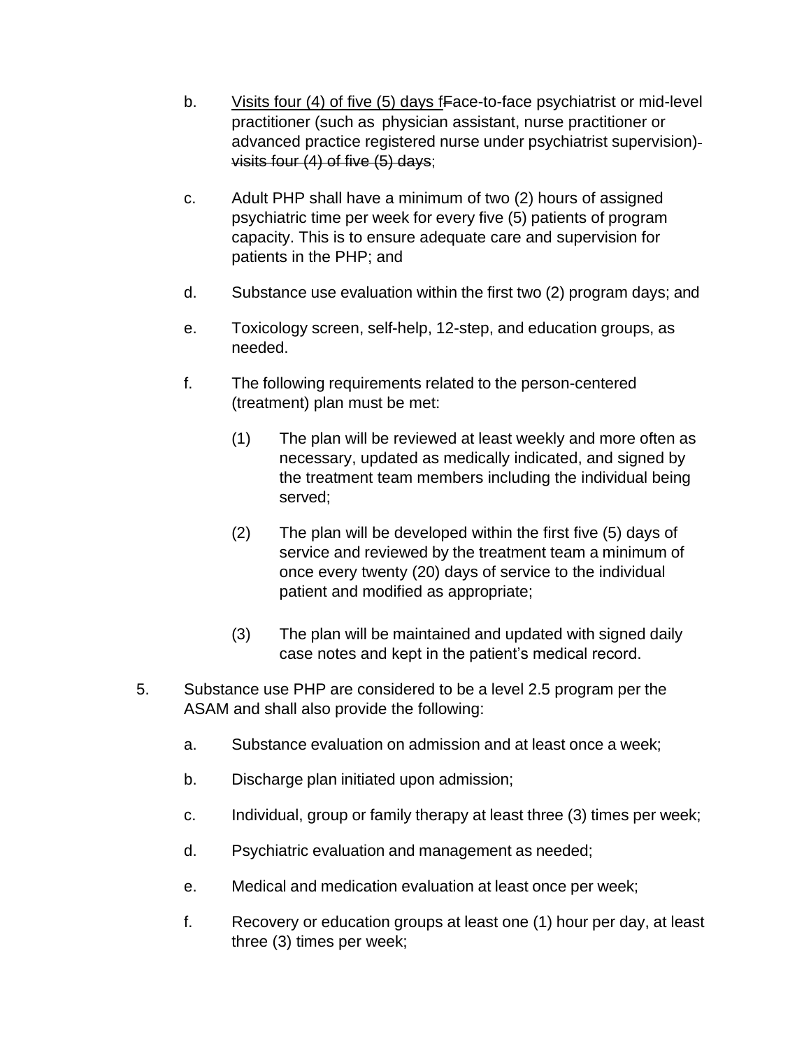b. Visits four (4) of five (5) days fFace-to-face psychiatrist or mid-level practitioner (such as physician assistant, nurse practitioner or advanced practice registered nurse under psychiatrist supervision) visits four (4) of five (5) days;

c. Adult PHP shall have a minimum of two (2) hours of assigned psychiatric time per week for every five (5) patients of program capacity. This is to ensure adequate care and supervision for patients in the PHP; and

d. Substance use evaluation within the first two (2) program days; and

e. Toxicology screen, self-help, 12-step, and education groups, as needed.

f. The following requirements related to the person-centered (treatment) plan must be met:

   (1) The plan will be reviewed at least weekly and more often as necessary, updated as medically indicated, and signed by the treatment team members including the individual being served;

   (2) The plan will be developed within the first five (5) days of service and reviewed by the treatment team a minimum of once every twenty (20) days of service to the individual patient and modified as appropriate;

   (3) The plan will be maintained and updated with signed daily case notes and kept in the patient's medical record.

5. Substance use PHP are considered to be a level 2.5 program per the ASAM and shall also provide the following:

   a. Substance evaluation on admission and at least once a week;

   b. Discharge plan initiated upon admission;

   c. Individual, group or family therapy at least three (3) times per week;

   d. Psychiatric evaluation and management as needed;

   e. Medical and medication evaluation at least once per week;

   f. Recovery or education groups at least one (1) hour per day, at least three (3) times per week;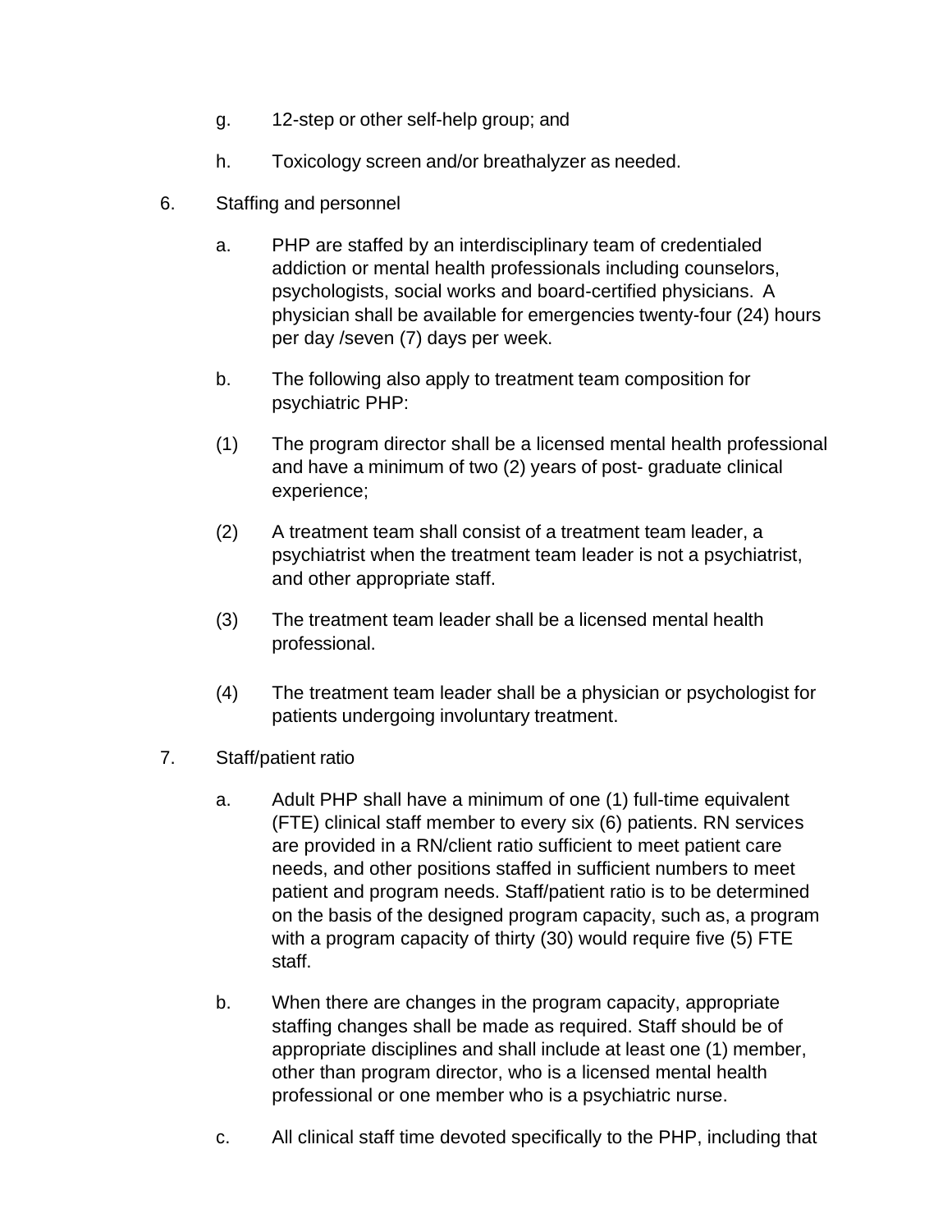g. 12-step or other self-help group; and

h. Toxicology screen and/or breathalyzer as needed.

6. Staffing and personnel

   a. PHP are staffed by an interdisciplinary team of credentialed addiction or mental health professionals including counselors, psychologists, social works and board-certified physicians. A physician shall be available for emergencies twenty-four (24) hours per day /seven (7) days per week.

   b. The following also apply to treatment team composition for psychiatric PHP:

   (1) The program director shall be a licensed mental health professional and have a minimum of two (2) years of post- graduate clinical experience;

   (2) A treatment team shall consist of a treatment team leader, a psychiatrist when the treatment team leader is not a psychiatrist, and other appropriate staff.

   (3) The treatment team leader shall be a licensed mental health professional.

   (4) The treatment team leader shall be a physician or psychologist for patients undergoing involuntary treatment.

7. Staff/patient ratio

   a. Adult PHP shall have a minimum of one (1) full-time equivalent (FTE) clinical staff member to every six (6) patients. RN services are provided in a RN/client ratio sufficient to meet patient care needs, and other positions staffed in sufficient numbers to meet patient and program needs. Staff/patient ratio is to be determined on the basis of the designed program capacity, such as, a program with a program capacity of thirty (30) would require five (5) FTE staff.

   b. When there are changes in the program capacity, appropriate staffing changes shall be made as required. Staff should be of appropriate disciplines and shall include at least one (1) member, other than program director, who is a licensed mental health professional or one member who is a psychiatric nurse.

   c. All clinical staff time devoted specifically to the PHP, including that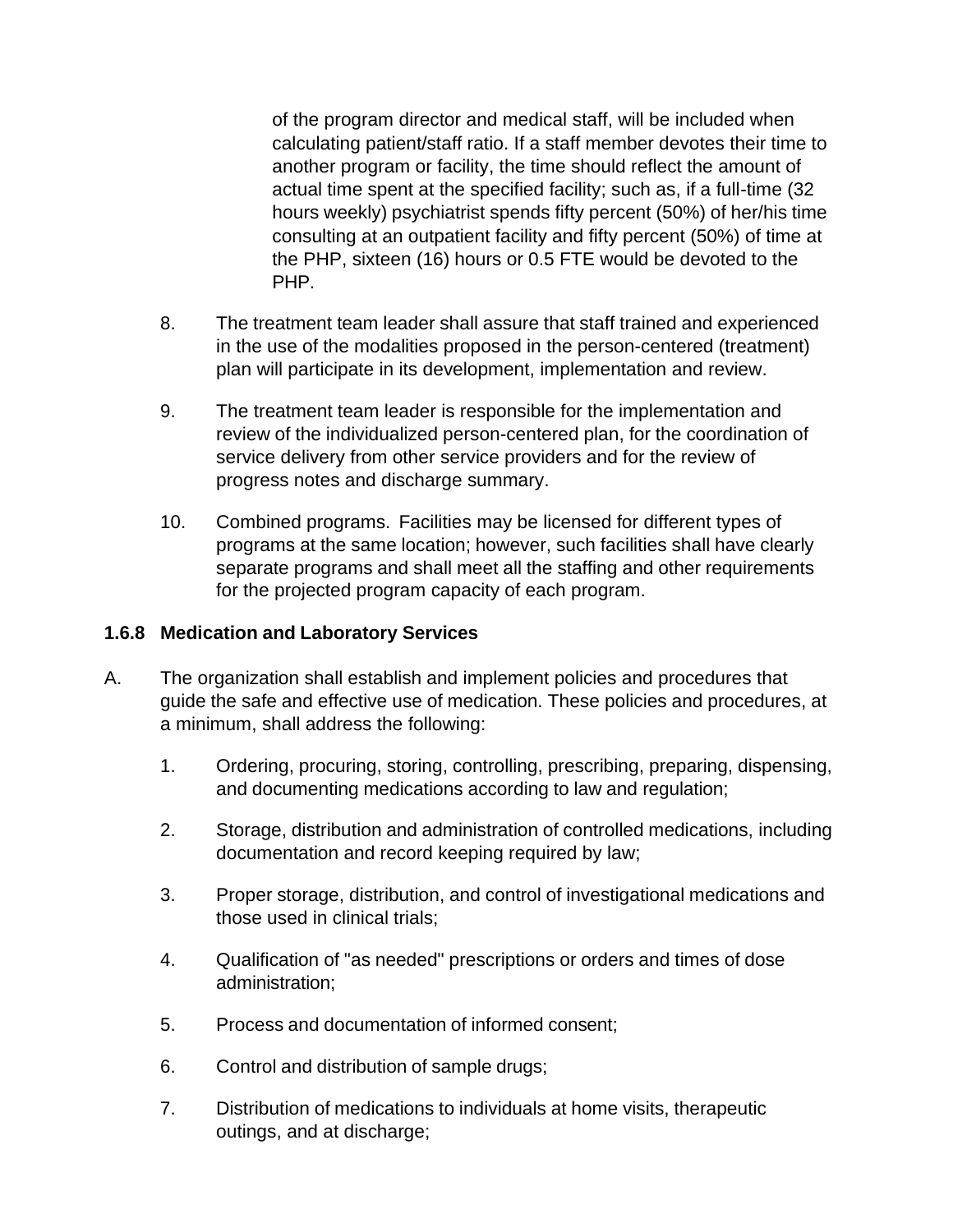of the program director and medical staff, will be included when calculating patient/staff ratio. If a staff member devotes their time to another program or facility, the time should reflect the amount of actual time spent at the specified facility; such as, if a full-time (32 hours weekly) psychiatrist spends fifty percent (50%) of her/his time consulting at an outpatient facility and fifty percent (50%) of time at the PHP, sixteen (16) hours or 0.5 FTE would be devoted to the PHP.

8. The treatment team leader shall assure that staff trained and experienced in the use of the modalities proposed in the person-centered (treatment) plan will participate in its development, implementation and review.

9. The treatment team leader is responsible for the implementation and review of the individualized person-centered plan, for the coordination of service delivery from other service providers and for the review of progress notes and discharge summary.

10. Combined programs. Facilities may be licensed for different types of programs at the same location; however, such facilities shall have clearly separate programs and shall meet all the staffing and other requirements for the projected program capacity of each program.

### 1.6.8 Medication and Laboratory Services

A. The organization shall establish and implement policies and procedures that guide the safe and effective use of medication. These policies and procedures, at a minimum, shall address the following:

1. Ordering, procuring, storing, controlling, prescribing, preparing, dispensing, and documenting medications according to law and regulation;

2. Storage, distribution and administration of controlled medications, including documentation and record keeping required by law;

3. Proper storage, distribution, and control of investigational medications and those used in clinical trials;

4. Qualification of "as needed" prescriptions or orders and times of dose administration;

5. Process and documentation of informed consent;

6. Control and distribution of sample drugs;

7. Distribution of medications to individuals at home visits, therapeutic outings, and at discharge;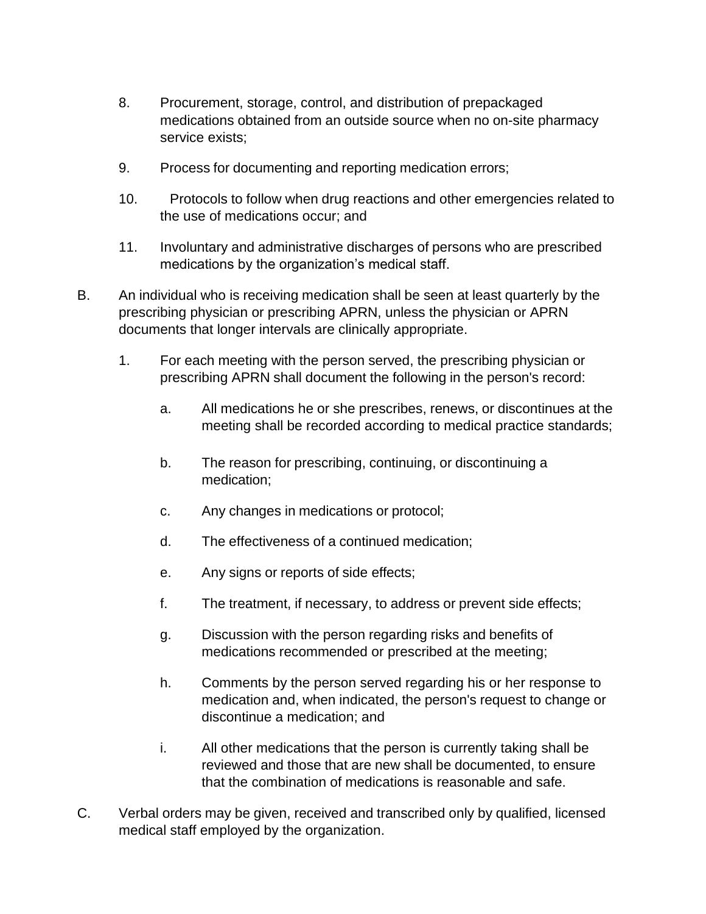8. Procurement, storage, control, and distribution of prepackaged medications obtained from an outside source when no on-site pharmacy service exists;

9. Process for documenting and reporting medication errors;

10. Protocols to follow when drug reactions and other emergencies related to the use of medications occur; and

11. Involuntary and administrative discharges of persons who are prescribed medications by the organization's medical staff.

B. An individual who is receiving medication shall be seen at least quarterly by the prescribing physician or prescribing APRN, unless the physician or APRN documents that longer intervals are clinically appropriate.

   1. For each meeting with the person served, the prescribing physician or prescribing APRN shall document the following in the person's record:

      a. All medications he or she prescribes, renews, or discontinues at the meeting shall be recorded according to medical practice standards;

      b. The reason for prescribing, continuing, or discontinuing a medication;

      c. Any changes in medications or protocol;

      d. The effectiveness of a continued medication;

      e. Any signs or reports of side effects;

      f. The treatment, if necessary, to address or prevent side effects;

      g. Discussion with the person regarding risks and benefits of medications recommended or prescribed at the meeting;

      h. Comments by the person served regarding his or her response to medication and, when indicated, the person's request to change or discontinue a medication; and

      i. All other medications that the person is currently taking shall be reviewed and those that are new shall be documented, to ensure that the combination of medications is reasonable and safe.

C. Verbal orders may be given, received and transcribed only by qualified, licensed medical staff employed by the organization.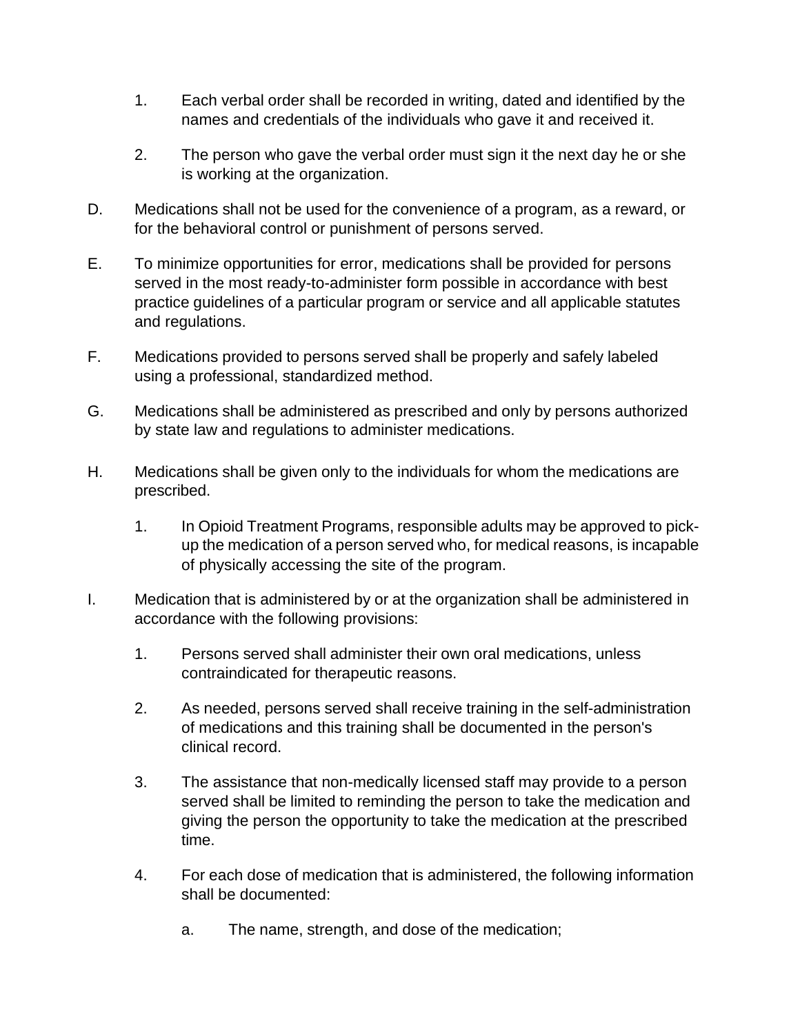1. Each verbal order shall be recorded in writing, dated and identified by the names and credentials of the individuals who gave it and received it.

2. The person who gave the verbal order must sign it the next day he or she is working at the organization.

D. Medications shall not be used for the convenience of a program, as a reward, or for the behavioral control or punishment of persons served.

E. To minimize opportunities for error, medications shall be provided for persons served in the most ready-to-administer form possible in accordance with best practice guidelines of a particular program or service and all applicable statutes and regulations.

F. Medications provided to persons served shall be properly and safely labeled using a professional, standardized method.

G. Medications shall be administered as prescribed and only by persons authorized by state law and regulations to administer medications.

H. Medications shall be given only to the individuals for whom the medications are prescribed.

   1. In Opioid Treatment Programs, responsible adults may be approved to pick-up the medication of a person served who, for medical reasons, is incapable of physically accessing the site of the program.

I. Medication that is administered by or at the organization shall be administered in accordance with the following provisions:

   1. Persons served shall administer their own oral medications, unless contraindicated for therapeutic reasons.

   2. As needed, persons served shall receive training in the self-administration of medications and this training shall be documented in the person's clinical record.

   3. The assistance that non-medically licensed staff may provide to a person served shall be limited to reminding the person to take the medication and giving the person the opportunity to take the medication at the prescribed time.

   4. For each dose of medication that is administered, the following information shall be documented:

      a. The name, strength, and dose of the medication;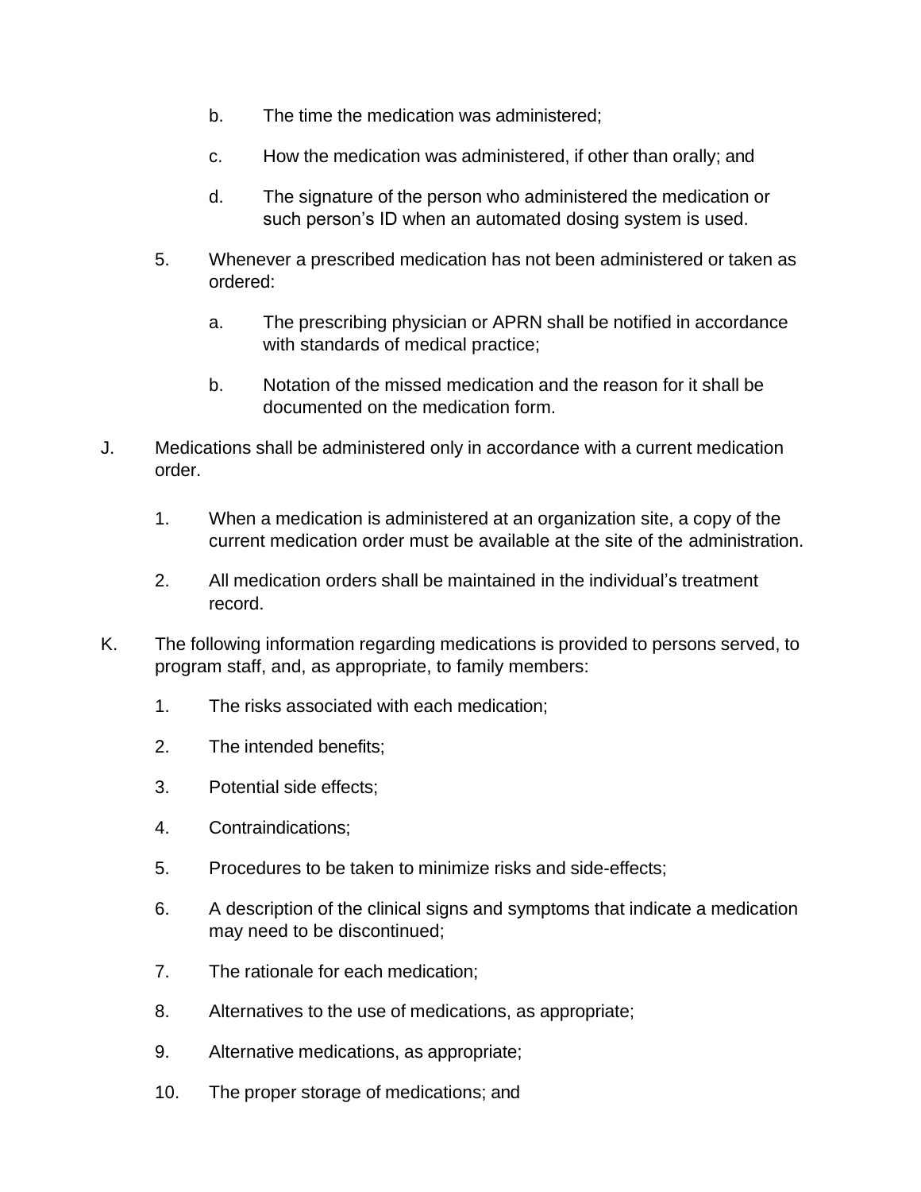b. The time the medication was administered;

   c. How the medication was administered, if other than orally; and

   d. The signature of the person who administered the medication or such person's ID when an automated dosing system is used.

5. Whenever a prescribed medication has not been administered or taken as ordered:

   a. The prescribing physician or APRN shall be notified in accordance with standards of medical practice;

   b. Notation of the missed medication and the reason for it shall be documented on the medication form.

J. Medications shall be administered only in accordance with a current medication order.

   1. When a medication is administered at an organization site, a copy of the current medication order must be available at the site of the administration.

   2. All medication orders shall be maintained in the individual's treatment record.

K. The following information regarding medications is provided to persons served, to program staff, and, as appropriate, to family members:

   1. The risks associated with each medication;

   2. The intended benefits;

   3. Potential side effects;

   4. Contraindications;

   5. Procedures to be taken to minimize risks and side-effects;

   6. A description of the clinical signs and symptoms that indicate a medication may need to be discontinued;

   7. The rationale for each medication;

   8. Alternatives to the use of medications, as appropriate;

   9. Alternative medications, as appropriate;

   10. The proper storage of medications; and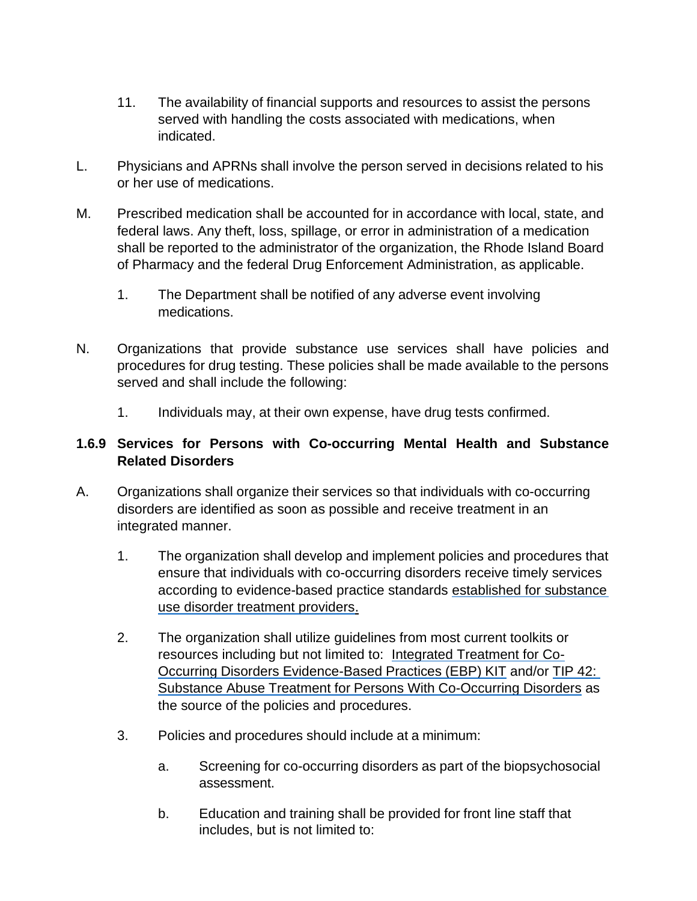11. The availability of financial supports and resources to assist the persons served with handling the costs associated with medications, when indicated.

L. Physicians and APRNs shall involve the person served in decisions related to his or her use of medications.

M. Prescribed medication shall be accounted for in accordance with local, state, and federal laws. Any theft, loss, spillage, or error in administration of a medication shall be reported to the administrator of the organization, the Rhode Island Board of Pharmacy and the federal Drug Enforcement Administration, as applicable.

   1. The Department shall be notified of any adverse event involving medications.

N. Organizations that provide substance use services shall have policies and procedures for drug testing. These policies shall be made available to the persons served and shall include the following:

   1. Individuals may, at their own expense, have drug tests confirmed.

### 1.6.9 Services for Persons with Co-occurring Mental Health and Substance Related Disorders

A. Organizations shall organize their services so that individuals with co-occurring disorders are identified as soon as possible and receive treatment in an integrated manner.

   1. The organization shall develop and implement policies and procedures that ensure that individuals with co-occurring disorders receive timely services according to evidence-based practice standards established for substance use disorder treatment providers.

   2. The organization shall utilize guidelines from most current toolkits or resources including but not limited to: Integrated Treatment for Co-Occurring Disorders Evidence-Based Practices (EBP) KIT and/or TIP 42: Substance Abuse Treatment for Persons With Co-Occurring Disorders as the source of the policies and procedures.

   3. Policies and procedures should include at a minimum:

      a. Screening for co-occurring disorders as part of the biopsychosocial assessment.

      b. Education and training shall be provided for front line staff that includes, but is not limited to: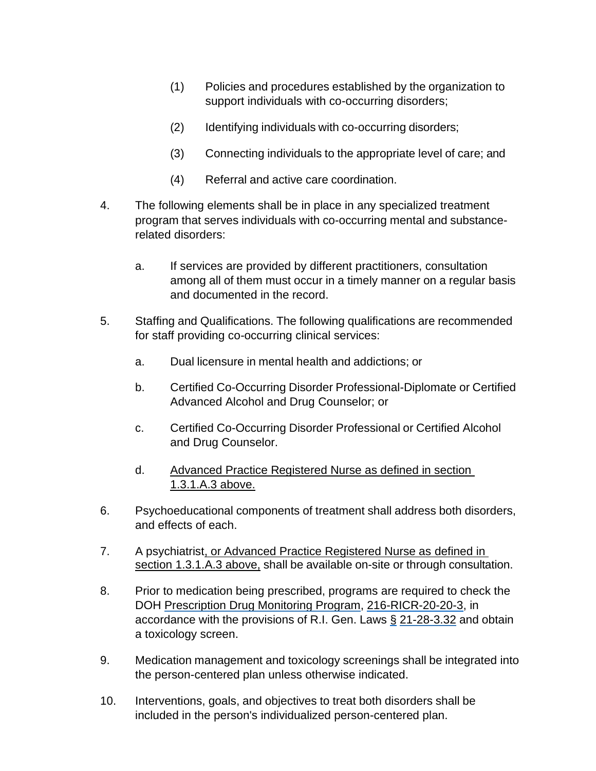(1) Policies and procedures established by the organization to support individuals with co-occurring disorders;

(2) Identifying individuals with co-occurring disorders;

(3) Connecting individuals to the appropriate level of care; and

(4) Referral and active care coordination.

4. The following elements shall be in place in any specialized treatment program that serves individuals with co-occurring mental and substance-related disorders:

   a. If services are provided by different practitioners, consultation among all of them must occur in a timely manner on a regular basis and documented in the record.

5. Staffing and Qualifications. The following qualifications are recommended for staff providing co-occurring clinical services:

   a. Dual licensure in mental health and addictions; or

   b. Certified Co-Occurring Disorder Professional-Diplomate or Certified Advanced Alcohol and Drug Counselor; or

   c. Certified Co-Occurring Disorder Professional or Certified Alcohol and Drug Counselor.

   d. Advanced Practice Registered Nurse as defined in section 1.3.1.A.3 above.

6. Psychoeducational components of treatment shall address both disorders, and effects of each.

7. A psychiatrist, or Advanced Practice Registered Nurse as defined in section 1.3.1.A.3 above, shall be available on-site or through consultation.

8. Prior to medication being prescribed, programs are required to check the DOH Prescription Drug Monitoring Program, 216-RICR-20-20-3, in accordance with the provisions of R.I. Gen. Laws § 21-28-3.32 and obtain a toxicology screen.

9. Medication management and toxicology screenings shall be integrated into the person-centered plan unless otherwise indicated.

10. Interventions, goals, and objectives to treat both disorders shall be included in the person's individualized person-centered plan.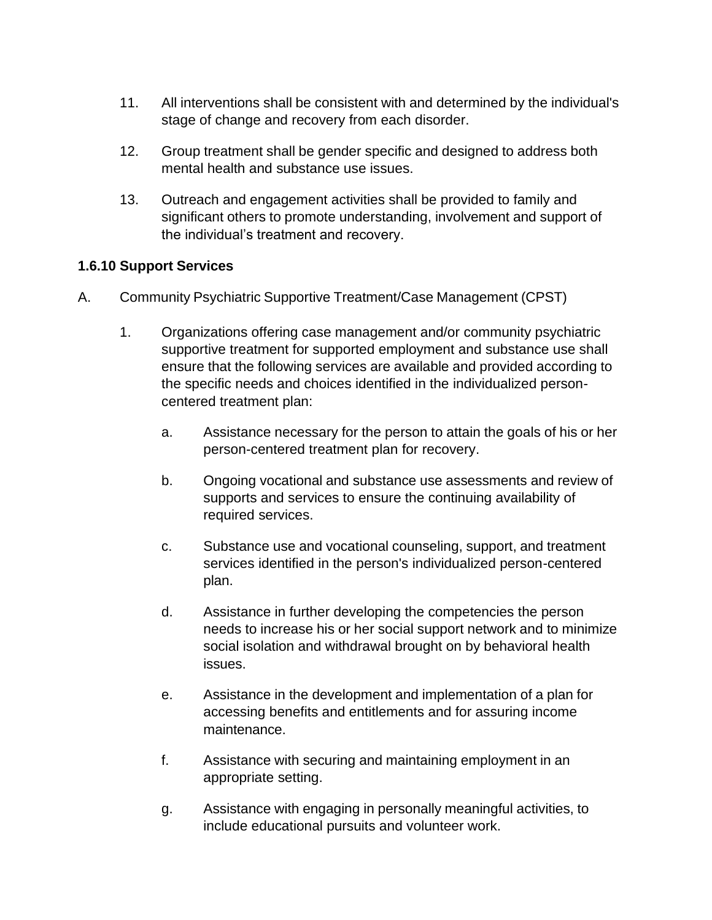11. All interventions shall be consistent with and determined by the individual's stage of change and recovery from each disorder.

12. Group treatment shall be gender specific and designed to address both mental health and substance use issues.

13. Outreach and engagement activities shall be provided to family and significant others to promote understanding, involvement and support of the individual's treatment and recovery.

### 1.6.10 Support Services

A. Community Psychiatric Supportive Treatment/Case Management (CPST)

1. Organizations offering case management and/or community psychiatric supportive treatment for supported employment and substance use shall ensure that the following services are available and provided according to the specific needs and choices identified in the individualized person-centered treatment plan:

   a. Assistance necessary for the person to attain the goals of his or her person-centered treatment plan for recovery.

   b. Ongoing vocational and substance use assessments and review of supports and services to ensure the continuing availability of required services.

   c. Substance use and vocational counseling, support, and treatment services identified in the person's individualized person-centered plan.

   d. Assistance in further developing the competencies the person needs to increase his or her social support network and to minimize social isolation and withdrawal brought on by behavioral health issues.

   e. Assistance in the development and implementation of a plan for accessing benefits and entitlements and for assuring income maintenance.

   f. Assistance with securing and maintaining employment in an appropriate setting.

   g. Assistance with engaging in personally meaningful activities, to include educational pursuits and volunteer work.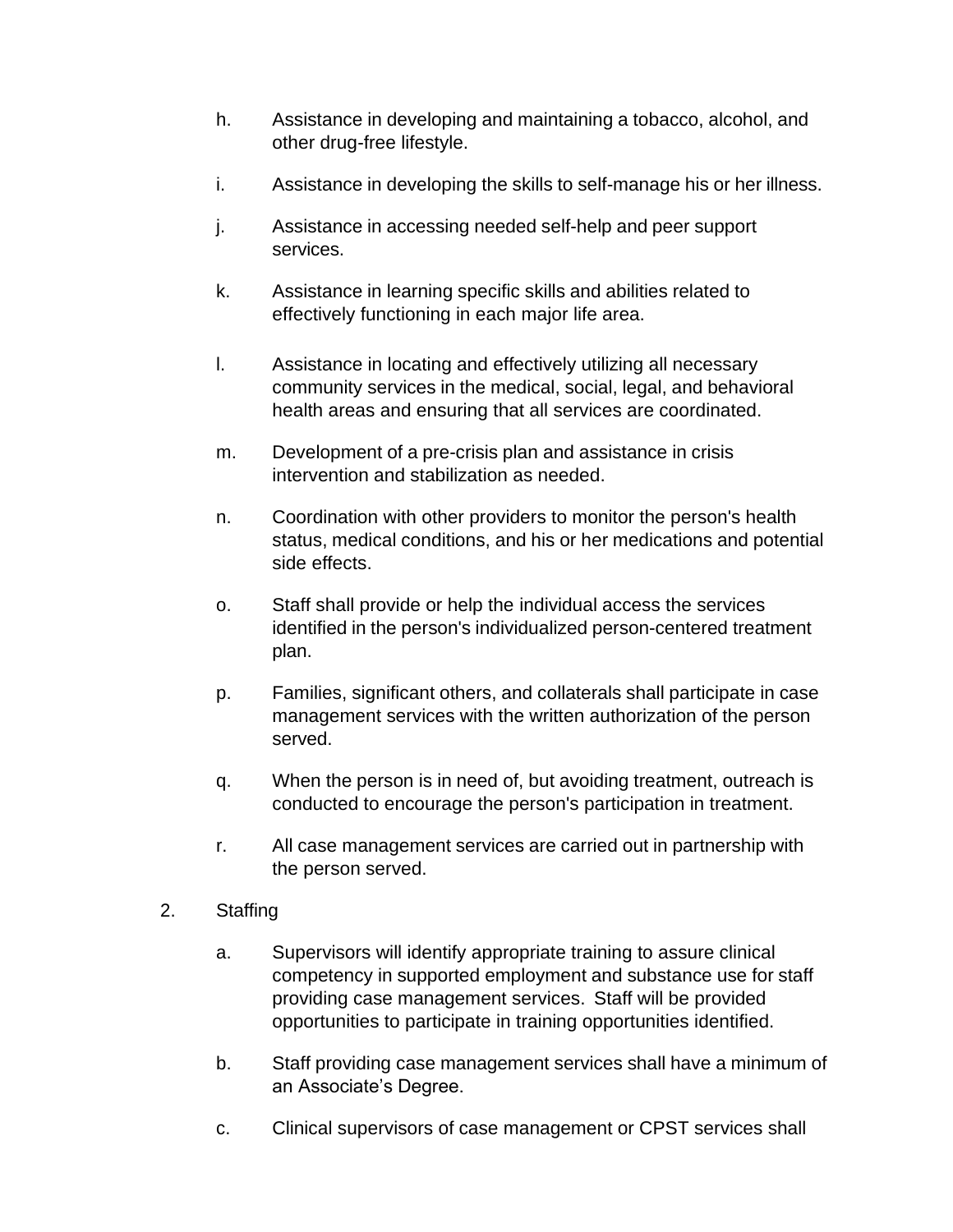h. Assistance in developing and maintaining a tobacco, alcohol, and other drug-free lifestyle.

i. Assistance in developing the skills to self-manage his or her illness.

j. Assistance in accessing needed self-help and peer support services.

k. Assistance in learning specific skills and abilities related to effectively functioning in each major life area.

l. Assistance in locating and effectively utilizing all necessary community services in the medical, social, legal, and behavioral health areas and ensuring that all services are coordinated.

m. Development of a pre-crisis plan and assistance in crisis intervention and stabilization as needed.

n. Coordination with other providers to monitor the person's health status, medical conditions, and his or her medications and potential side effects.

o. Staff shall provide or help the individual access the services identified in the person's individualized person-centered treatment plan.

p. Families, significant others, and collaterals shall participate in case management services with the written authorization of the person served.

q. When the person is in need of, but avoiding treatment, outreach is conducted to encourage the person's participation in treatment.

r. All case management services are carried out in partnership with the person served.

2. Staffing

a. Supervisors will identify appropriate training to assure clinical competency in supported employment and substance use for staff providing case management services. Staff will be provided opportunities to participate in training opportunities identified.

b. Staff providing case management services shall have a minimum of an Associate's Degree.

c. Clinical supervisors of case management or CPST services shall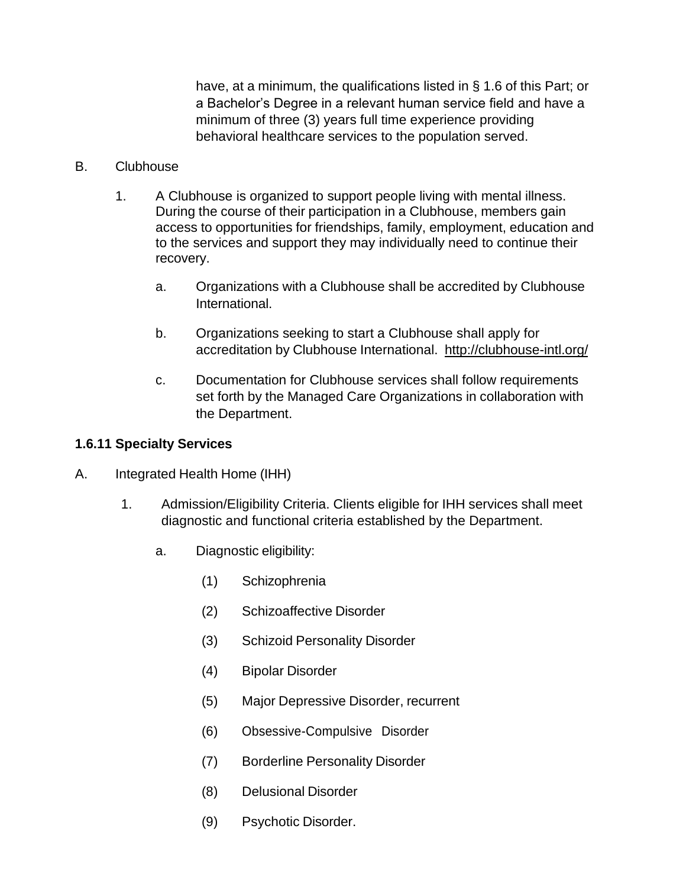have, at a minimum, the qualifications listed in § 1.6 of this Part; or a Bachelor's Degree in a relevant human service field and have a minimum of three (3) years full time experience providing behavioral healthcare services to the population served.

B. Clubhouse

1. A Clubhouse is organized to support people living with mental illness. During the course of their participation in a Clubhouse, members gain access to opportunities for friendships, family, employment, education and to the services and support they may individually need to continue their recovery.

   a. Organizations with a Clubhouse shall be accredited by Clubhouse International.

   b. Organizations seeking to start a Clubhouse shall apply for accreditation by Clubhouse International. http://clubhouse-intl.org/

   c. Documentation for Clubhouse services shall follow requirements set forth by the Managed Care Organizations in collaboration with the Department.

**1.6.11 Specialty Services**

A. Integrated Health Home (IHH)

1. Admission/Eligibility Criteria. Clients eligible for IHH services shall meet diagnostic and functional criteria established by the Department.

   a. Diagnostic eligibility:

      (1) Schizophrenia

      (2) Schizoaffective Disorder

      (3) Schizoid Personality Disorder

      (4) Bipolar Disorder

      (5) Major Depressive Disorder, recurrent

      (6) Obsessive-Compulsive Disorder

      (7) Borderline Personality Disorder

      (8) Delusional Disorder

      (9) Psychotic Disorder.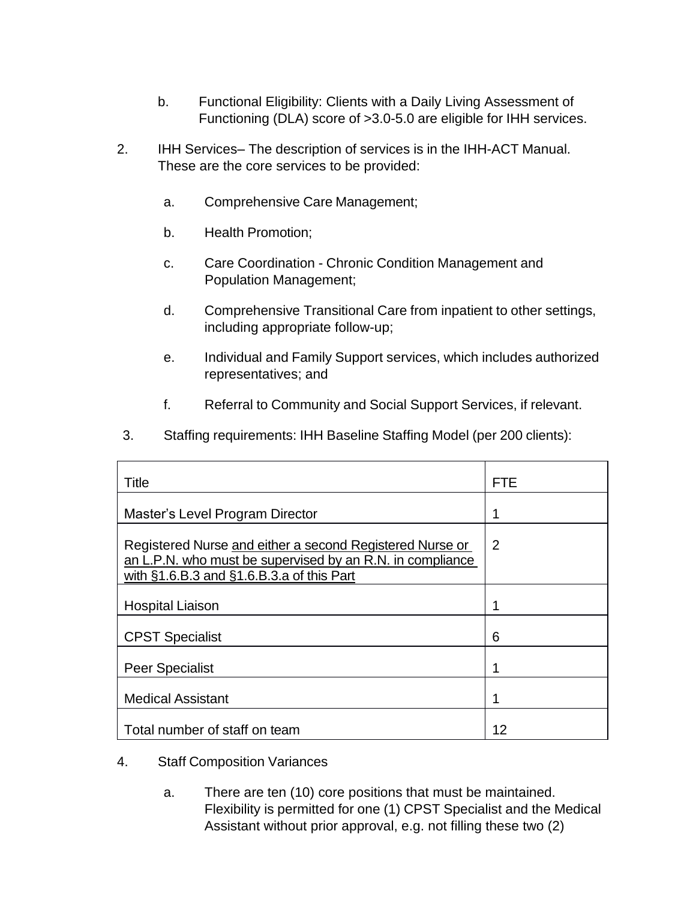b. Functional Eligibility: Clients with a Daily Living Assessment of Functioning (DLA) score of >3.0-5.0 are eligible for IHH services.

2. IHH Services– The description of services is in the IHH-ACT Manual. These are the core services to be provided:

   a. Comprehensive Care Management;

   b. Health Promotion;

   c. Care Coordination - Chronic Condition Management and Population Management;

   d. Comprehensive Transitional Care from inpatient to other settings, including appropriate follow-up;

   e. Individual and Family Support services, which includes authorized representatives; and

   f. Referral to Community and Social Support Services, if relevant.

3. Staffing requirements: IHH Baseline Staffing Model (per 200 clients):

| Title | FTE |
|---|---|
| Master's Level Program Director | 1 |
| Registered Nurse <u>and either a second Registered Nurse or an L.P.N. who must be supervised by an R.N. in compliance with §1.6.B.3 and §1.6.B.3.a of this Part</u> | 2 |
| Hospital Liaison | 1 |
| CPST Specialist | 6 |
| Peer Specialist | 1 |
| Medical Assistant | 1 |
| Total number of staff on team | 12 |

4. Staff Composition Variances

   a. There are ten (10) core positions that must be maintained. Flexibility is permitted for one (1) CPST Specialist and the Medical Assistant without prior approval, e.g. not filling these two (2)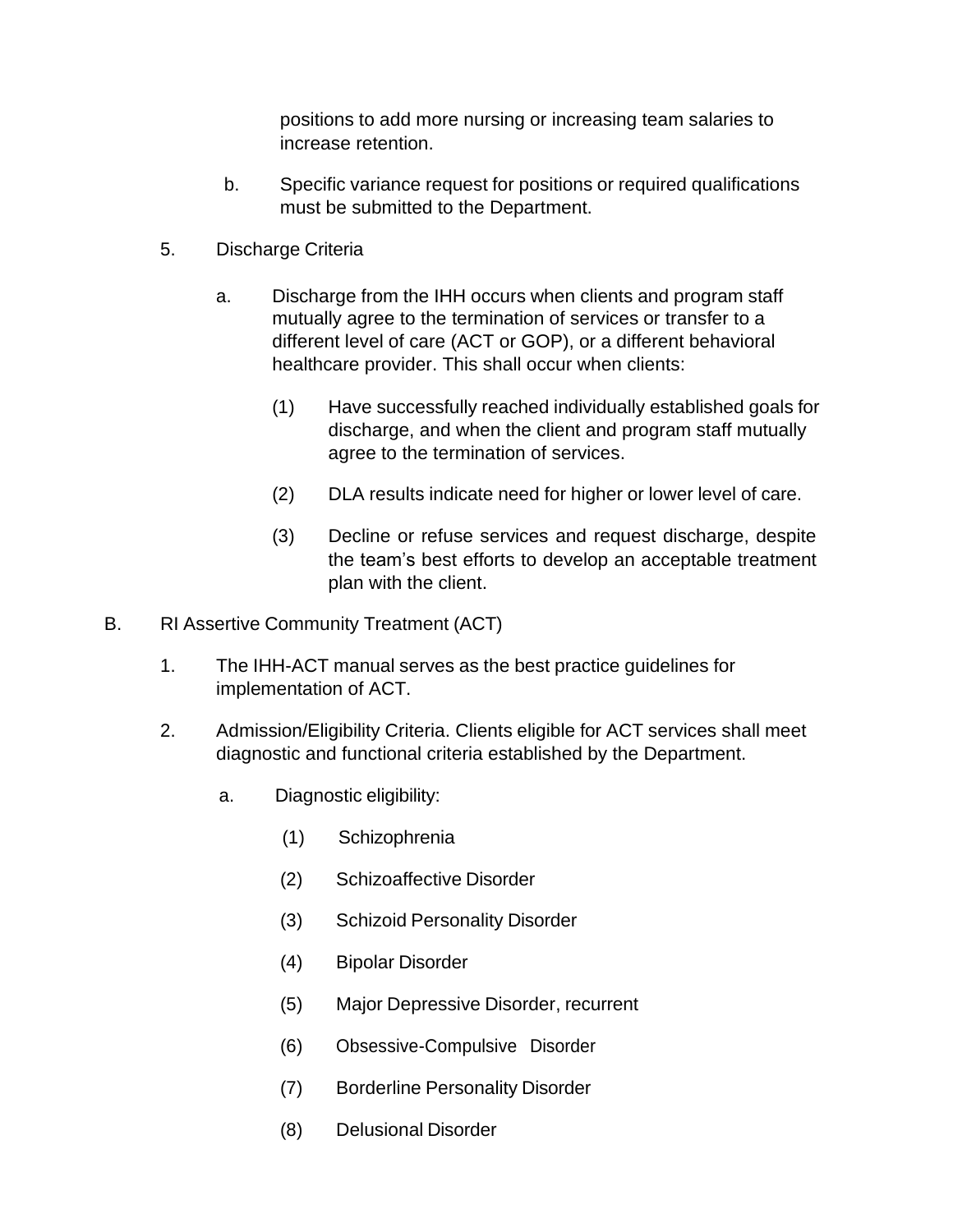positions to add more nursing or increasing team salaries to increase retention.

b. Specific variance request for positions or required qualifications must be submitted to the Department.

5. Discharge Criteria

a. Discharge from the IHH occurs when clients and program staff mutually agree to the termination of services or transfer to a different level of care (ACT or GOP), or a different behavioral healthcare provider. This shall occur when clients:

(1) Have successfully reached individually established goals for discharge, and when the client and program staff mutually agree to the termination of services.

(2) DLA results indicate need for higher or lower level of care.

(3) Decline or refuse services and request discharge, despite the team's best efforts to develop an acceptable treatment plan with the client.

B. RI Assertive Community Treatment (ACT)

1. The IHH-ACT manual serves as the best practice guidelines for implementation of ACT.

2. Admission/Eligibility Criteria. Clients eligible for ACT services shall meet diagnostic and functional criteria established by the Department.

a. Diagnostic eligibility:

(1) Schizophrenia

(2) Schizoaffective Disorder

(3) Schizoid Personality Disorder

(4) Bipolar Disorder

(5) Major Depressive Disorder, recurrent

(6) Obsessive-Compulsive Disorder

(7) Borderline Personality Disorder

(8) Delusional Disorder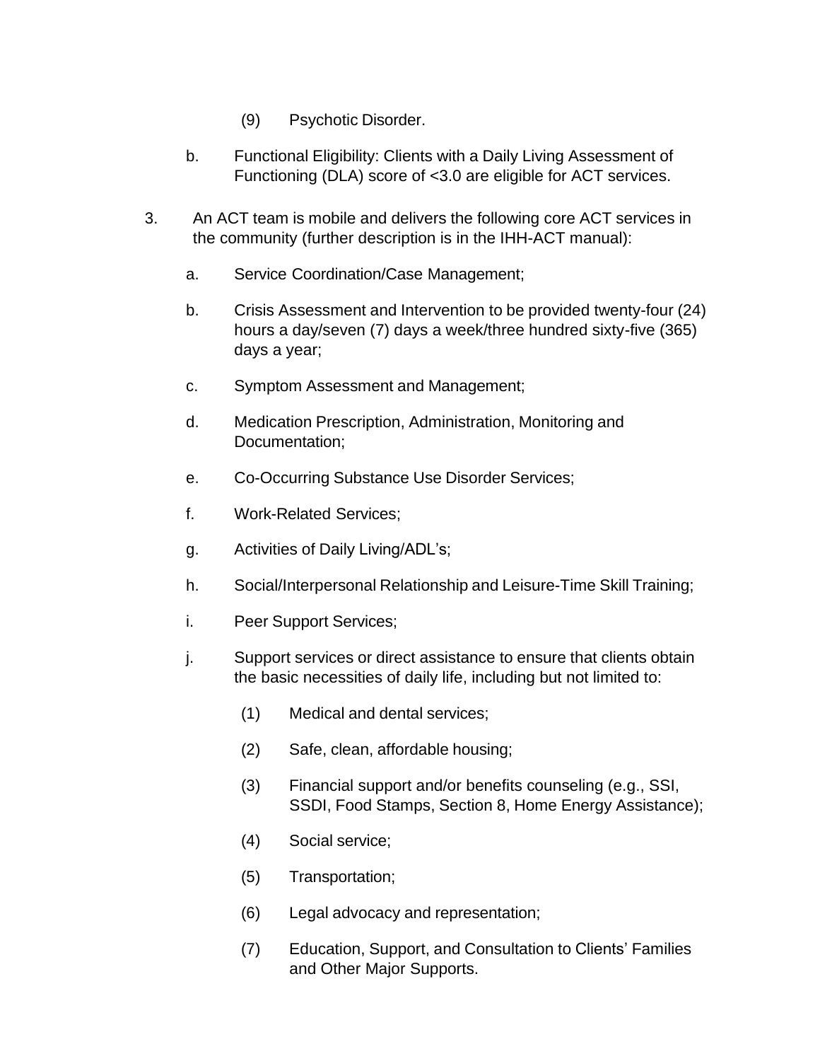(9) Psychotic Disorder.

b. Functional Eligibility: Clients with a Daily Living Assessment of Functioning (DLA) score of <3.0 are eligible for ACT services.

3. An ACT team is mobile and delivers the following core ACT services in the community (further description is in the IHH-ACT manual):

   a. Service Coordination/Case Management;

   b. Crisis Assessment and Intervention to be provided twenty-four (24) hours a day/seven (7) days a week/three hundred sixty-five (365) days a year;

   c. Symptom Assessment and Management;

   d. Medication Prescription, Administration, Monitoring and Documentation;

   e. Co-Occurring Substance Use Disorder Services;

   f. Work-Related Services;

   g. Activities of Daily Living/ADL's;

   h. Social/Interpersonal Relationship and Leisure-Time Skill Training;

   i. Peer Support Services;

   j. Support services or direct assistance to ensure that clients obtain the basic necessities of daily life, including but not limited to:

      (1) Medical and dental services;

      (2) Safe, clean, affordable housing;

      (3) Financial support and/or benefits counseling (e.g., SSI, SSDI, Food Stamps, Section 8, Home Energy Assistance);

      (4) Social service;

      (5) Transportation;

      (6) Legal advocacy and representation;

      (7) Education, Support, and Consultation to Clients' Families and Other Major Supports.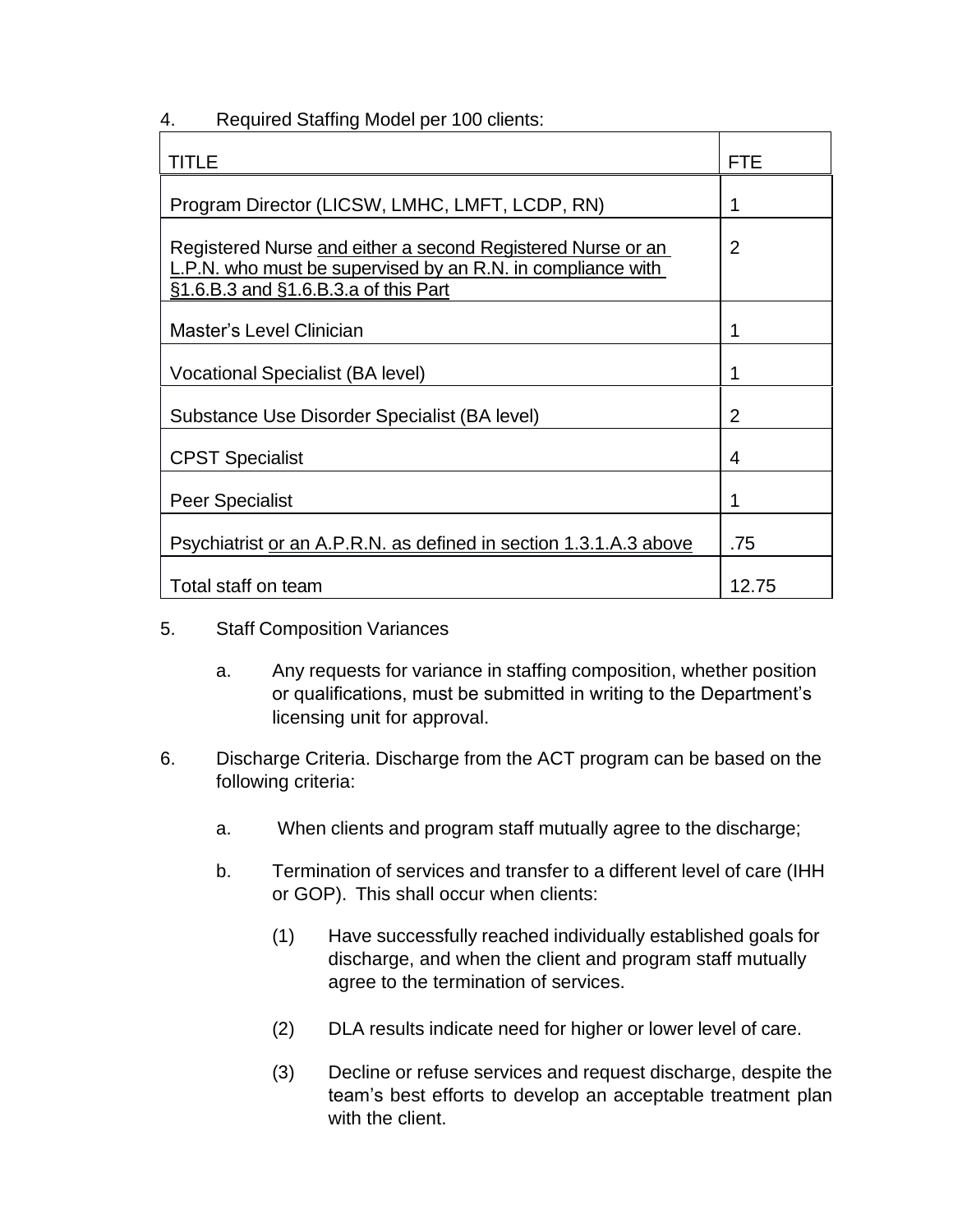4. Required Staffing Model per 100 clients:

| TITLE | FTE |
|---|---|
| Program Director (LICSW, LMHC, LMFT, LCDP, RN) | 1 |
| Registered Nurse and either a second Registered Nurse or an L.P.N. who must be supervised by an R.N. in compliance with §1.6.B.3 and §1.6.B.3.a of this Part | 2 |
| Master's Level Clinician | 1 |
| Vocational Specialist (BA level) | 1 |
| Substance Use Disorder Specialist (BA level) | 2 |
| CPST Specialist | 4 |
| Peer Specialist | 1 |
| Psychiatrist or an A.P.R.N. as defined in section 1.3.1.A.3 above | .75 |
| Total staff on team | 12.75 |

5. Staff Composition Variances

   a. Any requests for variance in staffing composition, whether position or qualifications, must be submitted in writing to the Department's licensing unit for approval.

6. Discharge Criteria. Discharge from the ACT program can be based on the following criteria:

   a. When clients and program staff mutually agree to the discharge;

   b. Termination of services and transfer to a different level of care (IHH or GOP). This shall occur when clients:

      (1) Have successfully reached individually established goals for discharge, and when the client and program staff mutually agree to the termination of services.

      (2) DLA results indicate need for higher or lower level of care.

      (3) Decline or refuse services and request discharge, despite the team's best efforts to develop an acceptable treatment plan with the client.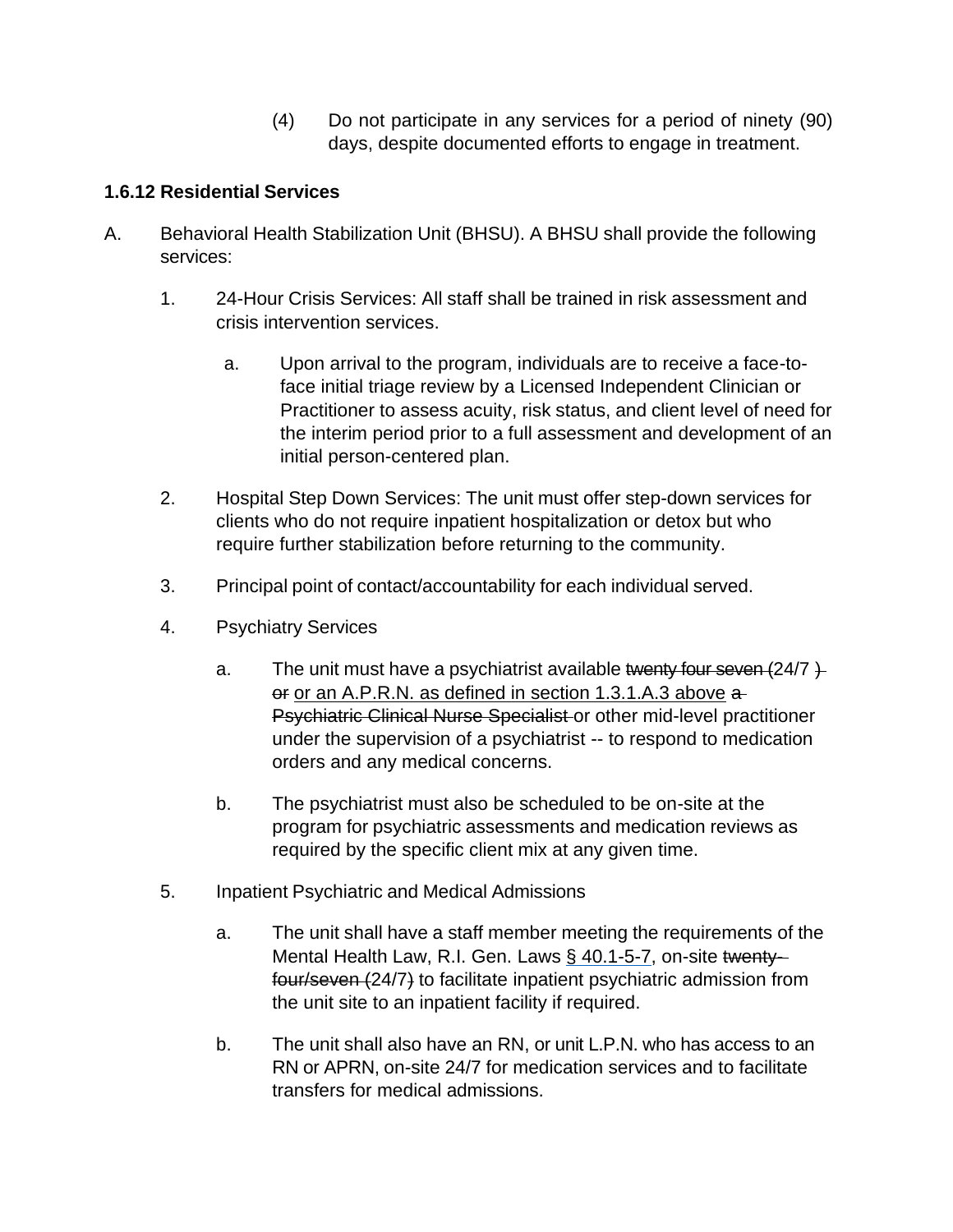(4) Do not participate in any services for a period of ninety (90) days, despite documented efforts to engage in treatment.

**1.6.12 Residential Services**

A. Behavioral Health Stabilization Unit (BHSU). A BHSU shall provide the following services:

1. 24-Hour Crisis Services: All staff shall be trained in risk assessment and crisis intervention services.

   a. Upon arrival to the program, individuals are to receive a face-to-face initial triage review by a Licensed Independent Clinician or Practitioner to assess acuity, risk status, and client level of need for the interim period prior to a full assessment and development of an initial person-centered plan.

2. Hospital Step Down Services: The unit must offer step-down services for clients who do not require inpatient hospitalization or detox but who require further stabilization before returning to the community.

3. Principal point of contact/accountability for each individual served.

4. Psychiatry Services

   a. The unit must have a psychiatrist available ~~twenty four seven (~~24/7 ~~) or~~ <u>or an A.P.R.N. as defined in section 1.3.1.A.3 above</u> ~~a Psychiatric Clinical Nurse Specialist~~ or other mid-level practitioner under the supervision of a psychiatrist -- to respond to medication orders and any medical concerns.

   b. The psychiatrist must also be scheduled to be on-site at the program for psychiatric assessments and medication reviews as required by the specific client mix at any given time.

5. Inpatient Psychiatric and Medical Admissions

   a. The unit shall have a staff member meeting the requirements of the Mental Health Law, R.I. Gen. Laws <u>§ 40.1-5-7</u>, on-site ~~twenty-four/seven (~~24/7~~)~~ to facilitate inpatient psychiatric admission from the unit site to an inpatient facility if required.

   b. The unit shall also have an RN, or unit L.P.N. who has access to an RN or APRN, on-site 24/7 for medication services and to facilitate transfers for medical admissions.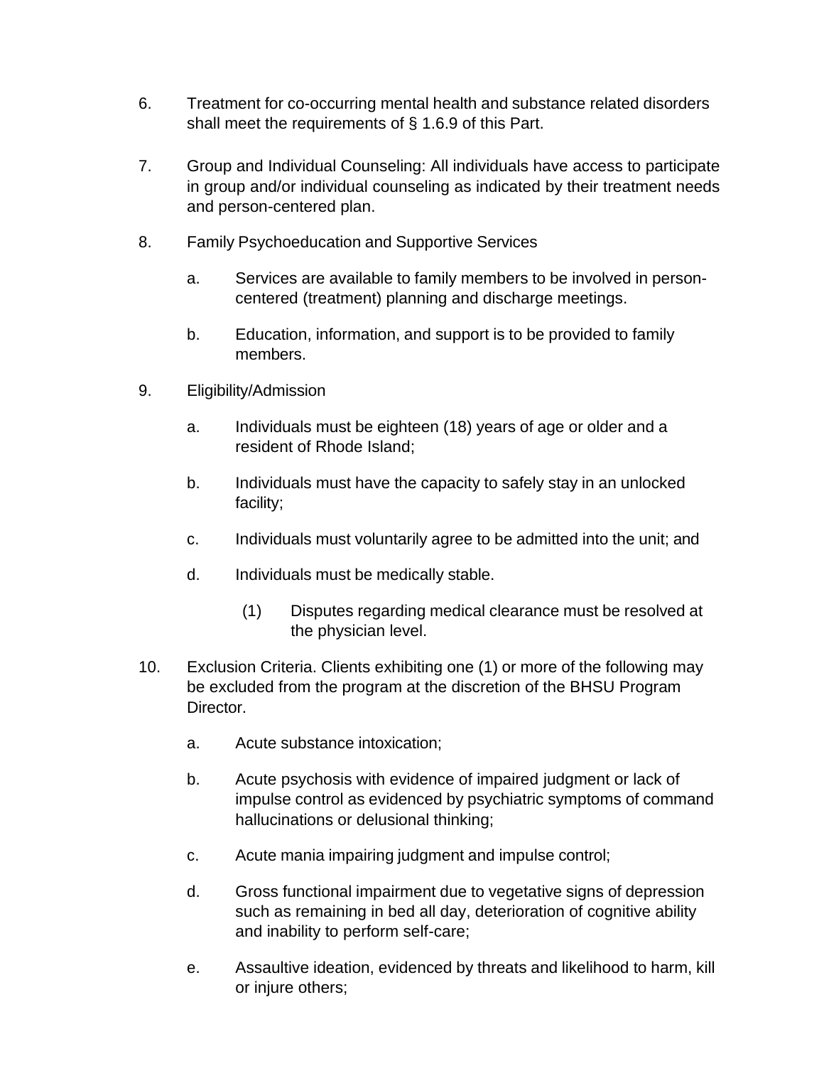6. Treatment for co-occurring mental health and substance related disorders shall meet the requirements of § 1.6.9 of this Part.

7. Group and Individual Counseling: All individuals have access to participate in group and/or individual counseling as indicated by their treatment needs and person-centered plan.

8. Family Psychoeducation and Supportive Services

   a. Services are available to family members to be involved in person-centered (treatment) planning and discharge meetings.

   b. Education, information, and support is to be provided to family members.

9. Eligibility/Admission

   a. Individuals must be eighteen (18) years of age or older and a resident of Rhode Island;

   b. Individuals must have the capacity to safely stay in an unlocked facility;

   c. Individuals must voluntarily agree to be admitted into the unit; and

   d. Individuals must be medically stable.

      (1) Disputes regarding medical clearance must be resolved at the physician level.

10. Exclusion Criteria. Clients exhibiting one (1) or more of the following may be excluded from the program at the discretion of the BHSU Program Director.

    a. Acute substance intoxication;

    b. Acute psychosis with evidence of impaired judgment or lack of impulse control as evidenced by psychiatric symptoms of command hallucinations or delusional thinking;

    c. Acute mania impairing judgment and impulse control;

    d. Gross functional impairment due to vegetative signs of depression such as remaining in bed all day, deterioration of cognitive ability and inability to perform self-care;

    e. Assaultive ideation, evidenced by threats and likelihood to harm, kill or injure others;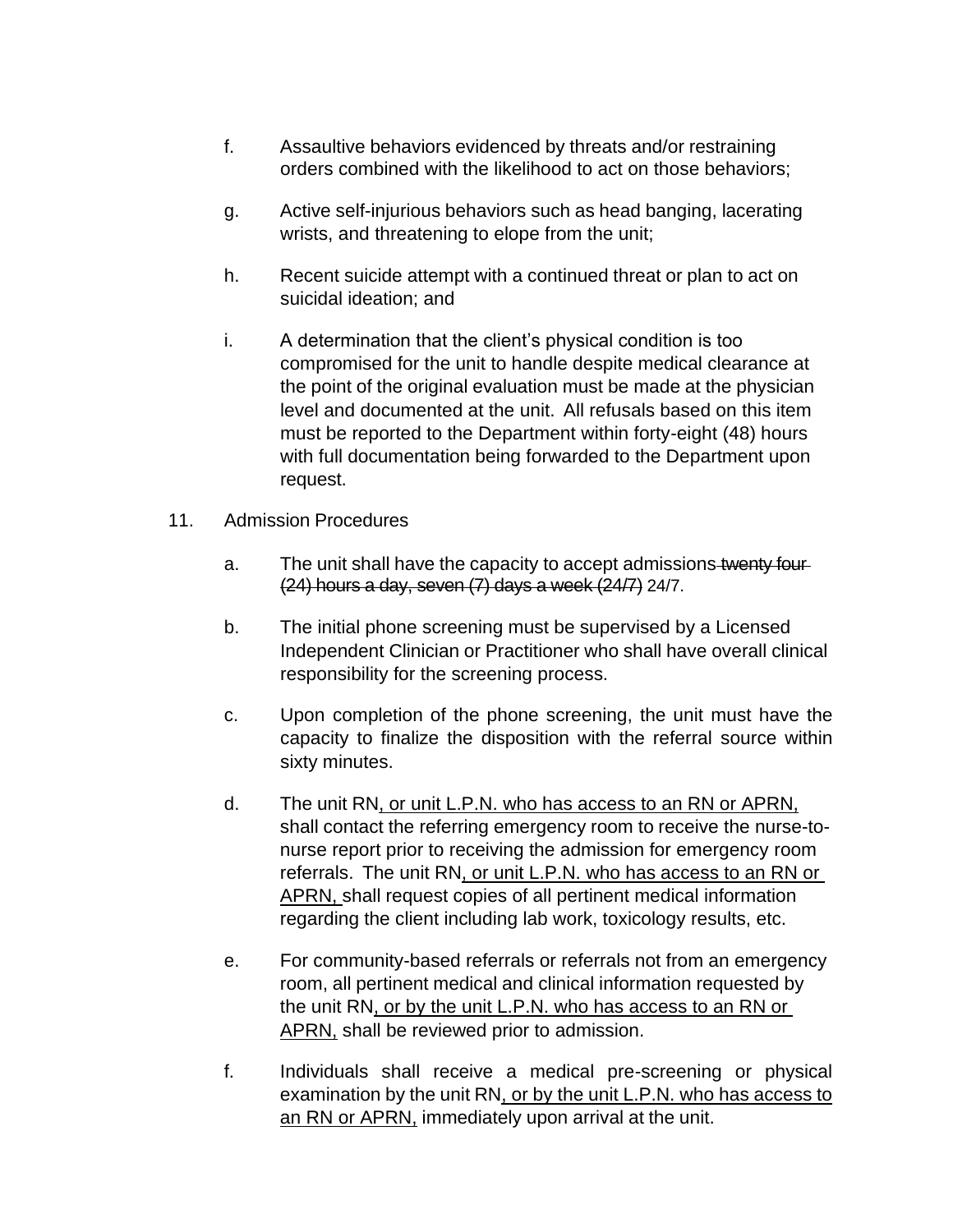f. Assaultive behaviors evidenced by threats and/or restraining orders combined with the likelihood to act on those behaviors;

g. Active self-injurious behaviors such as head banging, lacerating wrists, and threatening to elope from the unit;

h. Recent suicide attempt with a continued threat or plan to act on suicidal ideation; and

i. A determination that the client's physical condition is too compromised for the unit to handle despite medical clearance at the point of the original evaluation must be made at the physician level and documented at the unit. All refusals based on this item must be reported to the Department within forty-eight (48) hours with full documentation being forwarded to the Department upon request.

11. Admission Procedures

a. The unit shall have the capacity to accept admissions ~~twenty four (24) hours a day, seven (7) days a week (24/7)~~ 24/7.

b. The initial phone screening must be supervised by a Licensed Independent Clinician or Practitioner who shall have overall clinical responsibility for the screening process.

c. Upon completion of the phone screening, the unit must have the capacity to finalize the disposition with the referral source within sixty minutes.

d. The unit RN<u>, or unit L.P.N. who has access to an RN or APRN,</u> shall contact the referring emergency room to receive the nurse-to-nurse report prior to receiving the admission for emergency room referrals. The unit RN<u>, or unit L.P.N. who has access to an RN or APRN,</u> shall request copies of all pertinent medical information regarding the client including lab work, toxicology results, etc.

e. For community-based referrals or referrals not from an emergency room, all pertinent medical and clinical information requested by the unit RN<u>, or by the unit L.P.N. who has access to an RN or APRN,</u> shall be reviewed prior to admission.

f. Individuals shall receive a medical pre-screening or physical examination by the unit RN<u>, or by the unit L.P.N. who has access to an RN or APRN,</u> immediately upon arrival at the unit.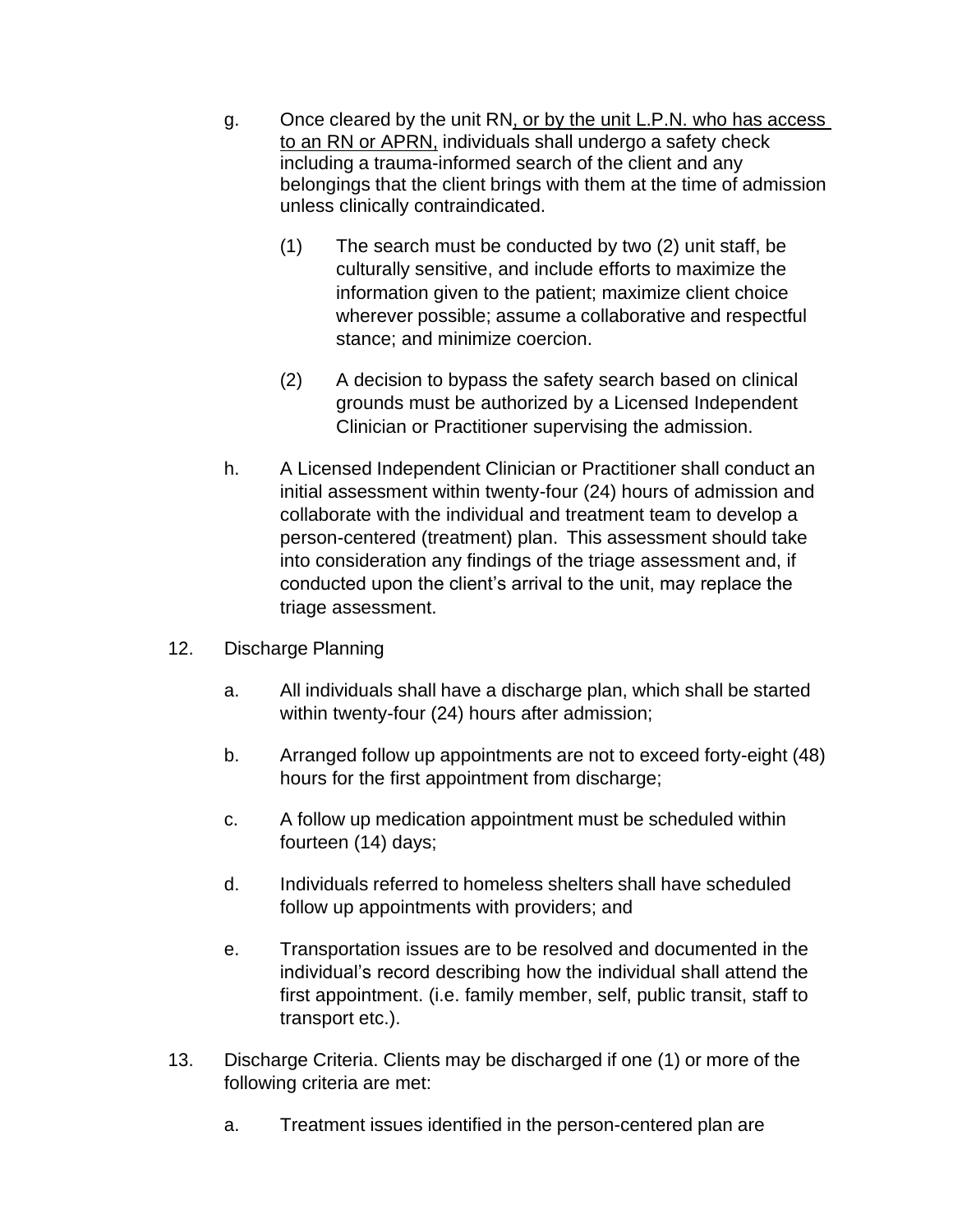g. Once cleared by the unit RN, or by the unit L.P.N. who has access to an RN or APRN, individuals shall undergo a safety check including a trauma-informed search of the client and any belongings that the client brings with them at the time of admission unless clinically contraindicated.

   (1) The search must be conducted by two (2) unit staff, be culturally sensitive, and include efforts to maximize the information given to the patient; maximize client choice wherever possible; assume a collaborative and respectful stance; and minimize coercion.

   (2) A decision to bypass the safety search based on clinical grounds must be authorized by a Licensed Independent Clinician or Practitioner supervising the admission.

h. A Licensed Independent Clinician or Practitioner shall conduct an initial assessment within twenty-four (24) hours of admission and collaborate with the individual and treatment team to develop a person-centered (treatment) plan. This assessment should take into consideration any findings of the triage assessment and, if conducted upon the client's arrival to the unit, may replace the triage assessment.

12. Discharge Planning

   a. All individuals shall have a discharge plan, which shall be started within twenty-four (24) hours after admission;

   b. Arranged follow up appointments are not to exceed forty-eight (48) hours for the first appointment from discharge;

   c. A follow up medication appointment must be scheduled within fourteen (14) days;

   d. Individuals referred to homeless shelters shall have scheduled follow up appointments with providers; and

   e. Transportation issues are to be resolved and documented in the individual's record describing how the individual shall attend the first appointment. (i.e. family member, self, public transit, staff to transport etc.).

13. Discharge Criteria. Clients may be discharged if one (1) or more of the following criteria are met:

   a. Treatment issues identified in the person-centered plan are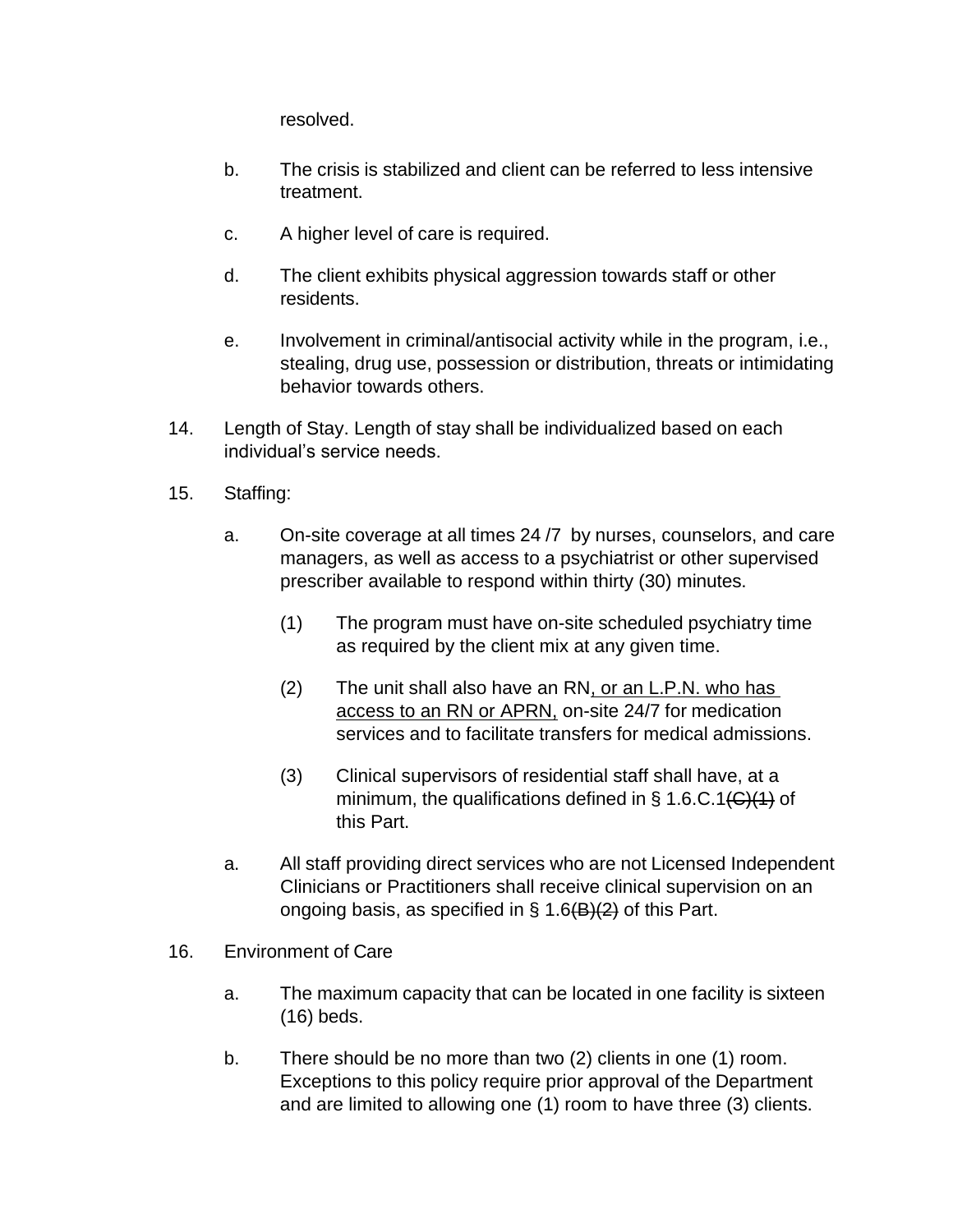resolved.

b. The crisis is stabilized and client can be referred to less intensive treatment.

c. A higher level of care is required.

d. The client exhibits physical aggression towards staff or other residents.

e. Involvement in criminal/antisocial activity while in the program, i.e., stealing, drug use, possession or distribution, threats or intimidating behavior towards others.

14. Length of Stay. Length of stay shall be individualized based on each individual's service needs.

15. Staffing:

a. On-site coverage at all times 24 /7 by nurses, counselors, and care managers, as well as access to a psychiatrist or other supervised prescriber available to respond within thirty (30) minutes.

(1) The program must have on-site scheduled psychiatry time as required by the client mix at any given time.

(2) The unit shall also have an RN<u>, or an L.P.N. who has access to an RN or APRN,</u> on-site 24/7 for medication services and to facilitate transfers for medical admissions.

(3) Clinical supervisors of residential staff shall have, at a minimum, the qualifications defined in § 1.6.C.1~~(C)(1)~~ of this Part.

a. All staff providing direct services who are not Licensed Independent Clinicians or Practitioners shall receive clinical supervision on an ongoing basis, as specified in § 1.6~~(B)(2)~~ of this Part.

16. Environment of Care

a. The maximum capacity that can be located in one facility is sixteen (16) beds.

b. There should be no more than two (2) clients in one (1) room. Exceptions to this policy require prior approval of the Department and are limited to allowing one (1) room to have three (3) clients.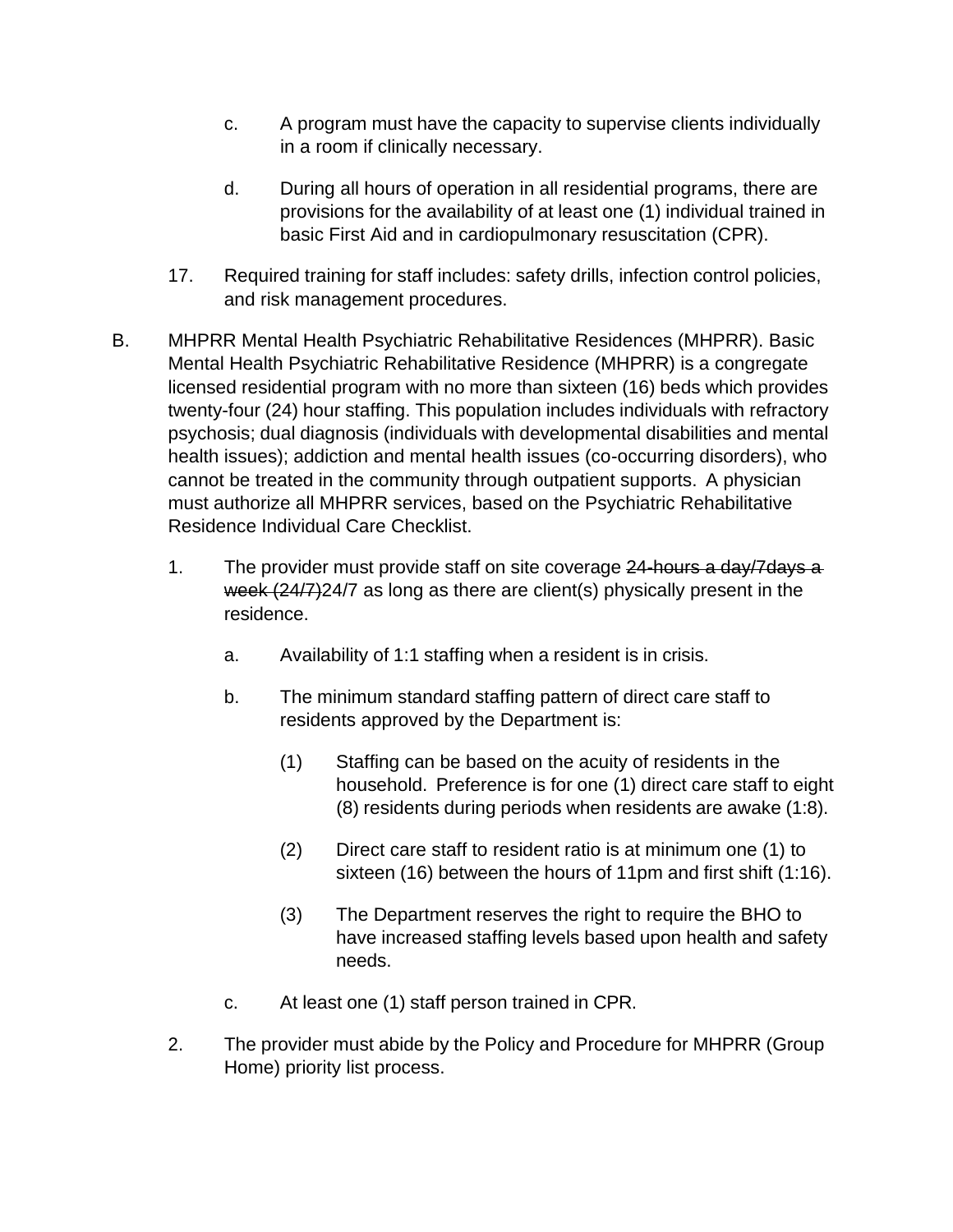c. A program must have the capacity to supervise clients individually in a room if clinically necessary.

d. During all hours of operation in all residential programs, there are provisions for the availability of at least one (1) individual trained in basic First Aid and in cardiopulmonary resuscitation (CPR).

17. Required training for staff includes: safety drills, infection control policies, and risk management procedures.

B. MHPRR Mental Health Psychiatric Rehabilitative Residences (MHPRR). Basic Mental Health Psychiatric Rehabilitative Residence (MHPRR) is a congregate licensed residential program with no more than sixteen (16) beds which provides twenty-four (24) hour staffing. This population includes individuals with refractory psychosis; dual diagnosis (individuals with developmental disabilities and mental health issues); addiction and mental health issues (co-occurring disorders), who cannot be treated in the community through outpatient supports. A physician must authorize all MHPRR services, based on the Psychiatric Rehabilitative Residence Individual Care Checklist.

1. The provider must provide staff on site coverage ~~24-hours a day/7days a week (24/7)~~24/7 as long as there are client(s) physically present in the residence.

   a. Availability of 1:1 staffing when a resident is in crisis.

   b. The minimum standard staffing pattern of direct care staff to residents approved by the Department is:

      (1) Staffing can be based on the acuity of residents in the household. Preference is for one (1) direct care staff to eight (8) residents during periods when residents are awake (1:8).

      (2) Direct care staff to resident ratio is at minimum one (1) to sixteen (16) between the hours of 11pm and first shift (1:16).

      (3) The Department reserves the right to require the BHO to have increased staffing levels based upon health and safety needs.

   c. At least one (1) staff person trained in CPR.

2. The provider must abide by the Policy and Procedure for MHPRR (Group Home) priority list process.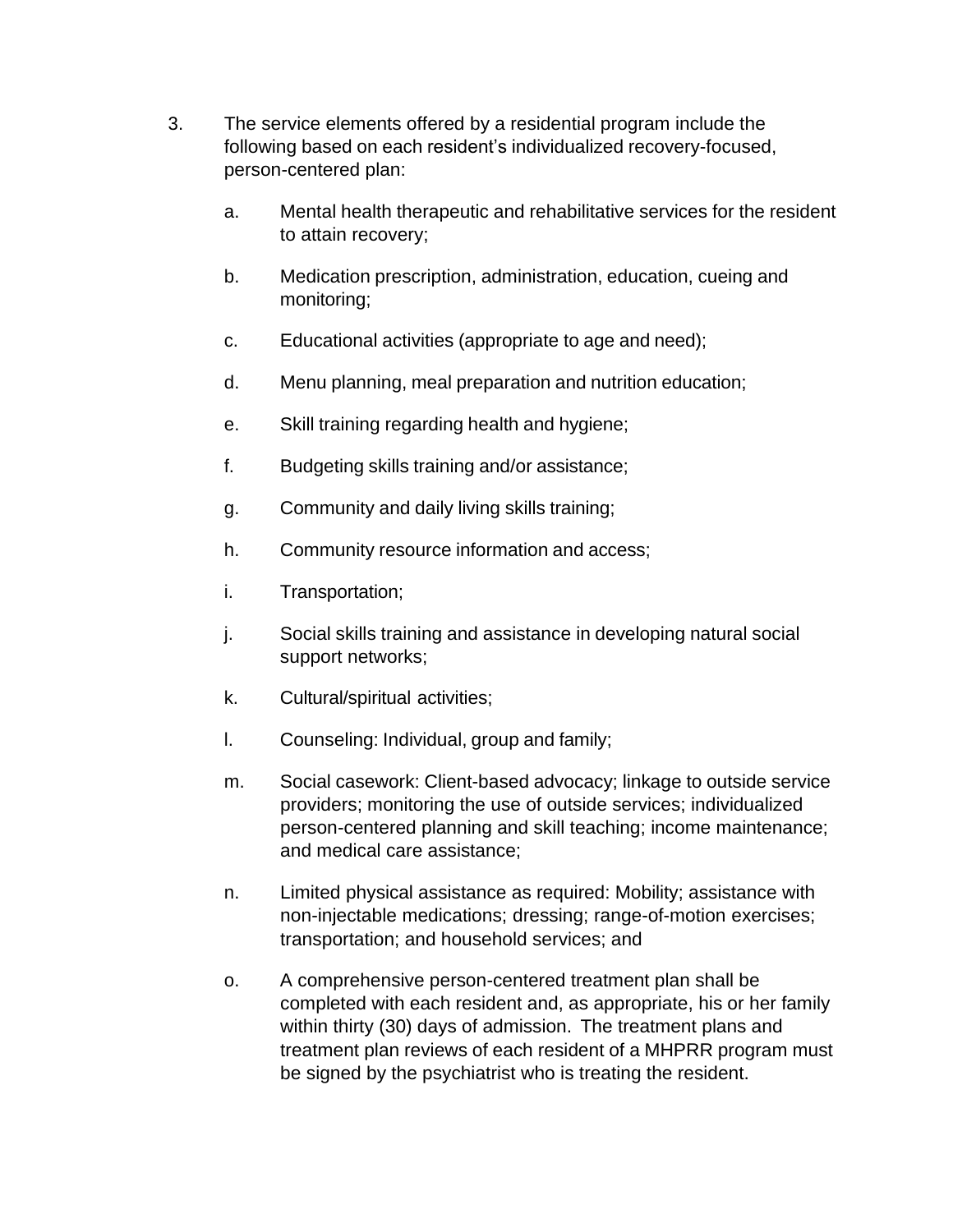3. The service elements offered by a residential program include the following based on each resident's individualized recovery-focused, person-centered plan:

   a. Mental health therapeutic and rehabilitative services for the resident to attain recovery;

   b. Medication prescription, administration, education, cueing and monitoring;

   c. Educational activities (appropriate to age and need);

   d. Menu planning, meal preparation and nutrition education;

   e. Skill training regarding health and hygiene;

   f. Budgeting skills training and/or assistance;

   g. Community and daily living skills training;

   h. Community resource information and access;

   i. Transportation;

   j. Social skills training and assistance in developing natural social support networks;

   k. Cultural/spiritual activities;

   l. Counseling: Individual, group and family;

   m. Social casework: Client-based advocacy; linkage to outside service providers; monitoring the use of outside services; individualized person-centered planning and skill teaching; income maintenance; and medical care assistance;

   n. Limited physical assistance as required: Mobility; assistance with non-injectable medications; dressing; range-of-motion exercises; transportation; and household services; and

   o. A comprehensive person-centered treatment plan shall be completed with each resident and, as appropriate, his or her family within thirty (30) days of admission. The treatment plans and treatment plan reviews of each resident of a MHPRR program must be signed by the psychiatrist who is treating the resident.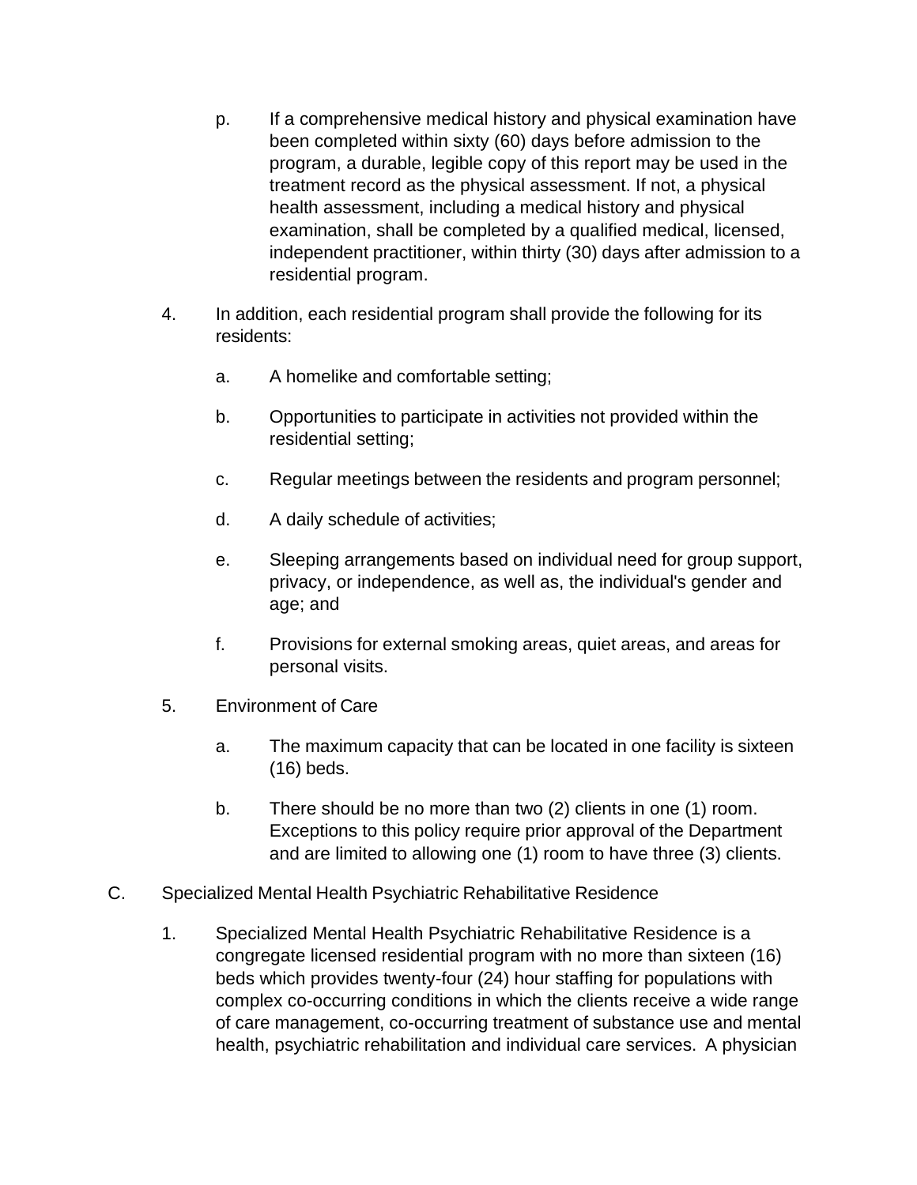p. If a comprehensive medical history and physical examination have been completed within sixty (60) days before admission to the program, a durable, legible copy of this report may be used in the treatment record as the physical assessment. If not, a physical health assessment, including a medical history and physical examination, shall be completed by a qualified medical, licensed, independent practitioner, within thirty (30) days after admission to a residential program.

4. In addition, each residential program shall provide the following for its residents:

   a. A homelike and comfortable setting;

   b. Opportunities to participate in activities not provided within the residential setting;

   c. Regular meetings between the residents and program personnel;

   d. A daily schedule of activities;

   e. Sleeping arrangements based on individual need for group support, privacy, or independence, as well as, the individual's gender and age; and

   f. Provisions for external smoking areas, quiet areas, and areas for personal visits.

5. Environment of Care

   a. The maximum capacity that can be located in one facility is sixteen (16) beds.

   b. There should be no more than two (2) clients in one (1) room. Exceptions to this policy require prior approval of the Department and are limited to allowing one (1) room to have three (3) clients.

C. Specialized Mental Health Psychiatric Rehabilitative Residence

1. Specialized Mental Health Psychiatric Rehabilitative Residence is a congregate licensed residential program with no more than sixteen (16) beds which provides twenty-four (24) hour staffing for populations with complex co-occurring conditions in which the clients receive a wide range of care management, co-occurring treatment of substance use and mental health, psychiatric rehabilitation and individual care services. A physician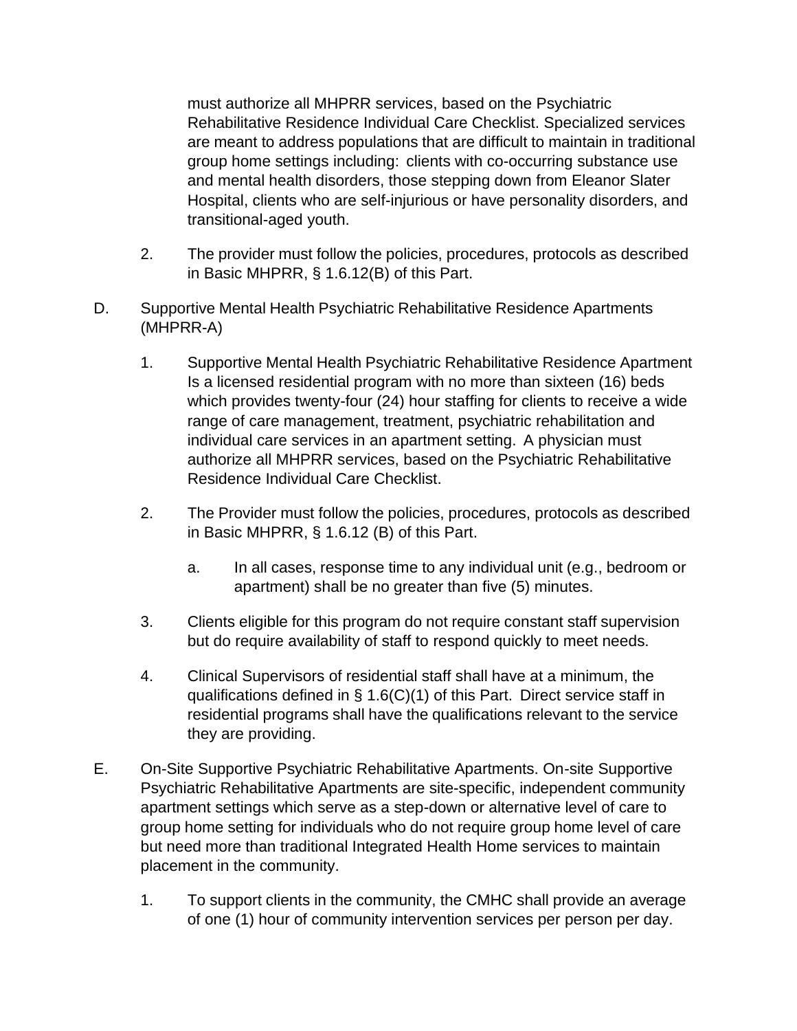must authorize all MHPRR services, based on the Psychiatric Rehabilitative Residence Individual Care Checklist. Specialized services are meant to address populations that are difficult to maintain in traditional group home settings including: clients with co-occurring substance use and mental health disorders, those stepping down from Eleanor Slater Hospital, clients who are self-injurious or have personality disorders, and transitional-aged youth.

2. The provider must follow the policies, procedures, protocols as described in Basic MHPRR, § 1.6.12(B) of this Part.

D. Supportive Mental Health Psychiatric Rehabilitative Residence Apartments (MHPRR-A)

1. Supportive Mental Health Psychiatric Rehabilitative Residence Apartment Is a licensed residential program with no more than sixteen (16) beds which provides twenty-four (24) hour staffing for clients to receive a wide range of care management, treatment, psychiatric rehabilitation and individual care services in an apartment setting. A physician must authorize all MHPRR services, based on the Psychiatric Rehabilitative Residence Individual Care Checklist.

2. The Provider must follow the policies, procedures, protocols as described in Basic MHPRR, § 1.6.12 (B) of this Part.

   a. In all cases, response time to any individual unit (e.g., bedroom or apartment) shall be no greater than five (5) minutes.

3. Clients eligible for this program do not require constant staff supervision but do require availability of staff to respond quickly to meet needs.

4. Clinical Supervisors of residential staff shall have at a minimum, the qualifications defined in § 1.6(C)(1) of this Part. Direct service staff in residential programs shall have the qualifications relevant to the service they are providing.

E. On-Site Supportive Psychiatric Rehabilitative Apartments. On-site Supportive Psychiatric Rehabilitative Apartments are site-specific, independent community apartment settings which serve as a step-down or alternative level of care to group home setting for individuals who do not require group home level of care but need more than traditional Integrated Health Home services to maintain placement in the community.

1. To support clients in the community, the CMHC shall provide an average of one (1) hour of community intervention services per person per day.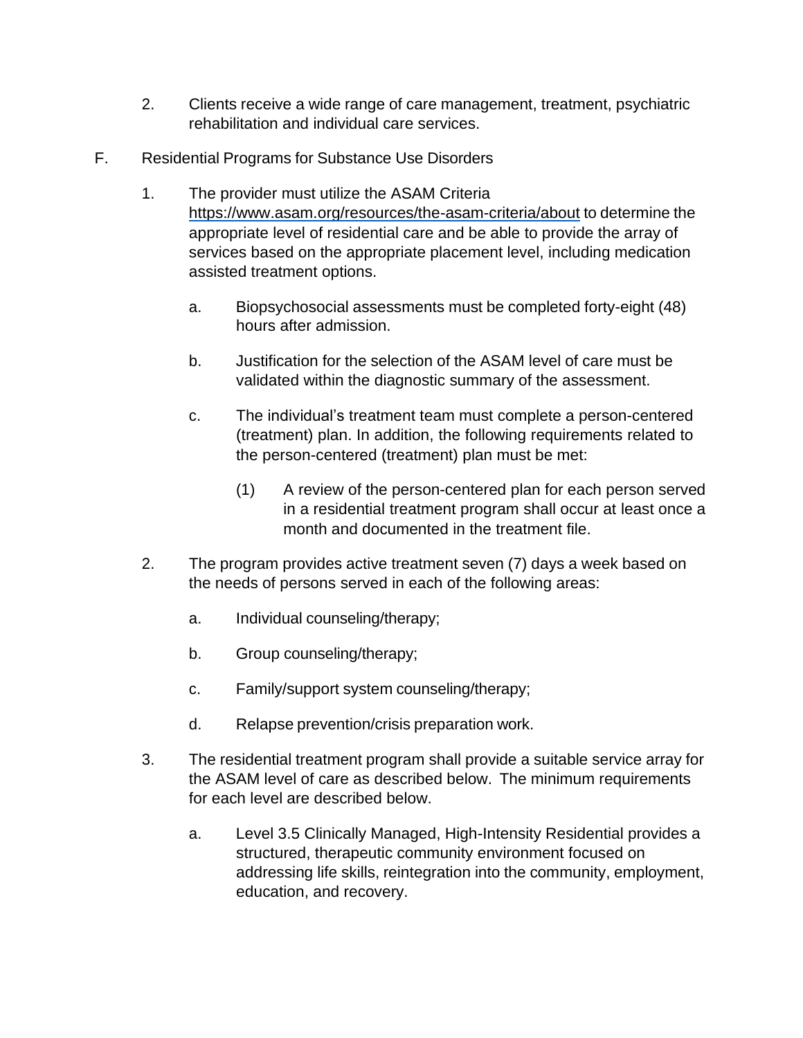2. Clients receive a wide range of care management, treatment, psychiatric rehabilitation and individual care services.

F. Residential Programs for Substance Use Disorders

1. The provider must utilize the ASAM Criteria https://www.asam.org/resources/the-asam-criteria/about to determine the appropriate level of residential care and be able to provide the array of services based on the appropriate placement level, including medication assisted treatment options.

   a. Biopsychosocial assessments must be completed forty-eight (48) hours after admission.

   b. Justification for the selection of the ASAM level of care must be validated within the diagnostic summary of the assessment.

   c. The individual's treatment team must complete a person-centered (treatment) plan. In addition, the following requirements related to the person-centered (treatment) plan must be met:

      (1) A review of the person-centered plan for each person served in a residential treatment program shall occur at least once a month and documented in the treatment file.

2. The program provides active treatment seven (7) days a week based on the needs of persons served in each of the following areas:

   a. Individual counseling/therapy;

   b. Group counseling/therapy;

   c. Family/support system counseling/therapy;

   d. Relapse prevention/crisis preparation work.

3. The residential treatment program shall provide a suitable service array for the ASAM level of care as described below. The minimum requirements for each level are described below.

   a. Level 3.5 Clinically Managed, High-Intensity Residential provides a structured, therapeutic community environment focused on addressing life skills, reintegration into the community, employment, education, and recovery.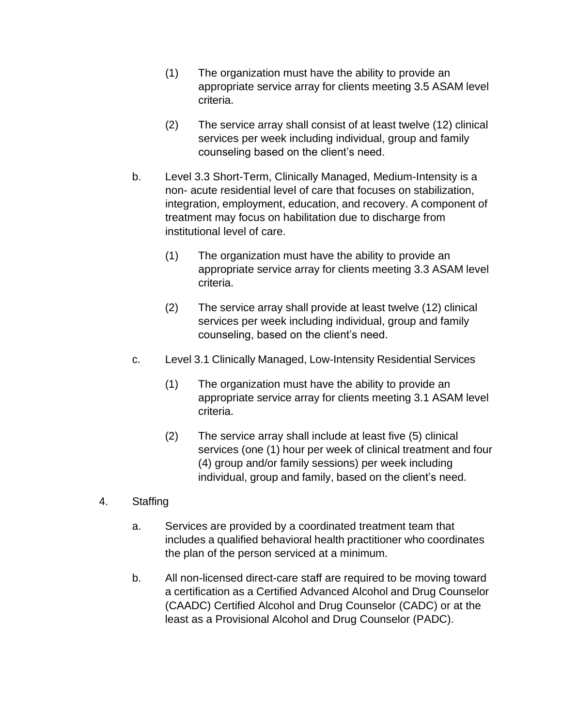(1) The organization must have the ability to provide an appropriate service array for clients meeting 3.5 ASAM level criteria.

(2) The service array shall consist of at least twelve (12) clinical services per week including individual, group and family counseling based on the client's need.

b. Level 3.3 Short-Term, Clinically Managed, Medium-Intensity is a non- acute residential level of care that focuses on stabilization, integration, employment, education, and recovery. A component of treatment may focus on habilitation due to discharge from institutional level of care.

(1) The organization must have the ability to provide an appropriate service array for clients meeting 3.3 ASAM level criteria.

(2) The service array shall provide at least twelve (12) clinical services per week including individual, group and family counseling, based on the client's need.

c. Level 3.1 Clinically Managed, Low-Intensity Residential Services

(1) The organization must have the ability to provide an appropriate service array for clients meeting 3.1 ASAM level criteria.

(2) The service array shall include at least five (5) clinical services (one (1) hour per week of clinical treatment and four (4) group and/or family sessions) per week including individual, group and family, based on the client's need.

4. Staffing

a. Services are provided by a coordinated treatment team that includes a qualified behavioral health practitioner who coordinates the plan of the person serviced at a minimum.

b. All non-licensed direct-care staff are required to be moving toward a certification as a Certified Advanced Alcohol and Drug Counselor (CAADC) Certified Alcohol and Drug Counselor (CADC) or at the least as a Provisional Alcohol and Drug Counselor (PADC).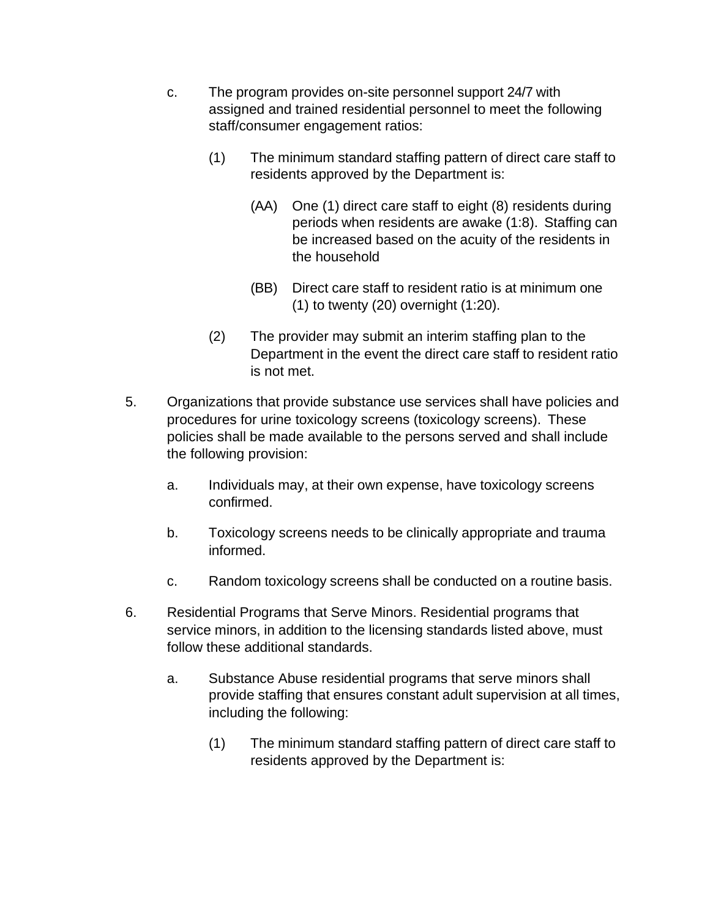c. The program provides on-site personnel support 24/7 with assigned and trained residential personnel to meet the following staff/consumer engagement ratios:

(1) The minimum standard staffing pattern of direct care staff to residents approved by the Department is:

(AA) One (1) direct care staff to eight (8) residents during periods when residents are awake (1:8). Staffing can be increased based on the acuity of the residents in the household

(BB) Direct care staff to resident ratio is at minimum one (1) to twenty (20) overnight (1:20).

(2) The provider may submit an interim staffing plan to the Department in the event the direct care staff to resident ratio is not met.

5. Organizations that provide substance use services shall have policies and procedures for urine toxicology screens (toxicology screens). These policies shall be made available to the persons served and shall include the following provision:

a. Individuals may, at their own expense, have toxicology screens confirmed.

b. Toxicology screens needs to be clinically appropriate and trauma informed.

c. Random toxicology screens shall be conducted on a routine basis.

6. Residential Programs that Serve Minors. Residential programs that service minors, in addition to the licensing standards listed above, must follow these additional standards.

a. Substance Abuse residential programs that serve minors shall provide staffing that ensures constant adult supervision at all times, including the following:

(1) The minimum standard staffing pattern of direct care staff to residents approved by the Department is: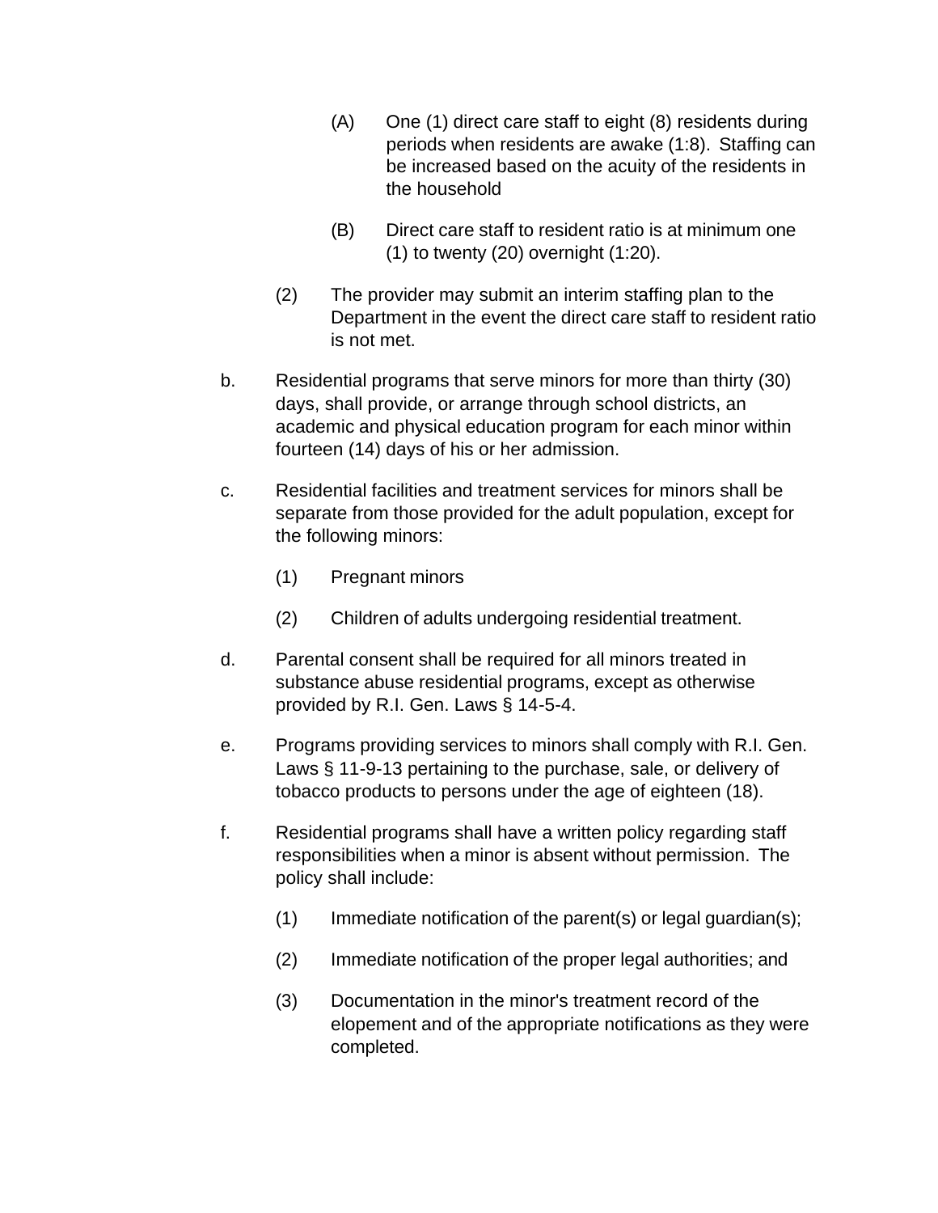(A) One (1) direct care staff to eight (8) residents during periods when residents are awake (1:8). Staffing can be increased based on the acuity of the residents in the household

(B) Direct care staff to resident ratio is at minimum one (1) to twenty (20) overnight (1:20).

(2) The provider may submit an interim staffing plan to the Department in the event the direct care staff to resident ratio is not met.

b. Residential programs that serve minors for more than thirty (30) days, shall provide, or arrange through school districts, an academic and physical education program for each minor within fourteen (14) days of his or her admission.

c. Residential facilities and treatment services for minors shall be separate from those provided for the adult population, except for the following minors:

(1) Pregnant minors

(2) Children of adults undergoing residential treatment.

d. Parental consent shall be required for all minors treated in substance abuse residential programs, except as otherwise provided by R.I. Gen. Laws § 14-5-4.

e. Programs providing services to minors shall comply with R.I. Gen. Laws § 11-9-13 pertaining to the purchase, sale, or delivery of tobacco products to persons under the age of eighteen (18).

f. Residential programs shall have a written policy regarding staff responsibilities when a minor is absent without permission. The policy shall include:

(1) Immediate notification of the parent(s) or legal guardian(s);

(2) Immediate notification of the proper legal authorities; and

(3) Documentation in the minor's treatment record of the elopement and of the appropriate notifications as they were completed.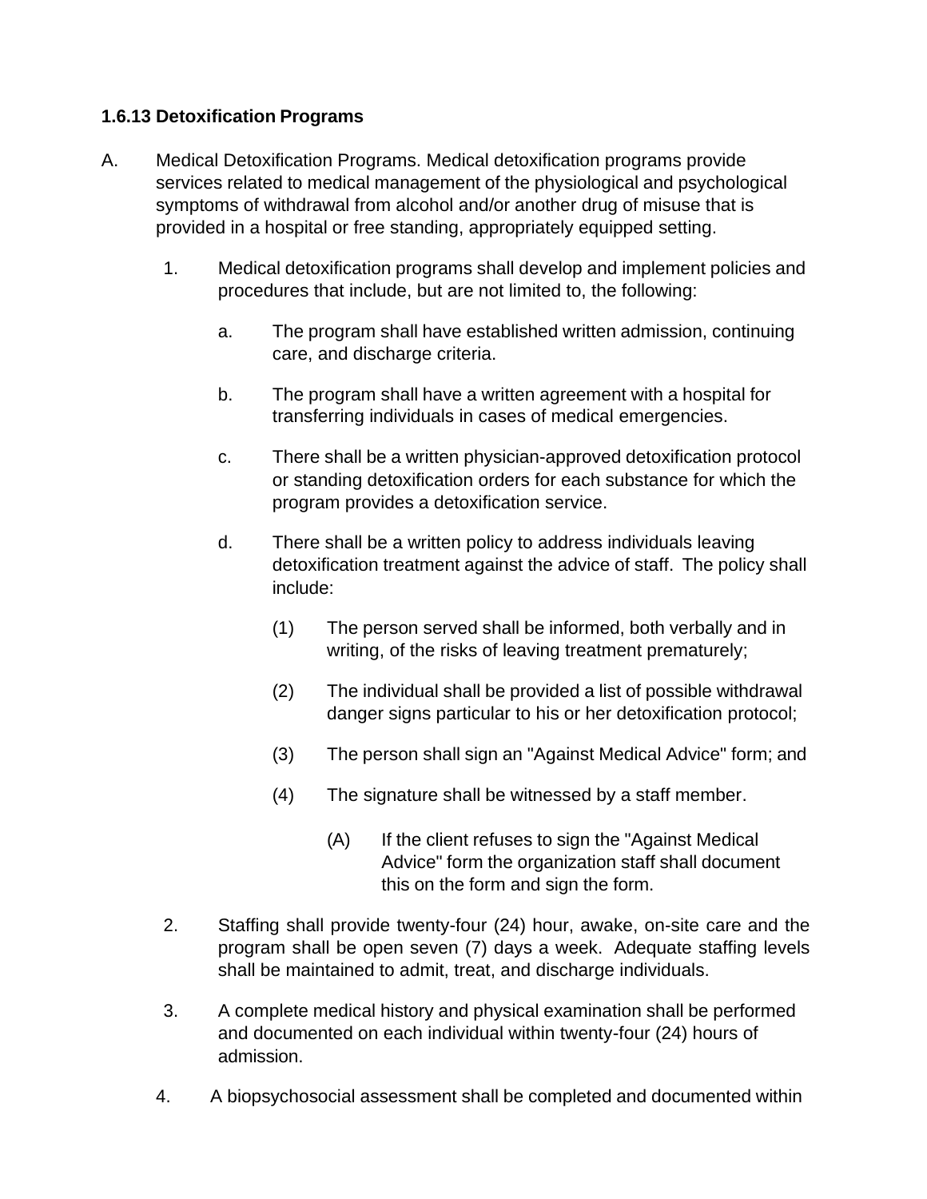**1.6.13 Detoxification Programs**

A. Medical Detoxification Programs. Medical detoxification programs provide services related to medical management of the physiological and psychological symptoms of withdrawal from alcohol and/or another drug of misuse that is provided in a hospital or free standing, appropriately equipped setting.

1. Medical detoxification programs shall develop and implement policies and procedures that include, but are not limited to, the following:

   a. The program shall have established written admission, continuing care, and discharge criteria.

   b. The program shall have a written agreement with a hospital for transferring individuals in cases of medical emergencies.

   c. There shall be a written physician-approved detoxification protocol or standing detoxification orders for each substance for which the program provides a detoxification service.

   d. There shall be a written policy to address individuals leaving detoxification treatment against the advice of staff. The policy shall include:

      (1) The person served shall be informed, both verbally and in writing, of the risks of leaving treatment prematurely;

      (2) The individual shall be provided a list of possible withdrawal danger signs particular to his or her detoxification protocol;

      (3) The person shall sign an "Against Medical Advice" form; and

      (4) The signature shall be witnessed by a staff member.

         (A) If the client refuses to sign the "Against Medical Advice" form the organization staff shall document this on the form and sign the form.

2. Staffing shall provide twenty-four (24) hour, awake, on-site care and the program shall be open seven (7) days a week. Adequate staffing levels shall be maintained to admit, treat, and discharge individuals.

3. A complete medical history and physical examination shall be performed and documented on each individual within twenty-four (24) hours of admission.

4. A biopsychosocial assessment shall be completed and documented within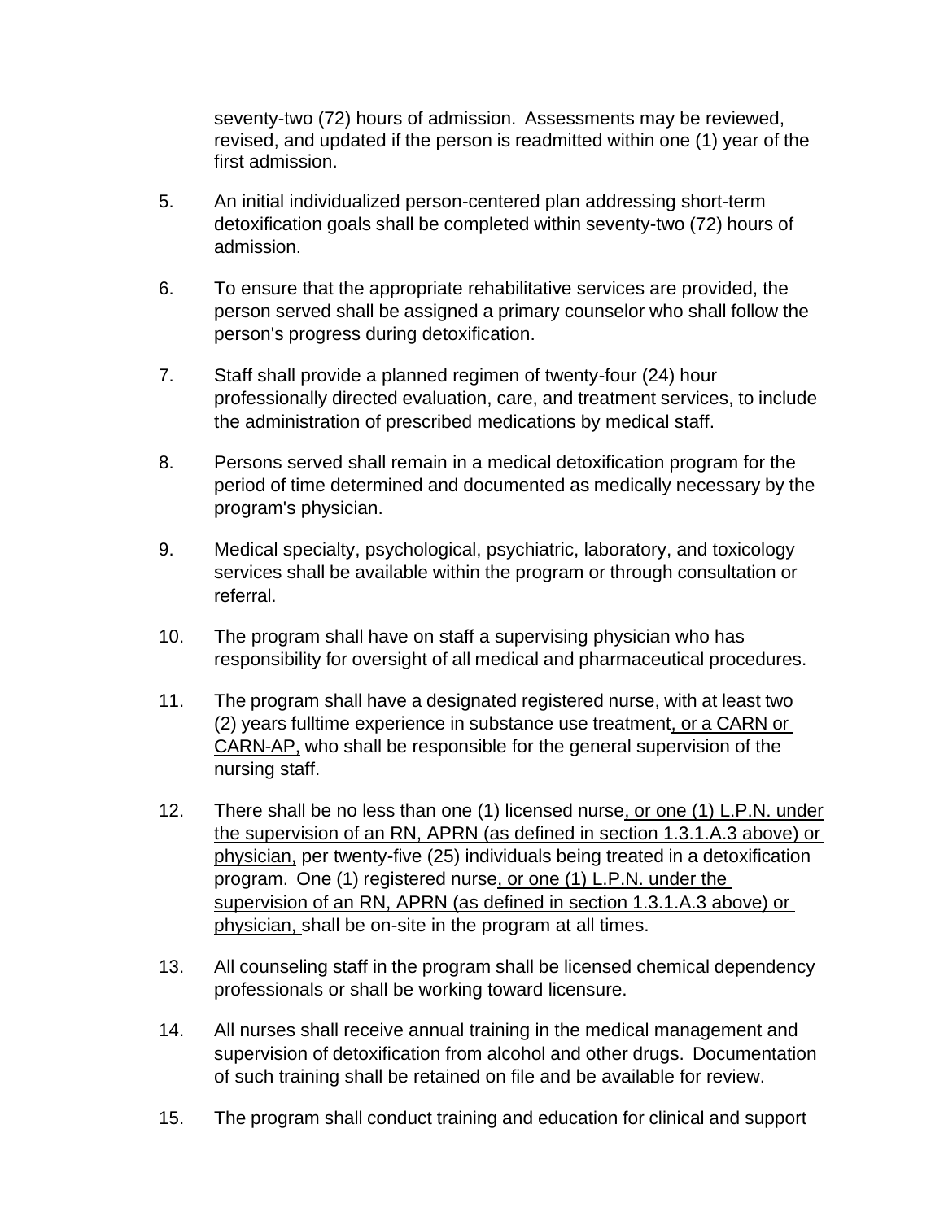seventy-two (72) hours of admission. Assessments may be reviewed, revised, and updated if the person is readmitted within one (1) year of the first admission.

5. An initial individualized person-centered plan addressing short-term detoxification goals shall be completed within seventy-two (72) hours of admission.

6. To ensure that the appropriate rehabilitative services are provided, the person served shall be assigned a primary counselor who shall follow the person's progress during detoxification.

7. Staff shall provide a planned regimen of twenty-four (24) hour professionally directed evaluation, care, and treatment services, to include the administration of prescribed medications by medical staff.

8. Persons served shall remain in a medical detoxification program for the period of time determined and documented as medically necessary by the program's physician.

9. Medical specialty, psychological, psychiatric, laboratory, and toxicology services shall be available within the program or through consultation or referral.

10. The program shall have on staff a supervising physician who has responsibility for oversight of all medical and pharmaceutical procedures.

11. The program shall have a designated registered nurse, with at least two (2) years fulltime experience in substance use treatment<u>, or a CARN or CARN-AP,</u> who shall be responsible for the general supervision of the nursing staff.

12. There shall be no less than one (1) licensed nurse<u>, or one (1) L.P.N. under the supervision of an RN, APRN (as defined in section 1.3.1.A.3 above) or physician,</u> per twenty-five (25) individuals being treated in a detoxification program. One (1) registered nurse<u>, or one (1) L.P.N. under the supervision of an RN, APRN (as defined in section 1.3.1.A.3 above) or physician,</u> shall be on-site in the program at all times.

13. All counseling staff in the program shall be licensed chemical dependency professionals or shall be working toward licensure.

14. All nurses shall receive annual training in the medical management and supervision of detoxification from alcohol and other drugs. Documentation of such training shall be retained on file and be available for review.

15. The program shall conduct training and education for clinical and support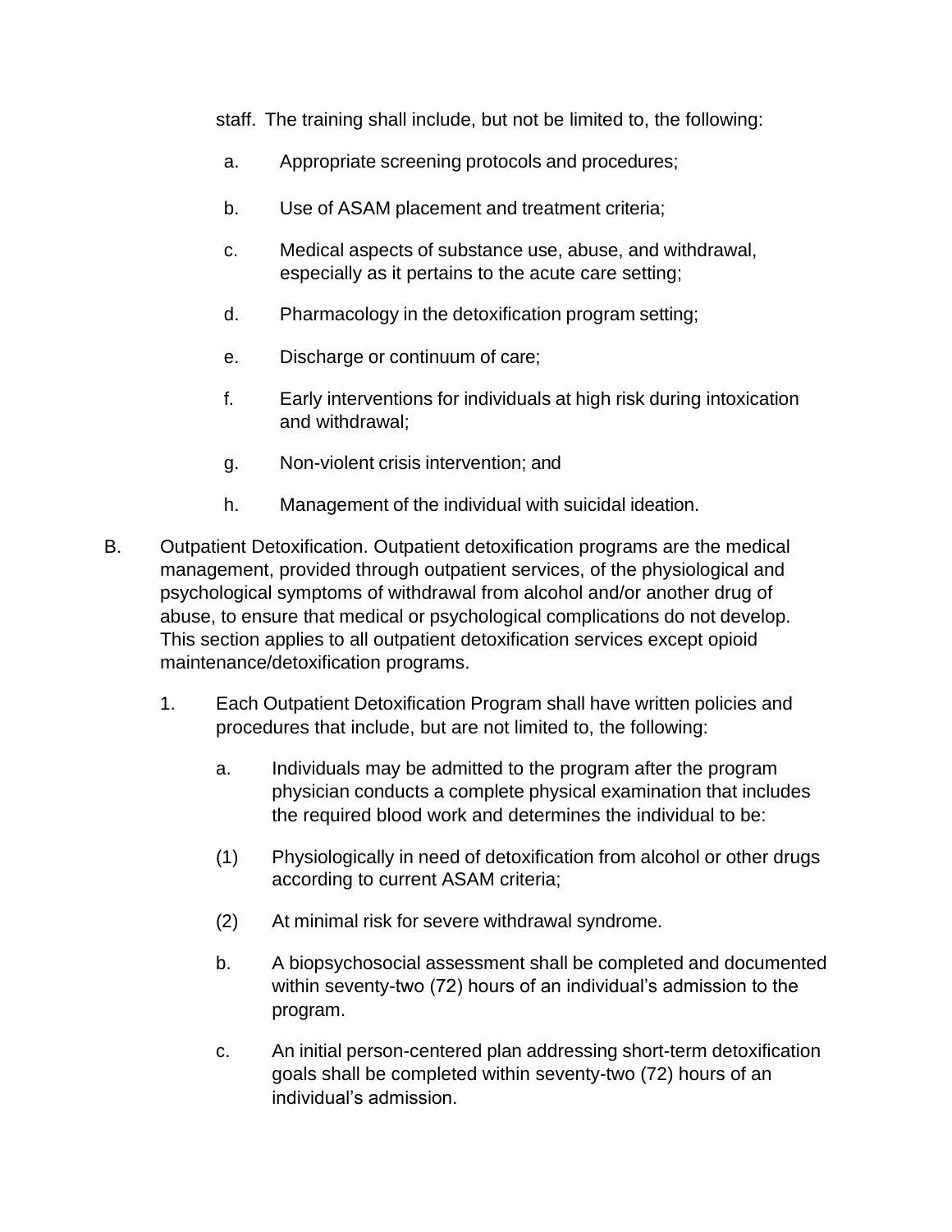staff. The training shall include, but not be limited to, the following:

a. Appropriate screening protocols and procedures;

b. Use of ASAM placement and treatment criteria;

c. Medical aspects of substance use, abuse, and withdrawal, especially as it pertains to the acute care setting;

d. Pharmacology in the detoxification program setting;

e. Discharge or continuum of care;

f. Early interventions for individuals at high risk during intoxication and withdrawal;

g. Non-violent crisis intervention; and

h. Management of the individual with suicidal ideation.

B. Outpatient Detoxification. Outpatient detoxification programs are the medical management, provided through outpatient services, of the physiological and psychological symptoms of withdrawal from alcohol and/or another drug of abuse, to ensure that medical or psychological complications do not develop. This section applies to all outpatient detoxification services except opioid maintenance/detoxification programs.

1. Each Outpatient Detoxification Program shall have written policies and procedures that include, but are not limited to, the following:

a. Individuals may be admitted to the program after the program physician conducts a complete physical examination that includes the required blood work and determines the individual to be:

(1) Physiologically in need of detoxification from alcohol or other drugs according to current ASAM criteria;

(2) At minimal risk for severe withdrawal syndrome.

b. A biopsychosocial assessment shall be completed and documented within seventy-two (72) hours of an individual's admission to the program.

c. An initial person-centered plan addressing short-term detoxification goals shall be completed within seventy-two (72) hours of an individual's admission.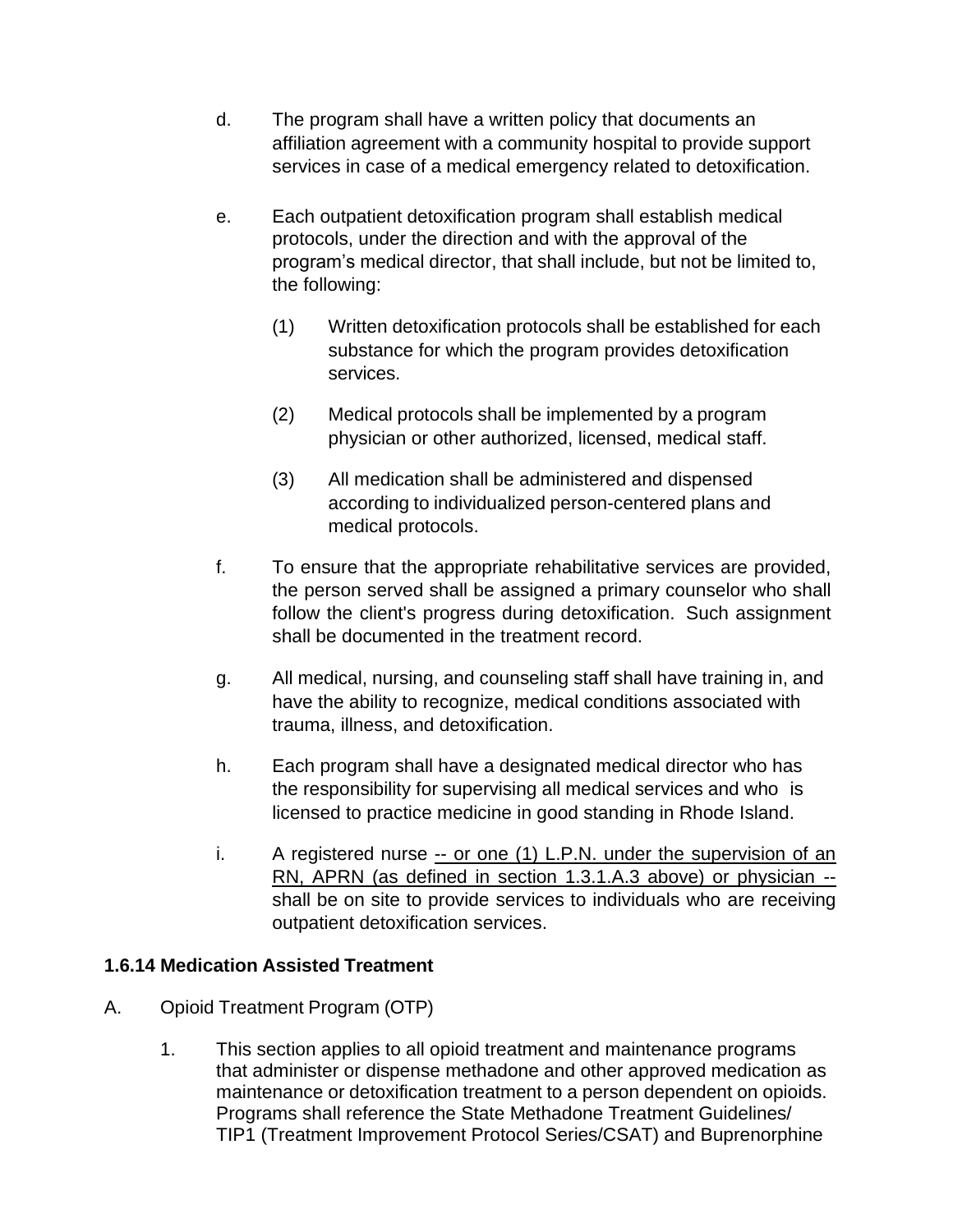d. The program shall have a written policy that documents an affiliation agreement with a community hospital to provide support services in case of a medical emergency related to detoxification.

e. Each outpatient detoxification program shall establish medical protocols, under the direction and with the approval of the program's medical director, that shall include, but not be limited to, the following:

   (1) Written detoxification protocols shall be established for each substance for which the program provides detoxification services.

   (2) Medical protocols shall be implemented by a program physician or other authorized, licensed, medical staff.

   (3) All medication shall be administered and dispensed according to individualized person-centered plans and medical protocols.

f. To ensure that the appropriate rehabilitative services are provided, the person served shall be assigned a primary counselor who shall follow the client's progress during detoxification. Such assignment shall be documented in the treatment record.

g. All medical, nursing, and counseling staff shall have training in, and have the ability to recognize, medical conditions associated with trauma, illness, and detoxification.

h. Each program shall have a designated medical director who has the responsibility for supervising all medical services and who is licensed to practice medicine in good standing in Rhode Island.

i. A registered nurse -- or one (1) L.P.N. under the supervision of an RN, APRN (as defined in section 1.3.1.A.3 above) or physician -- shall be on site to provide services to individuals who are receiving outpatient detoxification services.

### 1.6.14 Medication Assisted Treatment

A. Opioid Treatment Program (OTP)

1. This section applies to all opioid treatment and maintenance programs that administer or dispense methadone and other approved medication as maintenance or detoxification treatment to a person dependent on opioids. Programs shall reference the State Methadone Treatment Guidelines/ TIP1 (Treatment Improvement Protocol Series/CSAT) and Buprenorphine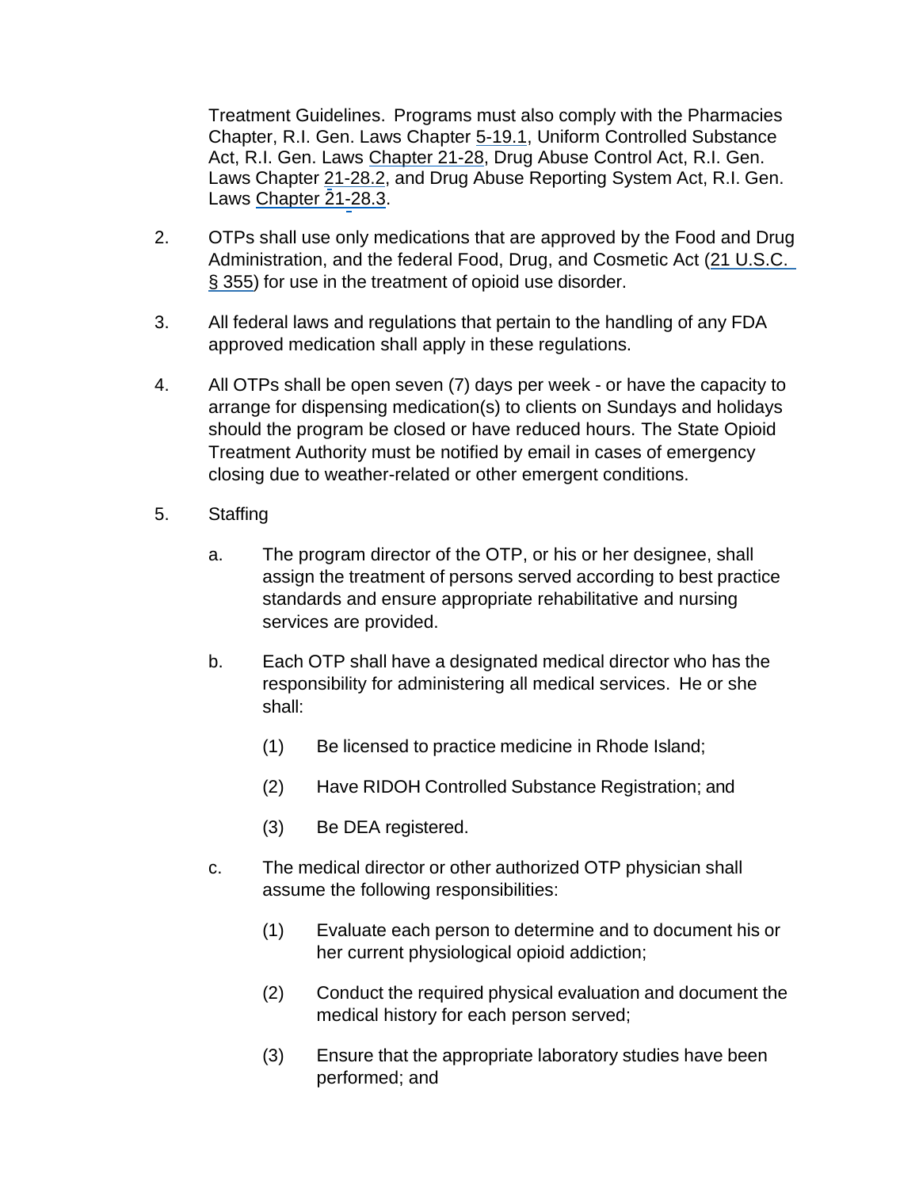Treatment Guidelines. Programs must also comply with the Pharmacies Chapter, R.I. Gen. Laws Chapter 5-19.1, Uniform Controlled Substance Act, R.I. Gen. Laws Chapter 21-28, Drug Abuse Control Act, R.I. Gen. Laws Chapter 21-28.2, and Drug Abuse Reporting System Act, R.I. Gen. Laws Chapter 21-28.3.

2. OTPs shall use only medications that are approved by the Food and Drug Administration, and the federal Food, Drug, and Cosmetic Act (21 U.S.C. § 355) for use in the treatment of opioid use disorder.

3. All federal laws and regulations that pertain to the handling of any FDA approved medication shall apply in these regulations.

4. All OTPs shall be open seven (7) days per week - or have the capacity to arrange for dispensing medication(s) to clients on Sundays and holidays should the program be closed or have reduced hours. The State Opioid Treatment Authority must be notified by email in cases of emergency closing due to weather-related or other emergent conditions.

5. Staffing

   a. The program director of the OTP, or his or her designee, shall assign the treatment of persons served according to best practice standards and ensure appropriate rehabilitative and nursing services are provided.

   b. Each OTP shall have a designated medical director who has the responsibility for administering all medical services. He or she shall:

      (1) Be licensed to practice medicine in Rhode Island;

      (2) Have RIDOH Controlled Substance Registration; and

      (3) Be DEA registered.

   c. The medical director or other authorized OTP physician shall assume the following responsibilities:

      (1) Evaluate each person to determine and to document his or her current physiological opioid addiction;

      (2) Conduct the required physical evaluation and document the medical history for each person served;

      (3) Ensure that the appropriate laboratory studies have been performed; and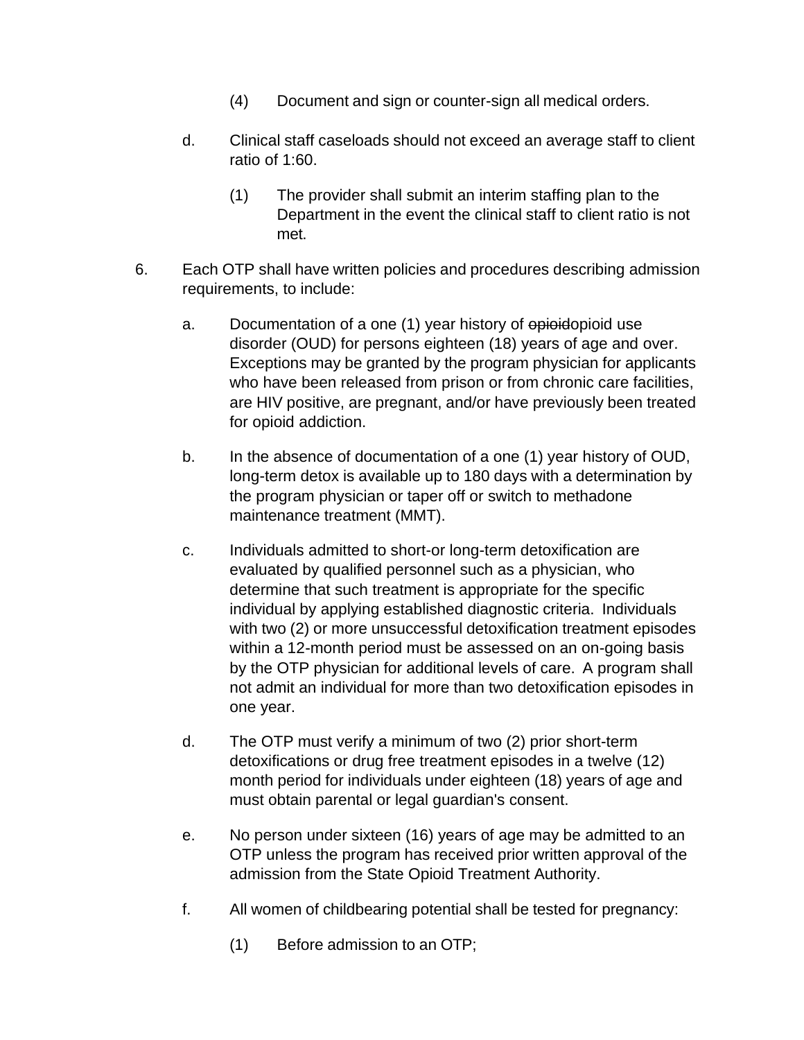(4) Document and sign or counter-sign all medical orders.

d. Clinical staff caseloads should not exceed an average staff to client ratio of 1:60.

(1) The provider shall submit an interim staffing plan to the Department in the event the clinical staff to client ratio is not met.

6. Each OTP shall have written policies and procedures describing admission requirements, to include:

a. Documentation of a one (1) year history of ~~opioid~~opioid use disorder (OUD) for persons eighteen (18) years of age and over. Exceptions may be granted by the program physician for applicants who have been released from prison or from chronic care facilities, are HIV positive, are pregnant, and/or have previously been treated for opioid addiction.

b. In the absence of documentation of a one (1) year history of OUD, long-term detox is available up to 180 days with a determination by the program physician or taper off or switch to methadone maintenance treatment (MMT).

c. Individuals admitted to short-or long-term detoxification are evaluated by qualified personnel such as a physician, who determine that such treatment is appropriate for the specific individual by applying established diagnostic criteria. Individuals with two (2) or more unsuccessful detoxification treatment episodes within a 12-month period must be assessed on an on-going basis by the OTP physician for additional levels of care. A program shall not admit an individual for more than two detoxification episodes in one year.

d. The OTP must verify a minimum of two (2) prior short-term detoxifications or drug free treatment episodes in a twelve (12) month period for individuals under eighteen (18) years of age and must obtain parental or legal guardian's consent.

e. No person under sixteen (16) years of age may be admitted to an OTP unless the program has received prior written approval of the admission from the State Opioid Treatment Authority.

f. All women of childbearing potential shall be tested for pregnancy:

(1) Before admission to an OTP;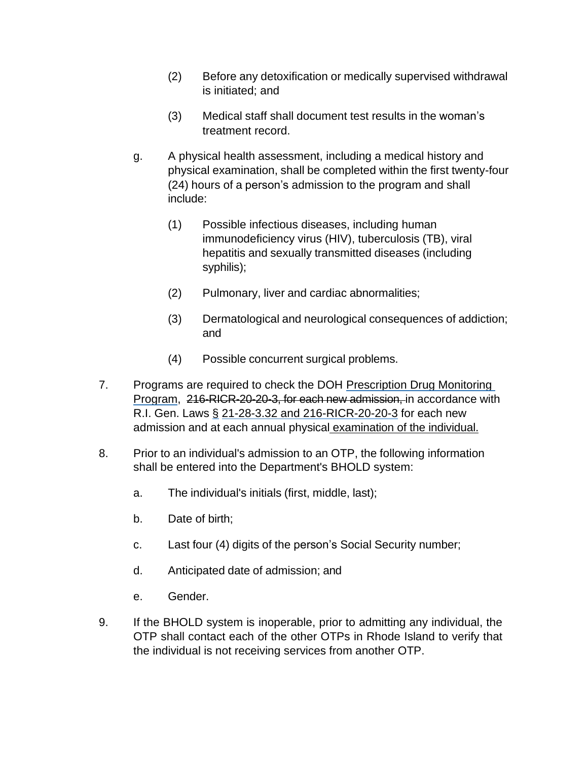(2) Before any detoxification or medically supervised withdrawal is initiated; and

(3) Medical staff shall document test results in the woman's treatment record.

g. A physical health assessment, including a medical history and physical examination, shall be completed within the first twenty-four (24) hours of a person's admission to the program and shall include:

(1) Possible infectious diseases, including human immunodeficiency virus (HIV), tuberculosis (TB), viral hepatitis and sexually transmitted diseases (including syphilis);

(2) Pulmonary, liver and cardiac abnormalities;

(3) Dermatological and neurological consequences of addiction; and

(4) Possible concurrent surgical problems.

7. Programs are required to check the DOH Prescription Drug Monitoring Program, ~~216-RICR-20-20-3, for each new admission,~~ in accordance with R.I. Gen. Laws § 21-28-3.32 and 216-RICR-20-20-3 for each new admission and at each annual physical examination of the individual.

8. Prior to an individual's admission to an OTP, the following information shall be entered into the Department's BHOLD system:

a. The individual's initials (first, middle, last);

b. Date of birth;

c. Last four (4) digits of the person's Social Security number;

d. Anticipated date of admission; and

e. Gender.

9. If the BHOLD system is inoperable, prior to admitting any individual, the OTP shall contact each of the other OTPs in Rhode Island to verify that the individual is not receiving services from another OTP.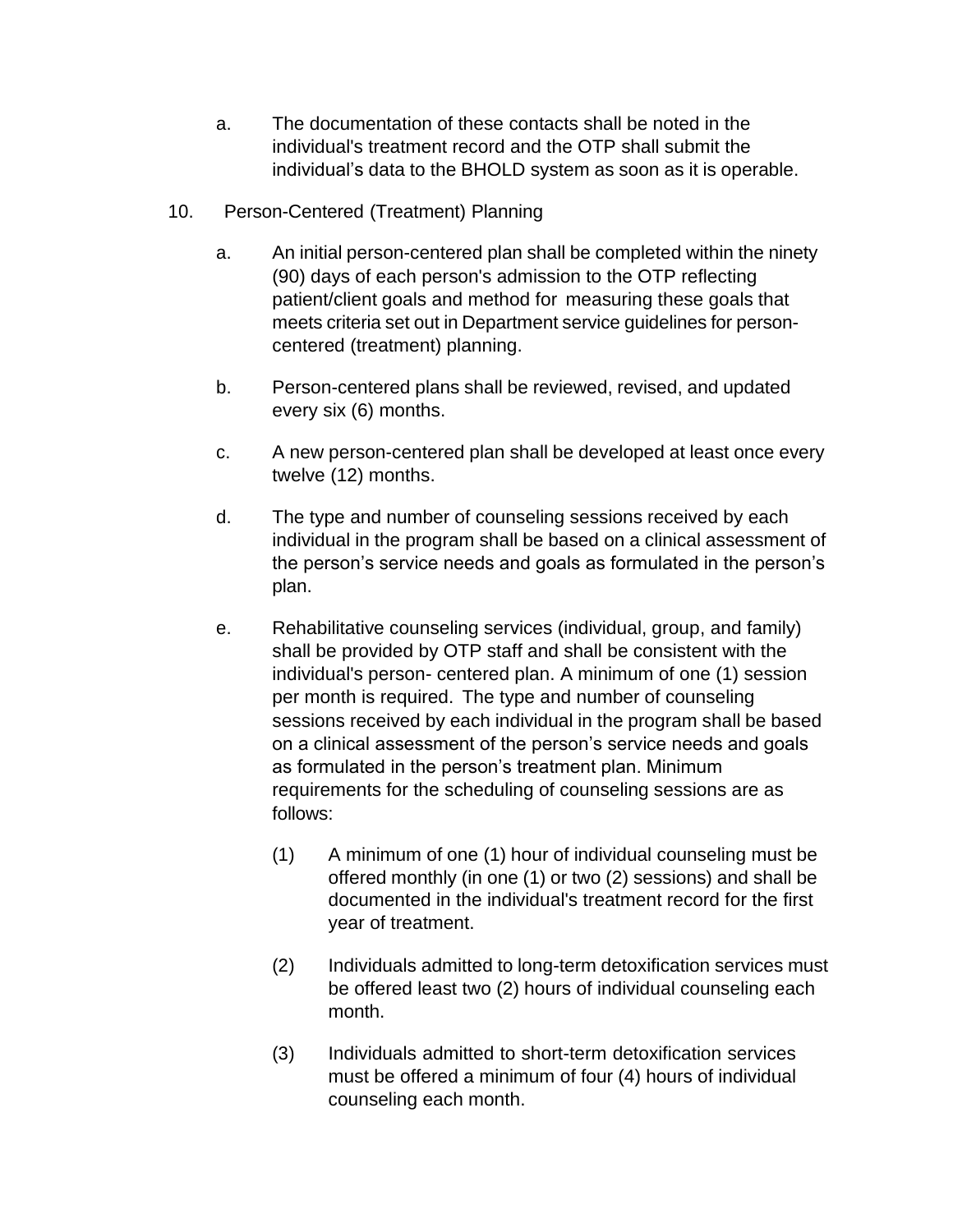a. The documentation of these contacts shall be noted in the individual's treatment record and the OTP shall submit the individual's data to the BHOLD system as soon as it is operable.

10. Person-Centered (Treatment) Planning

a. An initial person-centered plan shall be completed within the ninety (90) days of each person's admission to the OTP reflecting patient/client goals and method for measuring these goals that meets criteria set out in Department service guidelines for person-centered (treatment) planning.

b. Person-centered plans shall be reviewed, revised, and updated every six (6) months.

c. A new person-centered plan shall be developed at least once every twelve (12) months.

d. The type and number of counseling sessions received by each individual in the program shall be based on a clinical assessment of the person's service needs and goals as formulated in the person's plan.

e. Rehabilitative counseling services (individual, group, and family) shall be provided by OTP staff and shall be consistent with the individual's person- centered plan. A minimum of one (1) session per month is required. The type and number of counseling sessions received by each individual in the program shall be based on a clinical assessment of the person's service needs and goals as formulated in the person's treatment plan. Minimum requirements for the scheduling of counseling sessions are as follows:

(1) A minimum of one (1) hour of individual counseling must be offered monthly (in one (1) or two (2) sessions) and shall be documented in the individual's treatment record for the first year of treatment.

(2) Individuals admitted to long-term detoxification services must be offered least two (2) hours of individual counseling each month.

(3) Individuals admitted to short-term detoxification services must be offered a minimum of four (4) hours of individual counseling each month.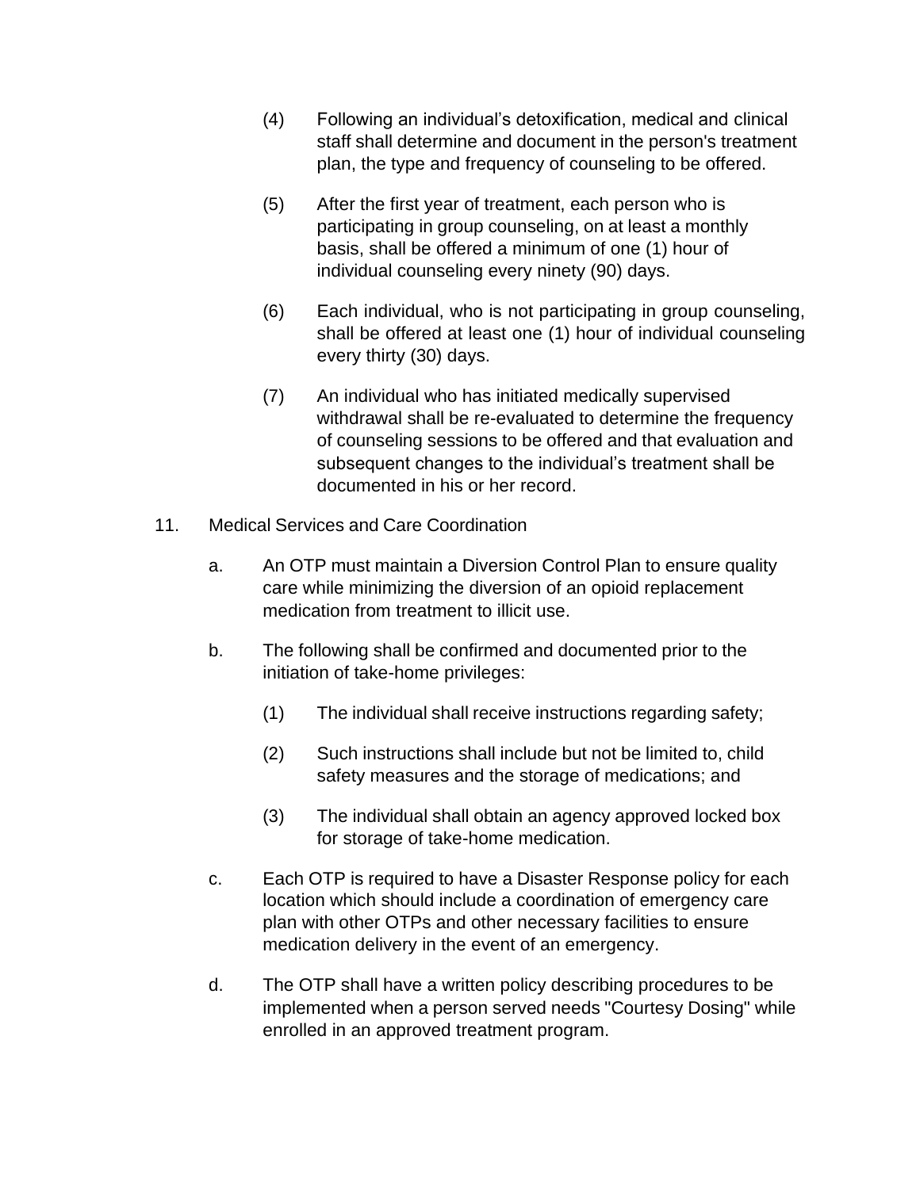(4) Following an individual's detoxification, medical and clinical staff shall determine and document in the person's treatment plan, the type and frequency of counseling to be offered.

(5) After the first year of treatment, each person who is participating in group counseling, on at least a monthly basis, shall be offered a minimum of one (1) hour of individual counseling every ninety (90) days.

(6) Each individual, who is not participating in group counseling, shall be offered at least one (1) hour of individual counseling every thirty (30) days.

(7) An individual who has initiated medically supervised withdrawal shall be re-evaluated to determine the frequency of counseling sessions to be offered and that evaluation and subsequent changes to the individual's treatment shall be documented in his or her record.

11. Medical Services and Care Coordination

a. An OTP must maintain a Diversion Control Plan to ensure quality care while minimizing the diversion of an opioid replacement medication from treatment to illicit use.

b. The following shall be confirmed and documented prior to the initiation of take-home privileges:

(1) The individual shall receive instructions regarding safety;

(2) Such instructions shall include but not be limited to, child safety measures and the storage of medications; and

(3) The individual shall obtain an agency approved locked box for storage of take-home medication.

c. Each OTP is required to have a Disaster Response policy for each location which should include a coordination of emergency care plan with other OTPs and other necessary facilities to ensure medication delivery in the event of an emergency.

d. The OTP shall have a written policy describing procedures to be implemented when a person served needs "Courtesy Dosing" while enrolled in an approved treatment program.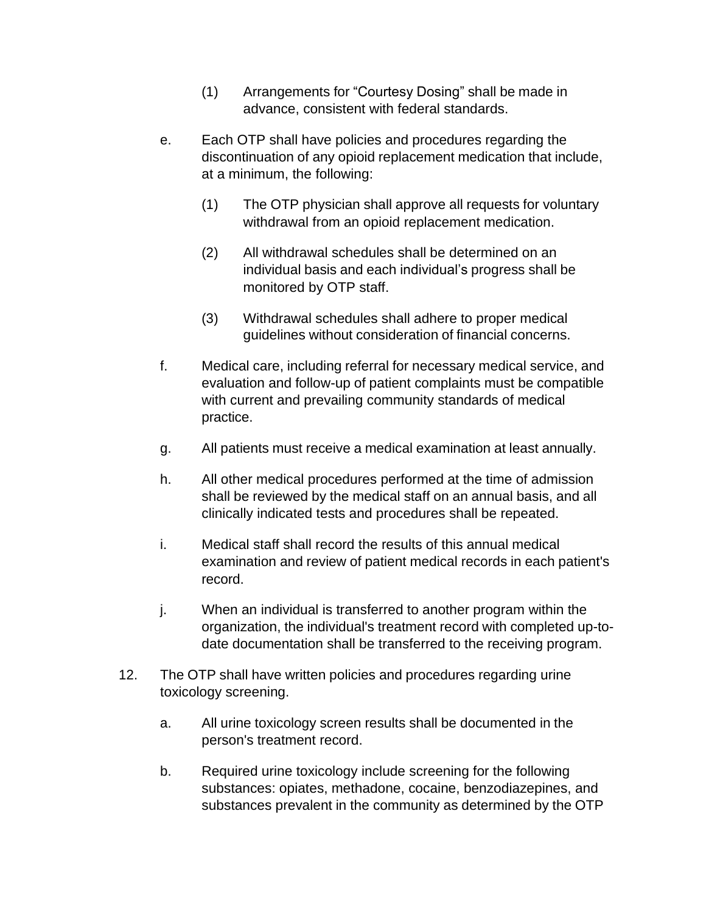(1) Arrangements for “Courtesy Dosing” shall be made in advance, consistent with federal standards.

e. Each OTP shall have policies and procedures regarding the discontinuation of any opioid replacement medication that include, at a minimum, the following:

(1) The OTP physician shall approve all requests for voluntary withdrawal from an opioid replacement medication.

(2) All withdrawal schedules shall be determined on an individual basis and each individual’s progress shall be monitored by OTP staff.

(3) Withdrawal schedules shall adhere to proper medical guidelines without consideration of financial concerns.

f. Medical care, including referral for necessary medical service, and evaluation and follow-up of patient complaints must be compatible with current and prevailing community standards of medical practice.

g. All patients must receive a medical examination at least annually.

h. All other medical procedures performed at the time of admission shall be reviewed by the medical staff on an annual basis, and all clinically indicated tests and procedures shall be repeated.

i. Medical staff shall record the results of this annual medical examination and review of patient medical records in each patient's record.

j. When an individual is transferred to another program within the organization, the individual's treatment record with completed up-to-date documentation shall be transferred to the receiving program.

12. The OTP shall have written policies and procedures regarding urine toxicology screening.

a. All urine toxicology screen results shall be documented in the person's treatment record.

b. Required urine toxicology include screening for the following substances: opiates, methadone, cocaine, benzodiazepines, and substances prevalent in the community as determined by the OTP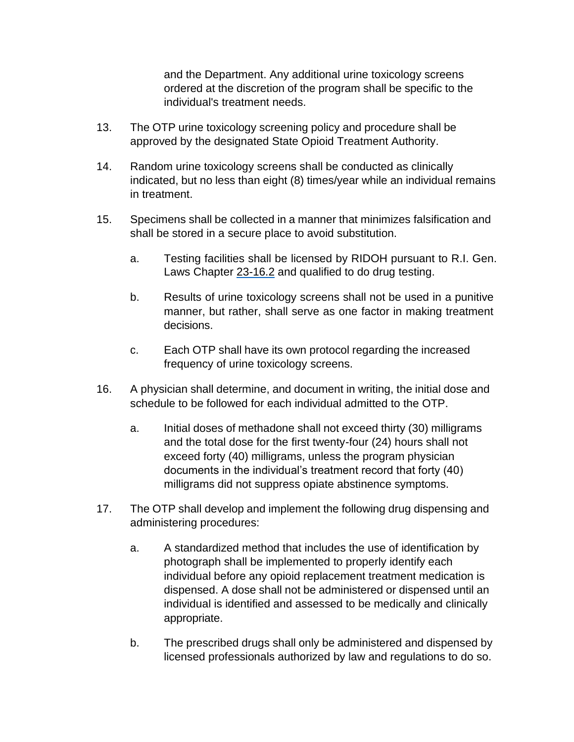and the Department. Any additional urine toxicology screens ordered at the discretion of the program shall be specific to the individual's treatment needs.

13. The OTP urine toxicology screening policy and procedure shall be approved by the designated State Opioid Treatment Authority.

14. Random urine toxicology screens shall be conducted as clinically indicated, but no less than eight (8) times/year while an individual remains in treatment.

15. Specimens shall be collected in a manner that minimizes falsification and shall be stored in a secure place to avoid substitution.

    a. Testing facilities shall be licensed by RIDOH pursuant to R.I. Gen. Laws Chapter 23-16.2 and qualified to do drug testing.

    b. Results of urine toxicology screens shall not be used in a punitive manner, but rather, shall serve as one factor in making treatment decisions.

    c. Each OTP shall have its own protocol regarding the increased frequency of urine toxicology screens.

16. A physician shall determine, and document in writing, the initial dose and schedule to be followed for each individual admitted to the OTP.

    a. Initial doses of methadone shall not exceed thirty (30) milligrams and the total dose for the first twenty-four (24) hours shall not exceed forty (40) milligrams, unless the program physician documents in the individual's treatment record that forty (40) milligrams did not suppress opiate abstinence symptoms.

17. The OTP shall develop and implement the following drug dispensing and administering procedures:

    a. A standardized method that includes the use of identification by photograph shall be implemented to properly identify each individual before any opioid replacement treatment medication is dispensed. A dose shall not be administered or dispensed until an individual is identified and assessed to be medically and clinically appropriate.

    b. The prescribed drugs shall only be administered and dispensed by licensed professionals authorized by law and regulations to do so.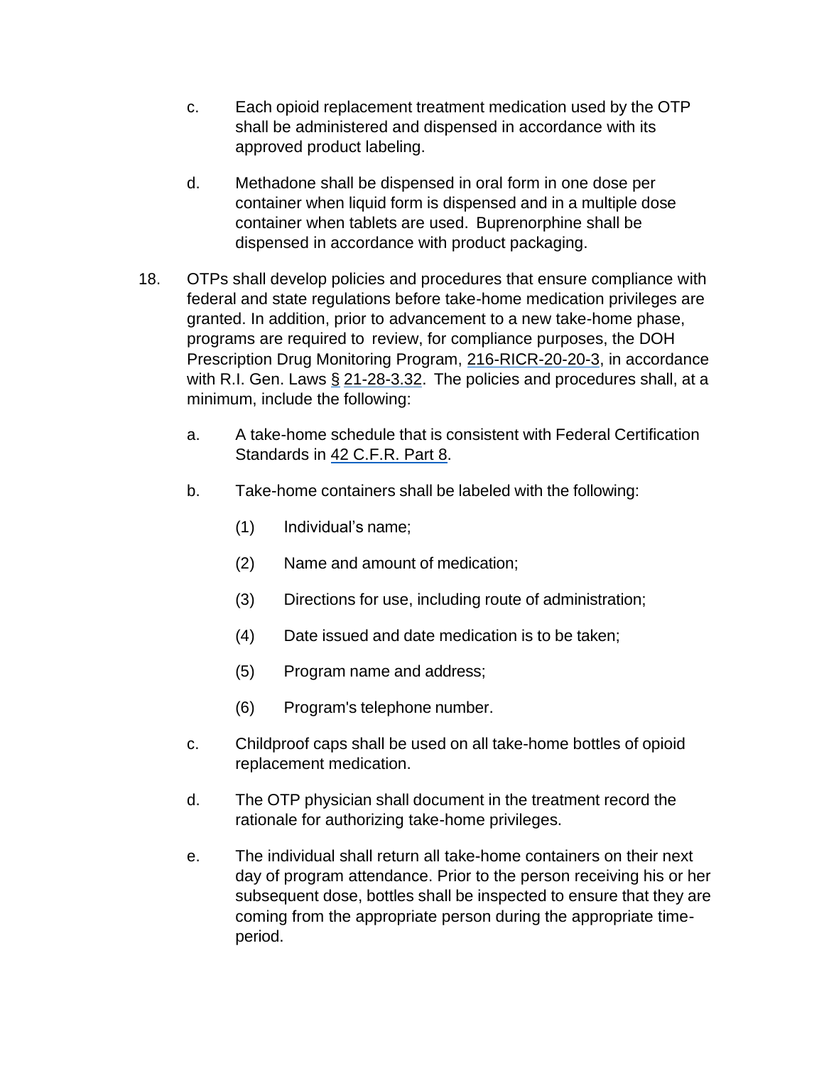c. Each opioid replacement treatment medication used by the OTP shall be administered and dispensed in accordance with its approved product labeling.

d. Methadone shall be dispensed in oral form in one dose per container when liquid form is dispensed and in a multiple dose container when tablets are used. Buprenorphine shall be dispensed in accordance with product packaging.

18. OTPs shall develop policies and procedures that ensure compliance with federal and state regulations before take-home medication privileges are granted. In addition, prior to advancement to a new take-home phase, programs are required to review, for compliance purposes, the DOH Prescription Drug Monitoring Program, 216-RICR-20-20-3, in accordance with R.I. Gen. Laws § 21-28-3.32. The policies and procedures shall, at a minimum, include the following:

    a. A take-home schedule that is consistent with Federal Certification Standards in 42 C.F.R. Part 8.

    b. Take-home containers shall be labeled with the following:

        (1) Individual's name;

        (2) Name and amount of medication;

        (3) Directions for use, including route of administration;

        (4) Date issued and date medication is to be taken;

        (5) Program name and address;

        (6) Program's telephone number.

    c. Childproof caps shall be used on all take-home bottles of opioid replacement medication.

    d. The OTP physician shall document in the treatment record the rationale for authorizing take-home privileges.

    e. The individual shall return all take-home containers on their next day of program attendance. Prior to the person receiving his or her subsequent dose, bottles shall be inspected to ensure that they are coming from the appropriate person during the appropriate time-period.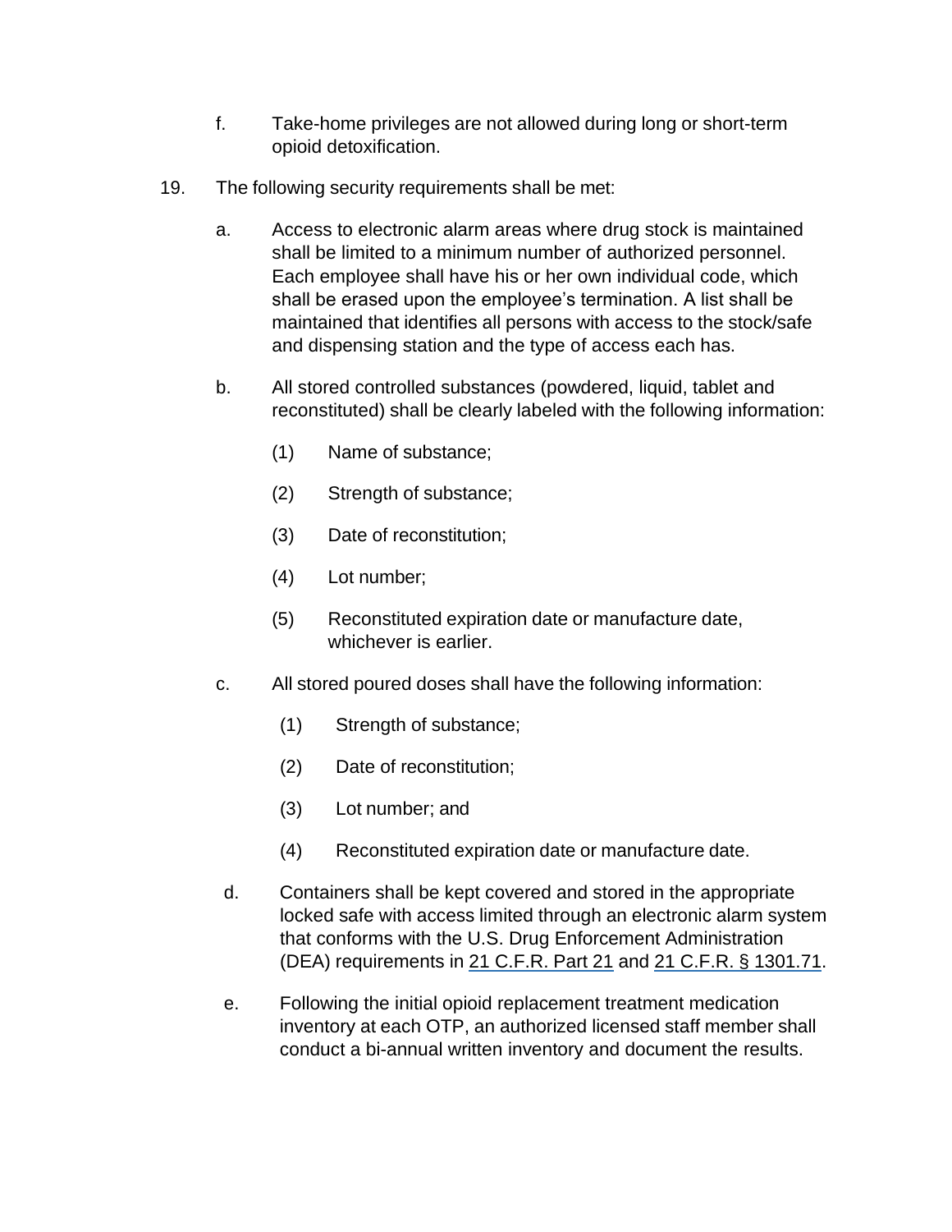f. Take-home privileges are not allowed during long or short-term opioid detoxification.

19. The following security requirements shall be met:

    a. Access to electronic alarm areas where drug stock is maintained shall be limited to a minimum number of authorized personnel. Each employee shall have his or her own individual code, which shall be erased upon the employee's termination. A list shall be maintained that identifies all persons with access to the stock/safe and dispensing station and the type of access each has.

    b. All stored controlled substances (powdered, liquid, tablet and reconstituted) shall be clearly labeled with the following information:

        (1) Name of substance;

        (2) Strength of substance;

        (3) Date of reconstitution;

        (4) Lot number;

        (5) Reconstituted expiration date or manufacture date, whichever is earlier.

    c. All stored poured doses shall have the following information:

        (1) Strength of substance;

        (2) Date of reconstitution;

        (3) Lot number; and

        (4) Reconstituted expiration date or manufacture date.

    d. Containers shall be kept covered and stored in the appropriate locked safe with access limited through an electronic alarm system that conforms with the U.S. Drug Enforcement Administration (DEA) requirements in 21 C.F.R. Part 21 and 21 C.F.R. § 1301.71.

    e. Following the initial opioid replacement treatment medication inventory at each OTP, an authorized licensed staff member shall conduct a bi-annual written inventory and document the results.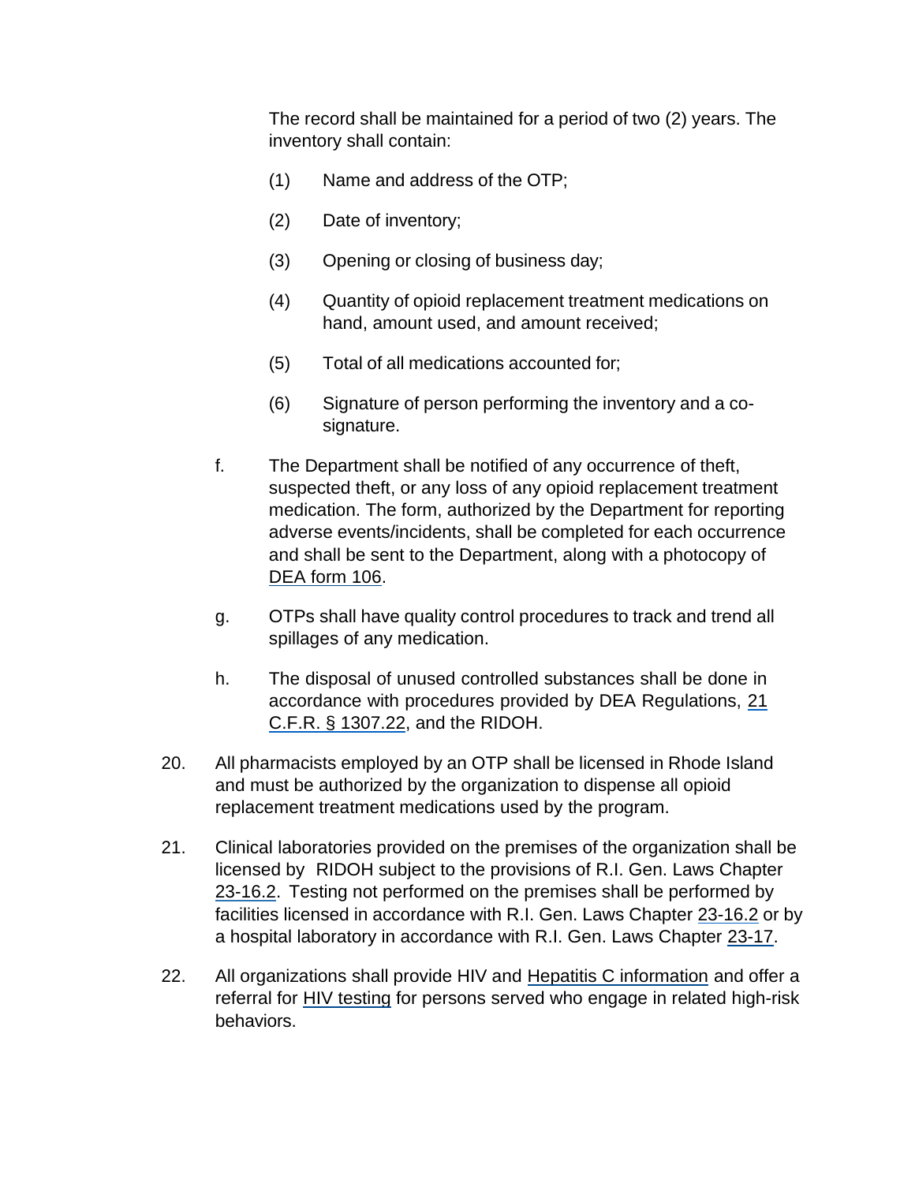The record shall be maintained for a period of two (2) years. The inventory shall contain:

(1) Name and address of the OTP;

(2) Date of inventory;

(3) Opening or closing of business day;

(4) Quantity of opioid replacement treatment medications on hand, amount used, and amount received;

(5) Total of all medications accounted for;

(6) Signature of person performing the inventory and a co-signature.

f. The Department shall be notified of any occurrence of theft, suspected theft, or any loss of any opioid replacement treatment medication. The form, authorized by the Department for reporting adverse events/incidents, shall be completed for each occurrence and shall be sent to the Department, along with a photocopy of DEA form 106.

g. OTPs shall have quality control procedures to track and trend all spillages of any medication.

h. The disposal of unused controlled substances shall be done in accordance with procedures provided by DEA Regulations, 21 C.F.R. § 1307.22, and the RIDOH.

20. All pharmacists employed by an OTP shall be licensed in Rhode Island and must be authorized by the organization to dispense all opioid replacement treatment medications used by the program.

21. Clinical laboratories provided on the premises of the organization shall be licensed by RIDOH subject to the provisions of R.I. Gen. Laws Chapter 23-16.2. Testing not performed on the premises shall be performed by facilities licensed in accordance with R.I. Gen. Laws Chapter 23-16.2 or by a hospital laboratory in accordance with R.I. Gen. Laws Chapter 23-17.

22. All organizations shall provide HIV and Hepatitis C information and offer a referral for HIV testing for persons served who engage in related high-risk behaviors.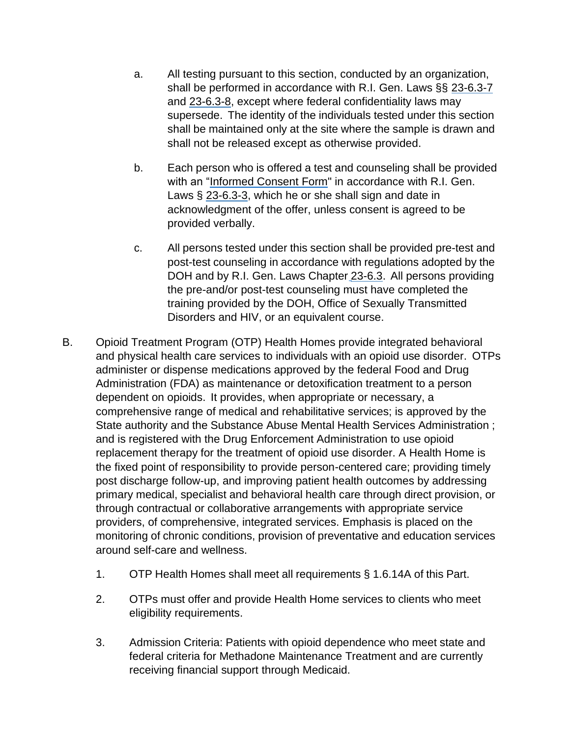a. All testing pursuant to this section, conducted by an organization, shall be performed in accordance with R.I. Gen. Laws §§ 23-6.3-7 and 23-6.3-8, except where federal confidentiality laws may supersede. The identity of the individuals tested under this section shall be maintained only at the site where the sample is drawn and shall not be released except as otherwise provided.

b. Each person who is offered a test and counseling shall be provided with an "Informed Consent Form" in accordance with R.I. Gen. Laws § 23-6.3-3, which he or she shall sign and date in acknowledgment of the offer, unless consent is agreed to be provided verbally.

c. All persons tested under this section shall be provided pre-test and post-test counseling in accordance with regulations adopted by the DOH and by R.I. Gen. Laws Chapter 23-6.3. All persons providing the pre-and/or post-test counseling must have completed the training provided by the DOH, Office of Sexually Transmitted Disorders and HIV, or an equivalent course.

B. Opioid Treatment Program (OTP) Health Homes provide integrated behavioral and physical health care services to individuals with an opioid use disorder. OTPs administer or dispense medications approved by the federal Food and Drug Administration (FDA) as maintenance or detoxification treatment to a person dependent on opioids. It provides, when appropriate or necessary, a comprehensive range of medical and rehabilitative services; is approved by the State authority and the Substance Abuse Mental Health Services Administration ; and is registered with the Drug Enforcement Administration to use opioid replacement therapy for the treatment of opioid use disorder. A Health Home is the fixed point of responsibility to provide person-centered care; providing timely post discharge follow-up, and improving patient health outcomes by addressing primary medical, specialist and behavioral health care through direct provision, or through contractual or collaborative arrangements with appropriate service providers, of comprehensive, integrated services. Emphasis is placed on the monitoring of chronic conditions, provision of preventative and education services around self-care and wellness.

1. OTP Health Homes shall meet all requirements § 1.6.14A of this Part.

2. OTPs must offer and provide Health Home services to clients who meet eligibility requirements.

3. Admission Criteria: Patients with opioid dependence who meet state and federal criteria for Methadone Maintenance Treatment and are currently receiving financial support through Medicaid.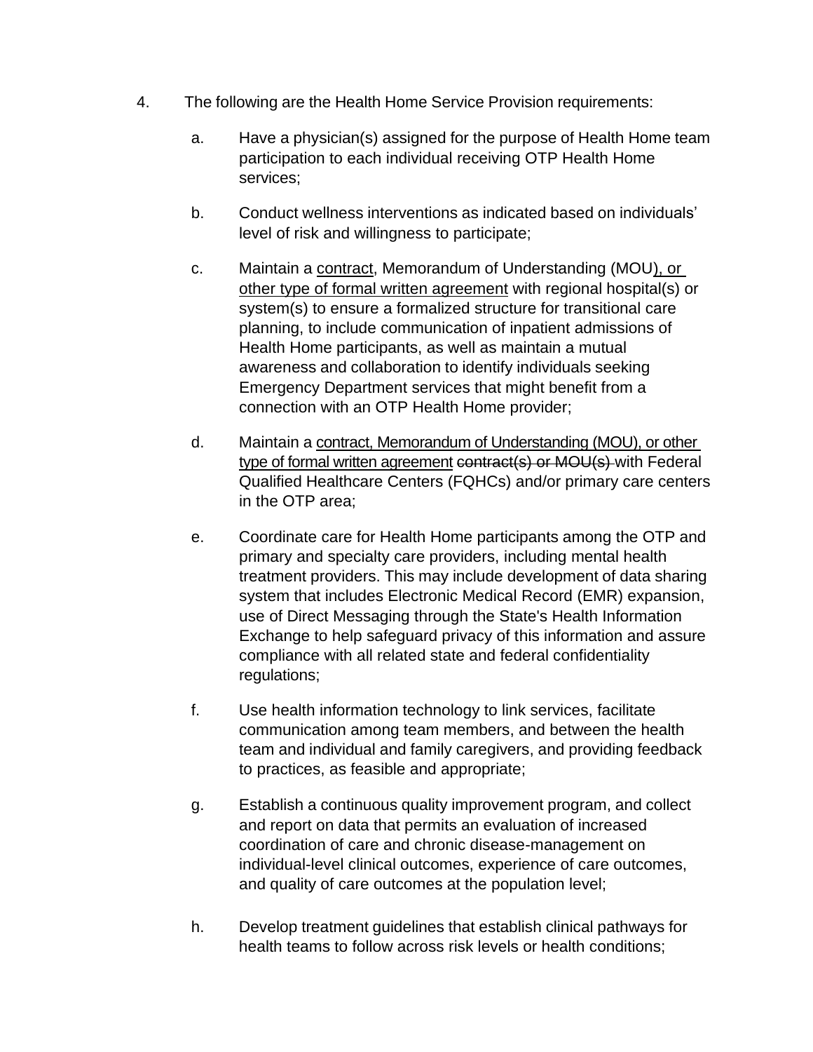4. The following are the Health Home Service Provision requirements:

   a. Have a physician(s) assigned for the purpose of Health Home team participation to each individual receiving OTP Health Home services;

   b. Conduct wellness interventions as indicated based on individuals' level of risk and willingness to participate;

   c. Maintain a <u>contract</u>, Memorandum of Understanding (MOU<u>), or other type of formal written agreement</u> with regional hospital(s) or system(s) to ensure a formalized structure for transitional care planning, to include communication of inpatient admissions of Health Home participants, as well as maintain a mutual awareness and collaboration to identify individuals seeking Emergency Department services that might benefit from a connection with an OTP Health Home provider;

   d. Maintain a <u>contract, Memorandum of Understanding (MOU), or other type of formal written agreement</u> ~~contract(s) or MOU(s)~~ with Federal Qualified Healthcare Centers (FQHCs) and/or primary care centers in the OTP area;

   e. Coordinate care for Health Home participants among the OTP and primary and specialty care providers, including mental health treatment providers. This may include development of data sharing system that includes Electronic Medical Record (EMR) expansion, use of Direct Messaging through the State's Health Information Exchange to help safeguard privacy of this information and assure compliance with all related state and federal confidentiality regulations;

   f. Use health information technology to link services, facilitate communication among team members, and between the health team and individual and family caregivers, and providing feedback to practices, as feasible and appropriate;

   g. Establish a continuous quality improvement program, and collect and report on data that permits an evaluation of increased coordination of care and chronic disease-management on individual-level clinical outcomes, experience of care outcomes, and quality of care outcomes at the population level;

   h. Develop treatment guidelines that establish clinical pathways for health teams to follow across risk levels or health conditions;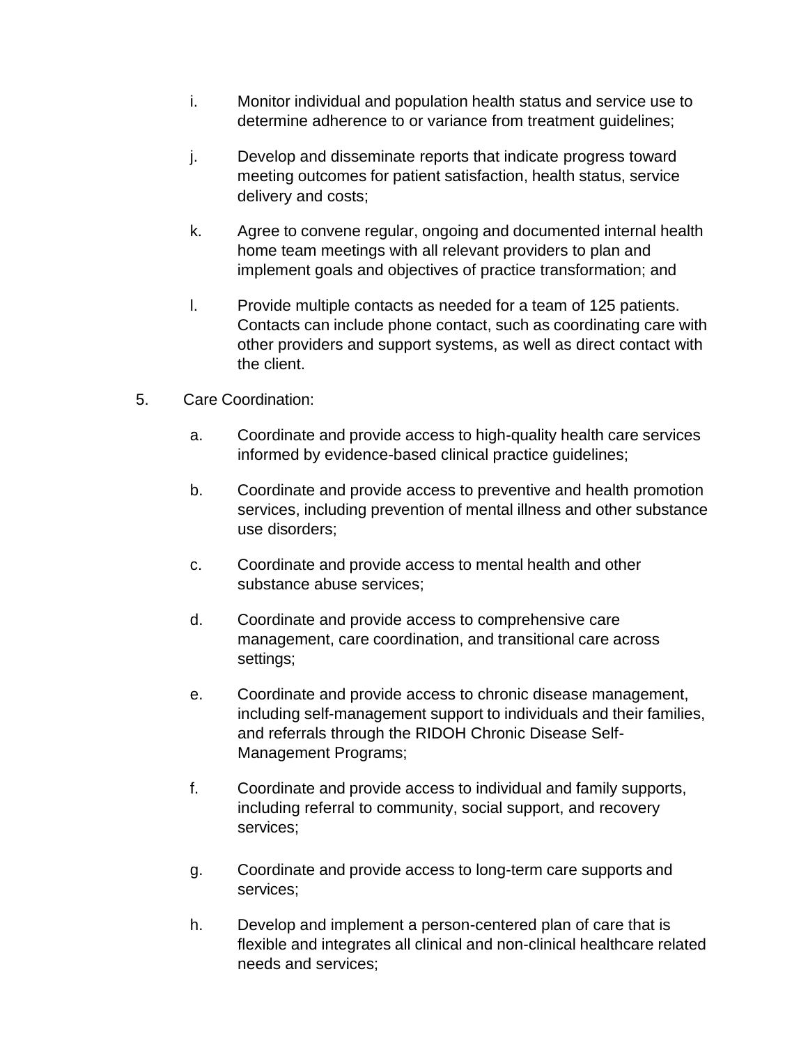i. Monitor individual and population health status and service use to determine adherence to or variance from treatment guidelines;

j. Develop and disseminate reports that indicate progress toward meeting outcomes for patient satisfaction, health status, service delivery and costs;

k. Agree to convene regular, ongoing and documented internal health home team meetings with all relevant providers to plan and implement goals and objectives of practice transformation; and

l. Provide multiple contacts as needed for a team of 125 patients. Contacts can include phone contact, such as coordinating care with other providers and support systems, as well as direct contact with the client.

5. Care Coordination:

   a. Coordinate and provide access to high-quality health care services informed by evidence-based clinical practice guidelines;

   b. Coordinate and provide access to preventive and health promotion services, including prevention of mental illness and other substance use disorders;

   c. Coordinate and provide access to mental health and other substance abuse services;

   d. Coordinate and provide access to comprehensive care management, care coordination, and transitional care across settings;

   e. Coordinate and provide access to chronic disease management, including self-management support to individuals and their families, and referrals through the RIDOH Chronic Disease Self-Management Programs;

   f. Coordinate and provide access to individual and family supports, including referral to community, social support, and recovery services;

   g. Coordinate and provide access to long-term care supports and services;

   h. Develop and implement a person-centered plan of care that is flexible and integrates all clinical and non-clinical healthcare related needs and services;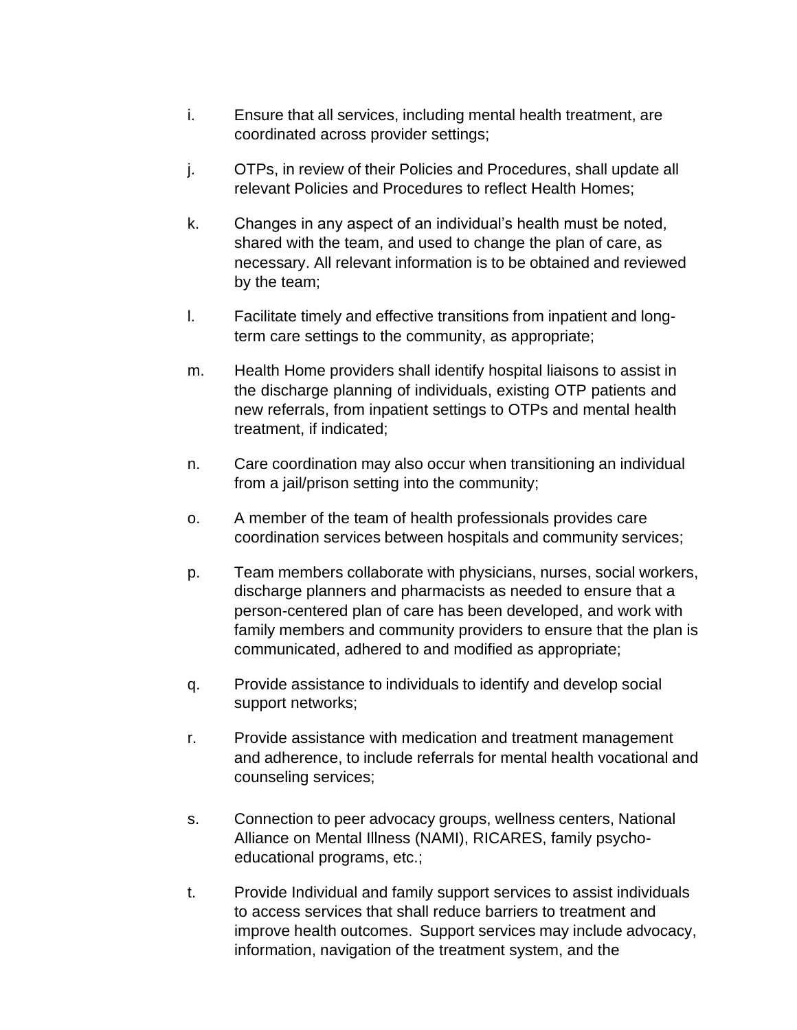i. Ensure that all services, including mental health treatment, are coordinated across provider settings;

j. OTPs, in review of their Policies and Procedures, shall update all relevant Policies and Procedures to reflect Health Homes;

k. Changes in any aspect of an individual's health must be noted, shared with the team, and used to change the plan of care, as necessary. All relevant information is to be obtained and reviewed by the team;

l. Facilitate timely and effective transitions from inpatient and long-term care settings to the community, as appropriate;

m. Health Home providers shall identify hospital liaisons to assist in the discharge planning of individuals, existing OTP patients and new referrals, from inpatient settings to OTPs and mental health treatment, if indicated;

n. Care coordination may also occur when transitioning an individual from a jail/prison setting into the community;

o. A member of the team of health professionals provides care coordination services between hospitals and community services;

p. Team members collaborate with physicians, nurses, social workers, discharge planners and pharmacists as needed to ensure that a person-centered plan of care has been developed, and work with family members and community providers to ensure that the plan is communicated, adhered to and modified as appropriate;

q. Provide assistance to individuals to identify and develop social support networks;

r. Provide assistance with medication and treatment management and adherence, to include referrals for mental health vocational and counseling services;

s. Connection to peer advocacy groups, wellness centers, National Alliance on Mental Illness (NAMI), RICARES, family psycho-educational programs, etc.;

t. Provide Individual and family support services to assist individuals to access services that shall reduce barriers to treatment and improve health outcomes. Support services may include advocacy, information, navigation of the treatment system, and the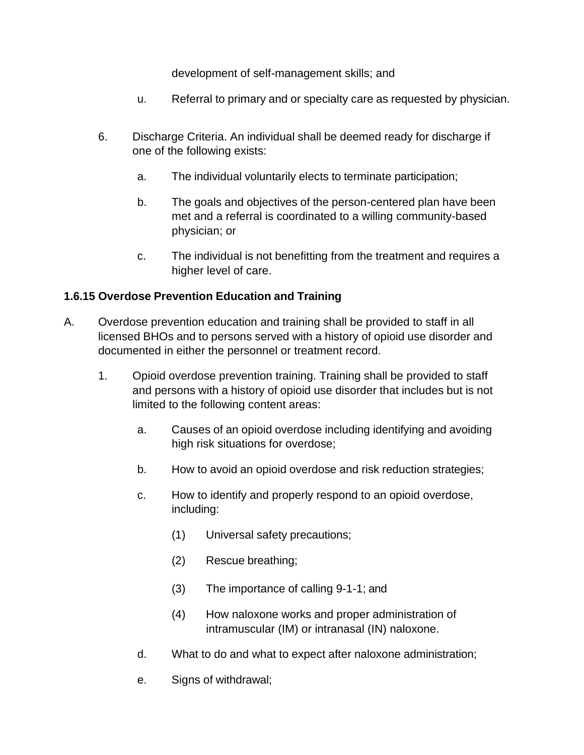development of self-management skills; and

u. Referral to primary and or specialty care as requested by physician.

6. Discharge Criteria. An individual shall be deemed ready for discharge if one of the following exists:

   a. The individual voluntarily elects to terminate participation;

   b. The goals and objectives of the person-centered plan have been met and a referral is coordinated to a willing community-based physician; or

   c. The individual is not benefitting from the treatment and requires a higher level of care.

**1.6.15 Overdose Prevention Education and Training**

A. Overdose prevention education and training shall be provided to staff in all licensed BHOs and to persons served with a history of opioid use disorder and documented in either the personnel or treatment record.

   1. Opioid overdose prevention training. Training shall be provided to staff and persons with a history of opioid use disorder that includes but is not limited to the following content areas:

      a. Causes of an opioid overdose including identifying and avoiding high risk situations for overdose;

      b. How to avoid an opioid overdose and risk reduction strategies;

      c. How to identify and properly respond to an opioid overdose, including:

         (1) Universal safety precautions;

         (2) Rescue breathing;

         (3) The importance of calling 9-1-1; and

         (4) How naloxone works and proper administration of intramuscular (IM) or intranasal (IN) naloxone.

      d. What to do and what to expect after naloxone administration;

      e. Signs of withdrawal;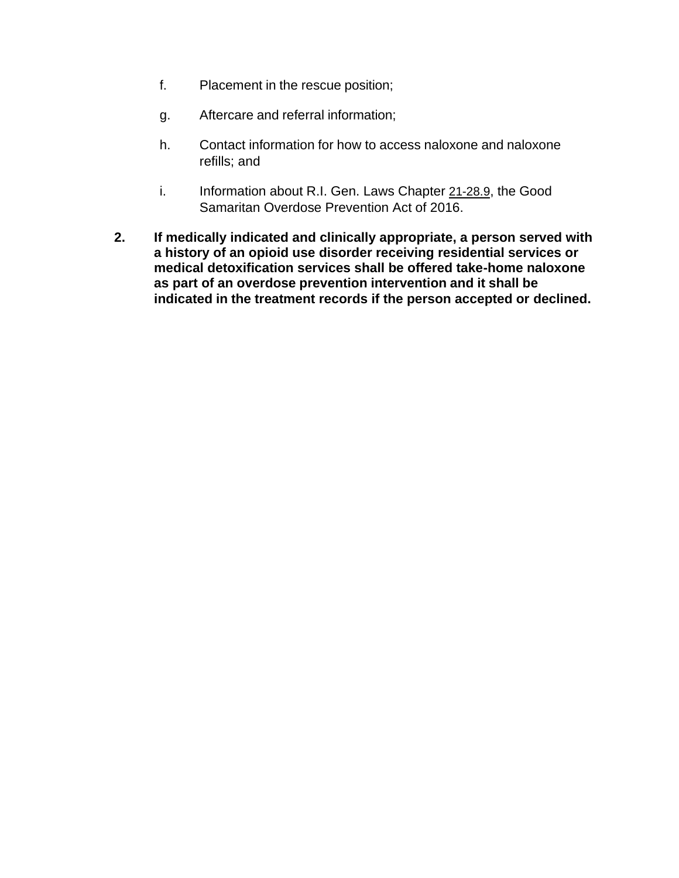f. Placement in the rescue position;

g. Aftercare and referral information;

h. Contact information for how to access naloxone and naloxone refills; and

i. Information about R.I. Gen. Laws Chapter 21-28.9, the Good Samaritan Overdose Prevention Act of 2016.

**2. If medically indicated and clinically appropriate, a person served with a history of an opioid use disorder receiving residential services or medical detoxification services shall be offered take-home naloxone as part of an overdose prevention intervention and it shall be indicated in the treatment records if the person accepted or declined.**